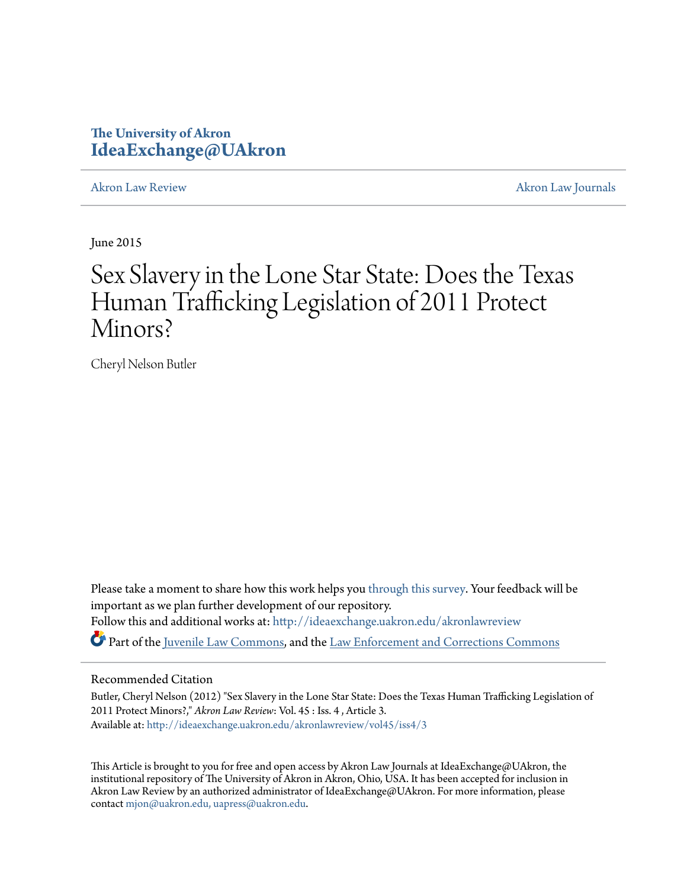The University of Akron
**IdeaExchange@UAkron**

Akron Law Review | Akron Law Journals

June 2015

# Sex Slavery in the Lone Star State: Does the Texas Human Trafficking Legislation of 2011 Protect Minors?

Cheryl Nelson Butler

Please take a moment to share how this work helps you through this survey. Your feedback will be important as we plan further development of our repository.

Follow this and additional works at: http://ideaexchange.uakron.edu/akronlawreview

Part of the Juvenile Law Commons, and the Law Enforcement and Corrections Commons

## Recommended Citation

Butler, Cheryl Nelson (2012) "Sex Slavery in the Lone Star State: Does the Texas Human Trafficking Legislation of 2011 Protect Minors?," *Akron Law Review*: Vol. 45 : Iss. 4 , Article 3.
Available at: http://ideaexchange.uakron.edu/akronlawreview/vol45/iss4/3

This Article is brought to you for free and open access by Akron Law Journals at IdeaExchange@UAkron, the institutional repository of The University of Akron in Akron, Ohio, USA. It has been accepted for inclusion in Akron Law Review by an authorized administrator of IdeaExchange@UAkron. For more information, please contact mjon@uakron.edu, uapress@uakron.edu.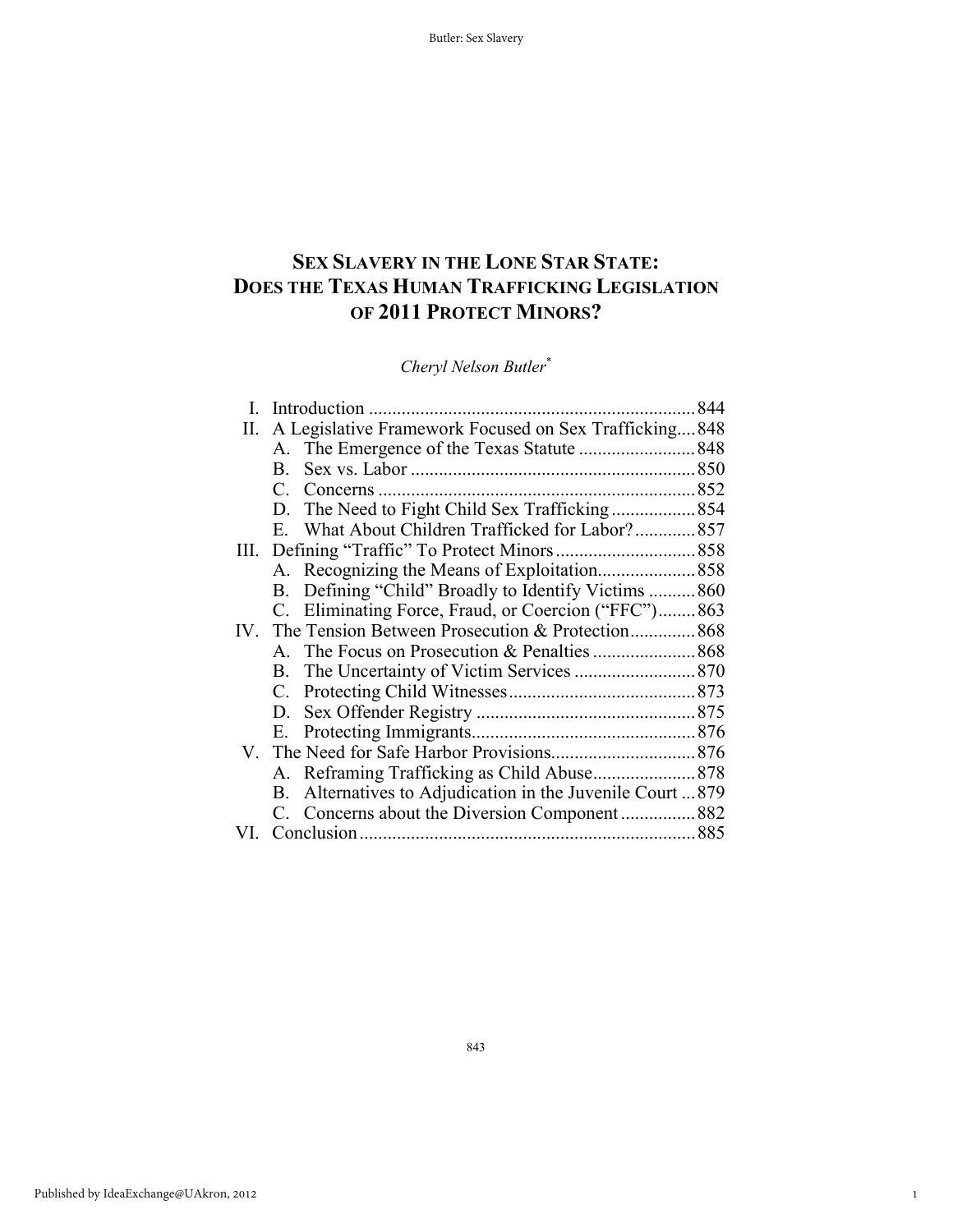# SEX SLAVERY IN THE LONE STAR STATE: DOES THE TEXAS HUMAN TRAFFICKING LEGISLATION OF 2011 PROTECT MINORS?

*Cheryl Nelson Butler*[*]

| | | |
|---|---|---|
| I. | Introduction | 844 |
| II. | A Legislative Framework Focused on Sex Trafficking | 848 |
| | A. The Emergence of the Texas Statute | 848 |
| | B. Sex vs. Labor | 850 |
| | C. Concerns | 852 |
| | D. The Need to Fight Child Sex Trafficking | 854 |
| | E. What About Children Trafficked for Labor? | 857 |
| III. | Defining "Traffic" To Protect Minors | 858 |
| | A. Recognizing the Means of Exploitation | 858 |
| | B. Defining "Child" Broadly to Identify Victims | 860 |
| | C. Eliminating Force, Fraud, or Coercion ("FFC") | 863 |
| IV. | The Tension Between Prosecution & Protection | 868 |
| | A. The Focus on Prosecution & Penalties | 868 |
| | B. The Uncertainty of Victim Services | 870 |
| | C. Protecting Child Witnesses | 873 |
| | D. Sex Offender Registry | 875 |
| | E. Protecting Immigrants | 876 |
| V. | The Need for Safe Harbor Provisions | 876 |
| | A. Reframing Trafficking as Child Abuse | 878 |
| | B. Alternatives to Adjudication in the Juvenile Court | 879 |
| | C. Concerns about the Diversion Component | 882 |
| VI. | Conclusion | 885 |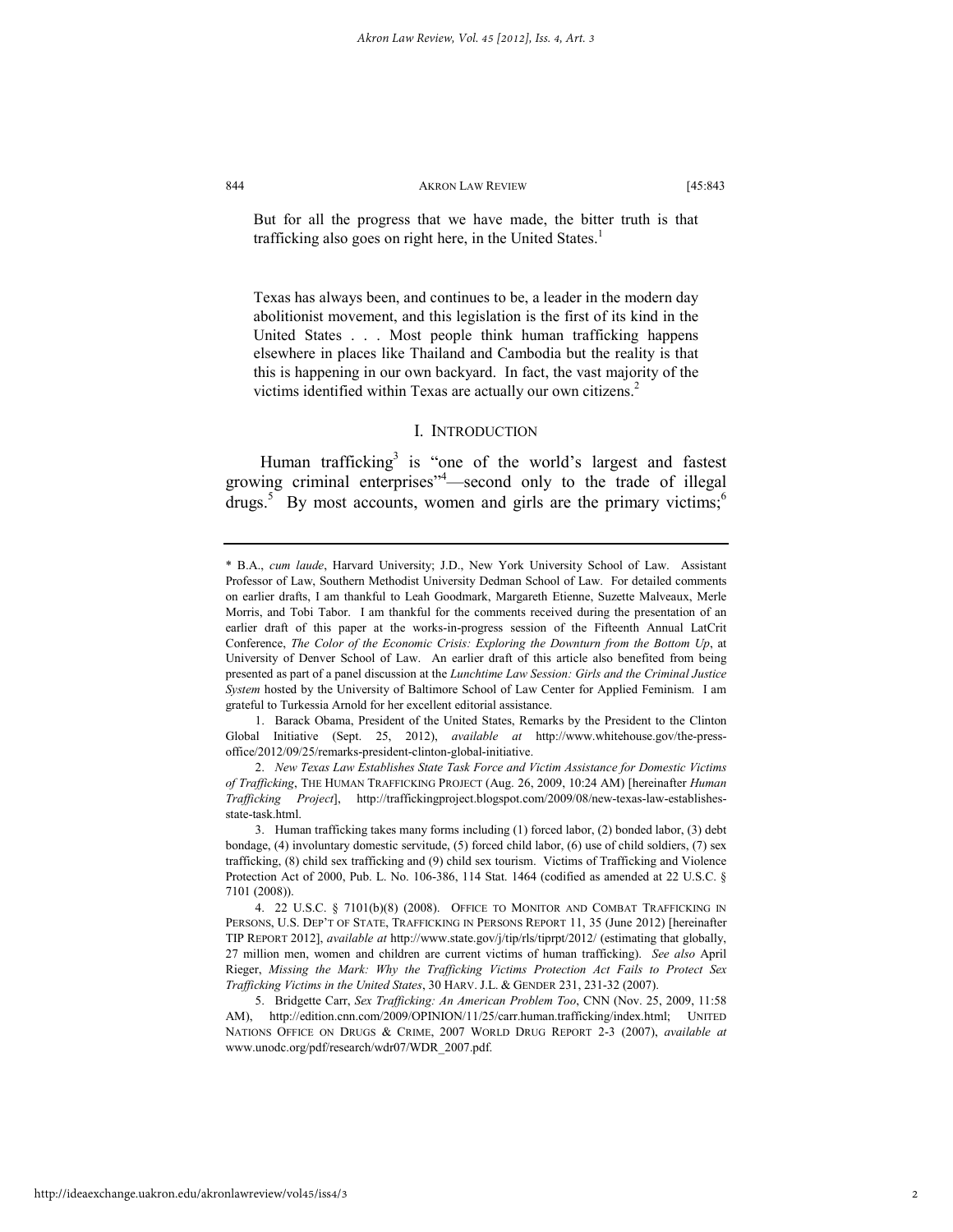But for all the progress that we have made, the bitter truth is that trafficking also goes on right here, in the United States.[1]

Texas has always been, and continues to be, a leader in the modern day abolitionist movement, and this legislation is the first of its kind in the United States . . . Most people think human trafficking happens elsewhere in places like Thailand and Cambodia but the reality is that this is happening in our own backyard. In fact, the vast majority of the victims identified within Texas are actually our own citizens.[2]

## I. INTRODUCTION

Human trafficking[3] is "one of the world's largest and fastest growing criminal enterprises"[4]—second only to the trade of illegal drugs.[5] By most accounts, women and girls are the primary victims;[6]

---

\* B.A., *cum laude*, Harvard University; J.D., New York University School of Law. Assistant Professor of Law, Southern Methodist University Dedman School of Law. For detailed comments on earlier drafts, I am thankful to Leah Goodmark, Margareth Etienne, Suzette Malveaux, Merle Morris, and Tobi Tabor. I am thankful for the comments received during the presentation of an earlier draft of this paper at the works-in-progress session of the Fifteenth Annual LatCrit Conference, *The Color of the Economic Crisis: Exploring the Downturn from the Bottom Up*, at University of Denver School of Law. An earlier draft of this article also benefited from being presented as part of a panel discussion at the *Lunchtime Law Session: Girls and the Criminal Justice System* hosted by the University of Baltimore School of Law Center for Applied Feminism. I am grateful to Turkessia Arnold for her excellent editorial assistance.

1. Barack Obama, President of the United States, Remarks by the President to the Clinton Global Initiative (Sept. 25, 2012), *available at* http://www.whitehouse.gov/the-press-office/2012/09/25/remarks-president-clinton-global-initiative.

2. *New Texas Law Establishes State Task Force and Victim Assistance for Domestic Victims of Trafficking*, THE HUMAN TRAFFICKING PROJECT (Aug. 26, 2009, 10:24 AM) [hereinafter *Human Trafficking Project*], http://traffickingproject.blogspot.com/2009/08/new-texas-law-establishes-state-task.html.

3. Human trafficking takes many forms including (1) forced labor, (2) bonded labor, (3) debt bondage, (4) involuntary domestic servitude, (5) forced child labor, (6) use of child soldiers, (7) sex trafficking, (8) child sex trafficking and (9) child sex tourism. Victims of Trafficking and Violence Protection Act of 2000, Pub. L. No. 106-386, 114 Stat. 1464 (codified as amended at 22 U.S.C. § 7101 (2008)).

4. 22 U.S.C. § 7101(b)(8) (2008). OFFICE TO MONITOR AND COMBAT TRAFFICKING IN PERSONS, U.S. DEP'T OF STATE, TRAFFICKING IN PERSONS REPORT 11, 35 (June 2012) [hereinafter TIP REPORT 2012], *available at* http://www.state.gov/j/tip/rls/tiprpt/2012/ (estimating that globally, 27 million men, women and children are current victims of human trafficking). *See also* April Rieger, *Missing the Mark: Why the Trafficking Victims Protection Act Fails to Protect Sex Trafficking Victims in the United States*, 30 HARV. J.L. & GENDER 231, 231-32 (2007).

5. Bridgette Carr, *Sex Trafficking: An American Problem Too*, CNN (Nov. 25, 2009, 11:58 AM), http://edition.cnn.com/2009/OPINION/11/25/carr.human.trafficking/index.html; UNITED NATIONS OFFICE ON DRUGS & CRIME, 2007 WORLD DRUG REPORT 2-3 (2007), *available at* www.unodc.org/pdf/research/wdr07/WDR_2007.pdf.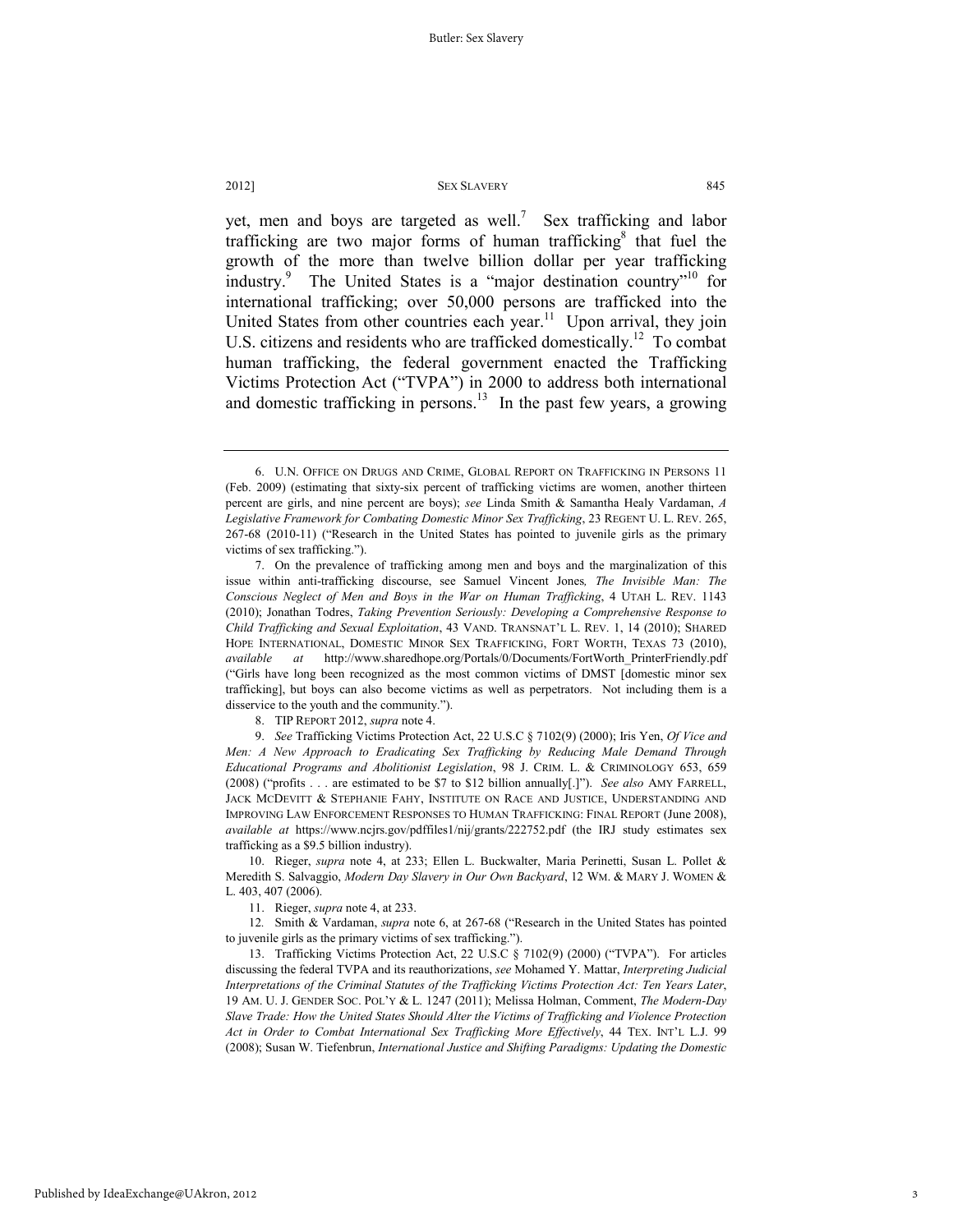yet, men and boys are targeted as well.[7] Sex trafficking and labor trafficking are two major forms of human trafficking[8] that fuel the growth of the more than twelve billion dollar per year trafficking industry.[9] The United States is a "major destination country"[10] for international trafficking; over 50,000 persons are trafficked into the United States from other countries each year.[11] Upon arrival, they join U.S. citizens and residents who are trafficked domestically.[12] To combat human trafficking, the federal government enacted the Trafficking Victims Protection Act ("TVPA") in 2000 to address both international and domestic trafficking in persons.[13] In the past few years, a growing

---

6. U.N. OFFICE ON DRUGS AND CRIME, GLOBAL REPORT ON TRAFFICKING IN PERSONS 11 (Feb. 2009) (estimating that sixty-six percent of trafficking victims are women, another thirteen percent are girls, and nine percent are boys); *see* Linda Smith & Samantha Healy Vardaman, *A Legislative Framework for Combating Domestic Minor Sex Trafficking*, 23 REGENT U. L. REV. 265, 267-68 (2010-11) ("Research in the United States has pointed to juvenile girls as the primary victims of sex trafficking.").

7. On the prevalence of trafficking among men and boys and the marginalization of this issue within anti-trafficking discourse, see Samuel Vincent Jones*, The Invisible Man: The Conscious Neglect of Men and Boys in the War on Human Trafficking*, 4 UTAH L. REV. 1143 (2010); Jonathan Todres, *Taking Prevention Seriously: Developing a Comprehensive Response to Child Trafficking and Sexual Exploitation*, 43 VAND. TRANSNAT'L L. REV. 1, 14 (2010); SHARED HOPE INTERNATIONAL, DOMESTIC MINOR SEX TRAFFICKING, FORT WORTH, TEXAS 73 (2010), *available at* http://www.sharedhope.org/Portals/0/Documents/FortWorth_PrinterFriendly.pdf ("Girls have long been recognized as the most common victims of DMST [domestic minor sex trafficking], but boys can also become victims as well as perpetrators. Not including them is a disservice to the youth and the community.").

8. TIP REPORT 2012, *supra* note 4.

9. *See* Trafficking Victims Protection Act, 22 U.S.C § 7102(9) (2000); Iris Yen, *Of Vice and Men: A New Approach to Eradicating Sex Trafficking by Reducing Male Demand Through Educational Programs and Abolitionist Legislation*, 98 J. CRIM. L. & CRIMINOLOGY 653, 659 (2008) ("profits . . . are estimated to be $7 to $12 billion annually[.]"). *See also* AMY FARRELL, JACK MCDEVITT & STEPHANIE FAHY, INSTITUTE ON RACE AND JUSTICE, UNDERSTANDING AND IMPROVING LAW ENFORCEMENT RESPONSES TO HUMAN TRAFFICKING: FINAL REPORT (June 2008), *available at* https://www.ncjrs.gov/pdffiles1/nij/grants/222752.pdf (the IRJ study estimates sex trafficking as a $9.5 billion industry).

10. Rieger, *supra* note 4, at 233; Ellen L. Buckwalter, Maria Perinetti, Susan L. Pollet & Meredith S. Salvaggio, *Modern Day Slavery in Our Own Backyard*, 12 WM. & MARY J. WOMEN & L. 403, 407 (2006).

11. Rieger, *supra* note 4, at 233.

12. Smith & Vardaman, *supra* note 6, at 267-68 ("Research in the United States has pointed to juvenile girls as the primary victims of sex trafficking.").

13. Trafficking Victims Protection Act, 22 U.S.C § 7102(9) (2000) ("TVPA"). For articles discussing the federal TVPA and its reauthorizations, *see* Mohamed Y. Mattar, *Interpreting Judicial Interpretations of the Criminal Statutes of the Trafficking Victims Protection Act: Ten Years Later*, 19 AM. U. J. GENDER SOC. POL'Y & L. 1247 (2011); Melissa Holman, Comment, *The Modern-Day Slave Trade: How the United States Should Alter the Victims of Trafficking and Violence Protection Act in Order to Combat International Sex Trafficking More Effectively*, 44 TEX. INT'L L.J. 99 (2008); Susan W. Tiefenbrun, *International Justice and Shifting Paradigms: Updating the Domestic*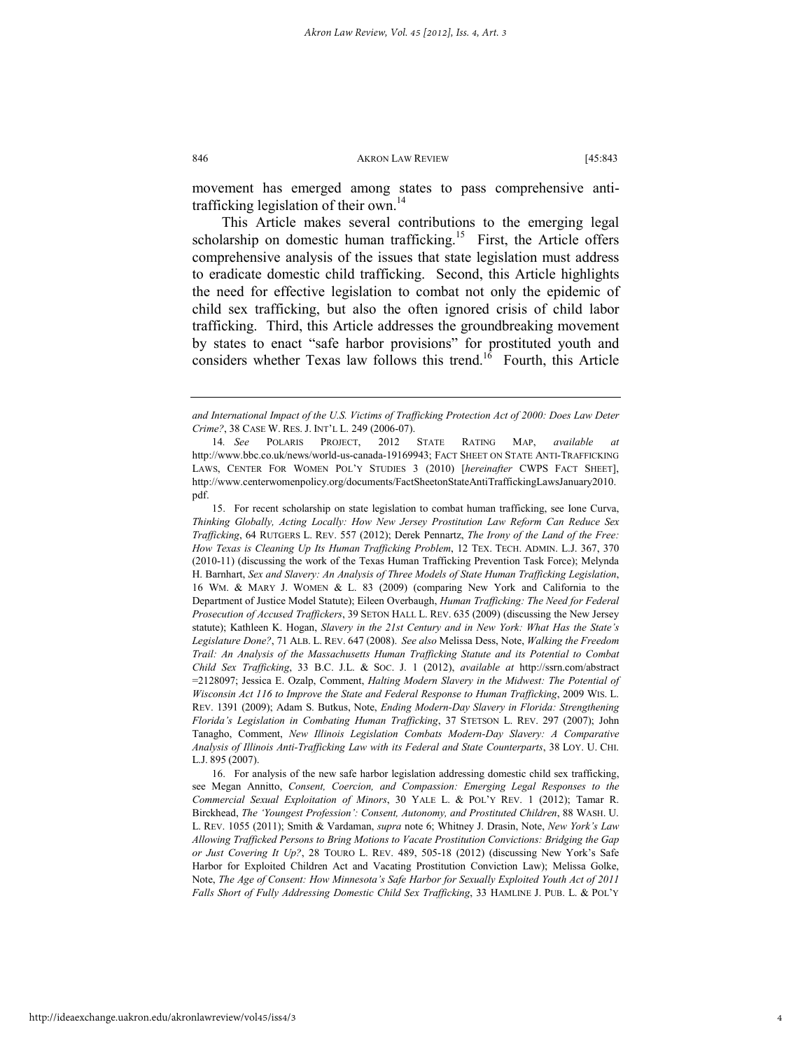movement has emerged among states to pass comprehensive anti-trafficking legislation of their own.[14]

This Article makes several contributions to the emerging legal scholarship on domestic human trafficking.[15] First, the Article offers comprehensive analysis of the issues that state legislation must address to eradicate domestic child trafficking. Second, this Article highlights the need for effective legislation to combat not only the epidemic of child sex trafficking, but also the often ignored crisis of child labor trafficking. Third, this Article addresses the groundbreaking movement by states to enact "safe harbor provisions" for prostituted youth and considers whether Texas law follows this trend.[16] Fourth, this Article

---

*and International Impact of the U.S. Victims of Trafficking Protection Act of 2000: Does Law Deter Crime?*, 38 CASE W. RES. J. INT'L L. 249 (2006-07).

14. *See* POLARIS PROJECT, 2012 STATE RATING MAP, *available at* http://www.bbc.co.uk/news/world-us-canada-19169943; FACT SHEET ON STATE ANTI-TRAFFICKING LAWS, CENTER FOR WOMEN POL'Y STUDIES 3 (2010) [*hereinafter* CWPS FACT SHEET], http://www.centerwomenpolicy.org/documents/FactSheetonStateAntiTraffickingLawsJanuary2010.pdf.

15. For recent scholarship on state legislation to combat human trafficking, see Ione Curva, *Thinking Globally, Acting Locally: How New Jersey Prostitution Law Reform Can Reduce Sex Trafficking*, 64 RUTGERS L. REV. 557 (2012); Derek Pennartz, *The Irony of the Land of the Free: How Texas is Cleaning Up Its Human Trafficking Problem*, 12 TEX. TECH. ADMIN. L.J. 367, 370 (2010-11) (discussing the work of the Texas Human Trafficking Prevention Task Force); Melynda H. Barnhart, *Sex and Slavery: An Analysis of Three Models of State Human Trafficking Legislation*, 16 WM. & MARY J. WOMEN & L. 83 (2009) (comparing New York and California to the Department of Justice Model Statute); Eileen Overbaugh, *Human Trafficking: The Need for Federal Prosecution of Accused Traffickers*, 39 SETON HALL L. REV. 635 (2009) (discussing the New Jersey statute); Kathleen K. Hogan, *Slavery in the 21st Century and in New York: What Has the State's Legislature Done?*, 71 ALB. L. REV. 647 (2008). *See also* Melissa Dess, Note, *Walking the Freedom Trail: An Analysis of the Massachusetts Human Trafficking Statute and its Potential to Combat Child Sex Trafficking*, 33 B.C. J.L. & SOC. J. 1 (2012), *available at* http://ssrn.com/abstract=2128097; Jessica E. Ozalp, Comment, *Halting Modern Slavery in the Midwest: The Potential of Wisconsin Act 116 to Improve the State and Federal Response to Human Trafficking*, 2009 WIS. L. REV. 1391 (2009); Adam S. Butkus, Note, *Ending Modern-Day Slavery in Florida: Strengthening Florida's Legislation in Combating Human Trafficking*, 37 STETSON L. REV. 297 (2007); John Tanagho, Comment, *New Illinois Legislation Combats Modern-Day Slavery: A Comparative Analysis of Illinois Anti-Trafficking Law with its Federal and State Counterparts*, 38 LOY. U. CHI. L.J. 895 (2007).

16. For analysis of the new safe harbor legislation addressing domestic child sex trafficking, see Megan Annitto, *Consent, Coercion, and Compassion: Emerging Legal Responses to the Commercial Sexual Exploitation of Minors*, 30 YALE L. & POL'Y REV. 1 (2012); Tamar R. Birckhead, *The 'Youngest Profession': Consent, Autonomy, and Prostituted Children*, 88 WASH. U. L. REV. 1055 (2011); Smith & Vardaman, *supra* note 6; Whitney J. Drasin, Note, *New York's Law Allowing Trafficked Persons to Bring Motions to Vacate Prostitution Convictions: Bridging the Gap or Just Covering It Up?*, 28 TOURO L. REV. 489, 505-18 (2012) (discussing New York's Safe Harbor for Exploited Children Act and Vacating Prostitution Conviction Law); Melissa Golke, Note, *The Age of Consent: How Minnesota's Safe Harbor for Sexually Exploited Youth Act of 2011 Falls Short of Fully Addressing Domestic Child Sex Trafficking*, 33 HAMLINE J. PUB. L. & POL'Y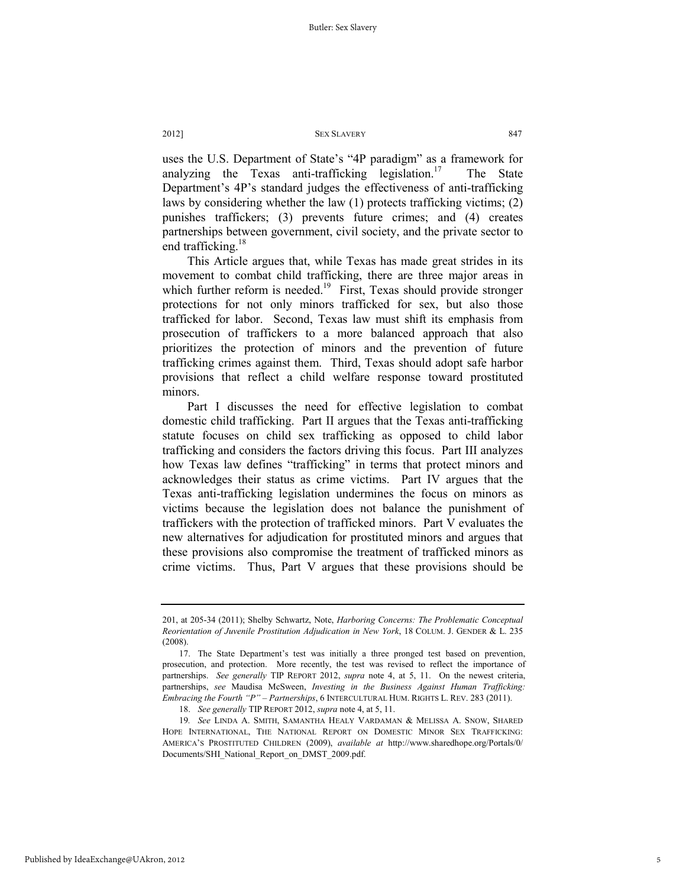uses the U.S. Department of State's "4P paradigm" as a framework for analyzing the Texas anti-trafficking legislation.[17] The State Department's 4P's standard judges the effectiveness of anti-trafficking laws by considering whether the law (1) protects trafficking victims; (2) punishes traffickers; (3) prevents future crimes; and (4) creates partnerships between government, civil society, and the private sector to end trafficking.[18]

This Article argues that, while Texas has made great strides in its movement to combat child trafficking, there are three major areas in which further reform is needed.[19] First, Texas should provide stronger protections for not only minors trafficked for sex, but also those trafficked for labor. Second, Texas law must shift its emphasis from prosecution of traffickers to a more balanced approach that also prioritizes the protection of minors and the prevention of future trafficking crimes against them. Third, Texas should adopt safe harbor provisions that reflect a child welfare response toward prostituted minors.

Part I discusses the need for effective legislation to combat domestic child trafficking. Part II argues that the Texas anti-trafficking statute focuses on child sex trafficking as opposed to child labor trafficking and considers the factors driving this focus. Part III analyzes how Texas law defines "trafficking" in terms that protect minors and acknowledges their status as crime victims. Part IV argues that the Texas anti-trafficking legislation undermines the focus on minors as victims because the legislation does not balance the punishment of traffickers with the protection of trafficked minors. Part V evaluates the new alternatives for adjudication for prostituted minors and argues that these provisions also compromise the treatment of trafficked minors as crime victims. Thus, Part V argues that these provisions should be

---

201, at 205-34 (2011); Shelby Schwartz, Note, *Harboring Concerns: The Problematic Conceptual Reorientation of Juvenile Prostitution Adjudication in New York*, 18 COLUM. J. GENDER & L. 235 (2008).

17. The State Department's test was initially a three pronged test based on prevention, prosecution, and protection. More recently, the test was revised to reflect the importance of partnerships. *See generally* TIP REPORT 2012, *supra* note 4, at 5, 11. On the newest criteria, partnerships, *see* Maudisa McSween, *Investing in the Business Against Human Trafficking: Embracing the Fourth "P" – Partnerships*, 6 INTERCULTURAL HUM. RIGHTS L. REV. 283 (2011).

18. *See generally* TIP REPORT 2012, *supra* note 4, at 5, 11.

19. *See* LINDA A. SMITH, SAMANTHA HEALY VARDAMAN & MELISSA A. SNOW, SHARED HOPE INTERNATIONAL, THE NATIONAL REPORT ON DOMESTIC MINOR SEX TRAFFICKING: AMERICA'S PROSTITUTED CHILDREN (2009), *available at* http://www.sharedhope.org/Portals/0/Documents/SHI_National_Report_on_DMST_2009.pdf.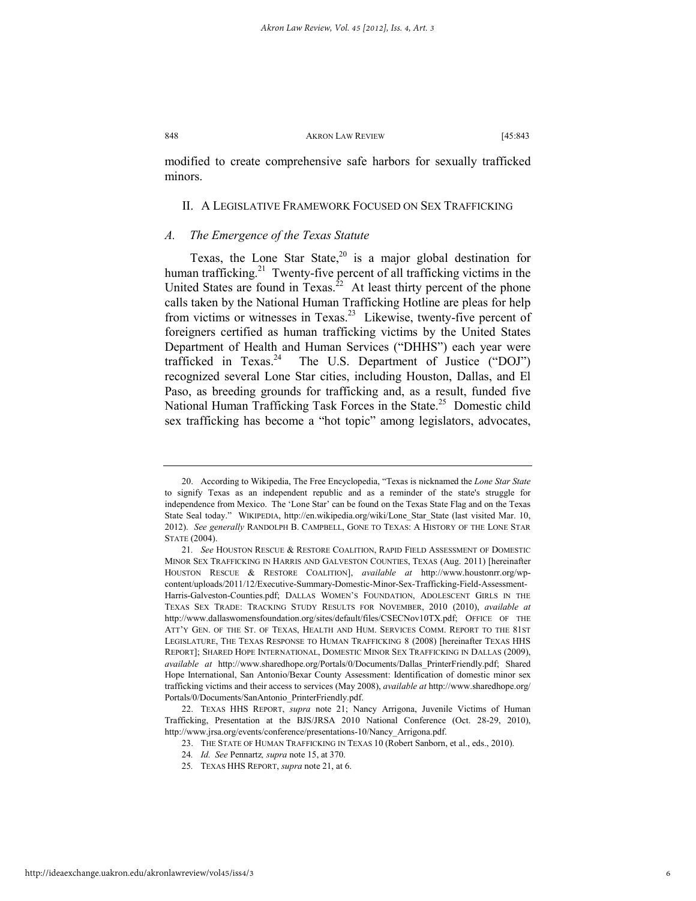modified to create comprehensive safe harbors for sexually trafficked minors.

## II. A Legislative Framework Focused on Sex Trafficking

### *A. The Emergence of the Texas Statute*

Texas, the Lone Star State,[20] is a major global destination for human trafficking.[21] Twenty-five percent of all trafficking victims in the United States are found in Texas.[22] At least thirty percent of the phone calls taken by the National Human Trafficking Hotline are pleas for help from victims or witnesses in Texas.[23] Likewise, twenty-five percent of foreigners certified as human trafficking victims by the United States Department of Health and Human Services ("DHHS") each year were trafficked in Texas.[24] The U.S. Department of Justice ("DOJ") recognized several Lone Star cities, including Houston, Dallas, and El Paso, as breeding grounds for trafficking and, as a result, funded five National Human Trafficking Task Forces in the State.[25] Domestic child sex trafficking has become a "hot topic" among legislators, advocates,

---

20. According to Wikipedia, The Free Encyclopedia, "Texas is nicknamed the *Lone Star State* to signify Texas as an independent republic and as a reminder of the state's struggle for independence from Mexico. The 'Lone Star' can be found on the Texas State Flag and on the Texas State Seal today." WIKIPEDIA, http://en.wikipedia.org/wiki/Lone_Star_State (last visited Mar. 10, 2012). *See generally* RANDOLPH B. CAMPBELL, GONE TO TEXAS: A HISTORY OF THE LONE STAR STATE (2004).

21. *See* HOUSTON RESCUE & RESTORE COALITION, RAPID FIELD ASSESSMENT OF DOMESTIC MINOR SEX TRAFFICKING IN HARRIS AND GALVESTON COUNTIES, TEXAS (Aug. 2011) [hereinafter HOUSTON RESCUE & RESTORE COALITION], *available at* http://www.houstonrr.org/wp-content/uploads/2011/12/Executive-Summary-Domestic-Minor-Sex-Trafficking-Field-Assessment-Harris-Galveston-Counties.pdf; DALLAS WOMEN'S FOUNDATION, ADOLESCENT GIRLS IN THE TEXAS SEX TRADE: TRACKING STUDY RESULTS FOR NOVEMBER, 2010 (2010), *available at* http://www.dallaswomensfoundation.org/sites/default/files/CSECNov10TX.pdf; OFFICE OF THE ATT'Y GEN. OF THE ST. OF TEXAS, HEALTH AND HUM. SERVICES COMM. REPORT TO THE 81ST LEGISLATURE, THE TEXAS RESPONSE TO HUMAN TRAFFICKING 8 (2008) [hereinafter TEXAS HHS REPORT]; SHARED HOPE INTERNATIONAL, DOMESTIC MINOR SEX TRAFFICKING IN DALLAS (2009), *available at* http://www.sharedhope.org/Portals/0/Documents/Dallas_PrinterFriendly.pdf; Shared Hope International, San Antonio/Bexar County Assessment: Identification of domestic minor sex trafficking victims and their access to services (May 2008), *available at* http://www.sharedhope.org/Portals/0/Documents/SanAntonio_PrinterFriendly.pdf.

22. TEXAS HHS REPORT, *supra* note 21; Nancy Arrigona, Juvenile Victims of Human Trafficking, Presentation at the BJS/JRSA 2010 National Conference (Oct. 28-29, 2010), http://www.jrsa.org/events/conference/presentations-10/Nancy_Arrigona.pdf.

23. THE STATE OF HUMAN TRAFFICKING IN TEXAS 10 (Robert Sanborn, et al., eds., 2010).

24. *Id. See* Pennartz*, supra* note 15, at 370.

25. TEXAS HHS REPORT, *supra* note 21, at 6.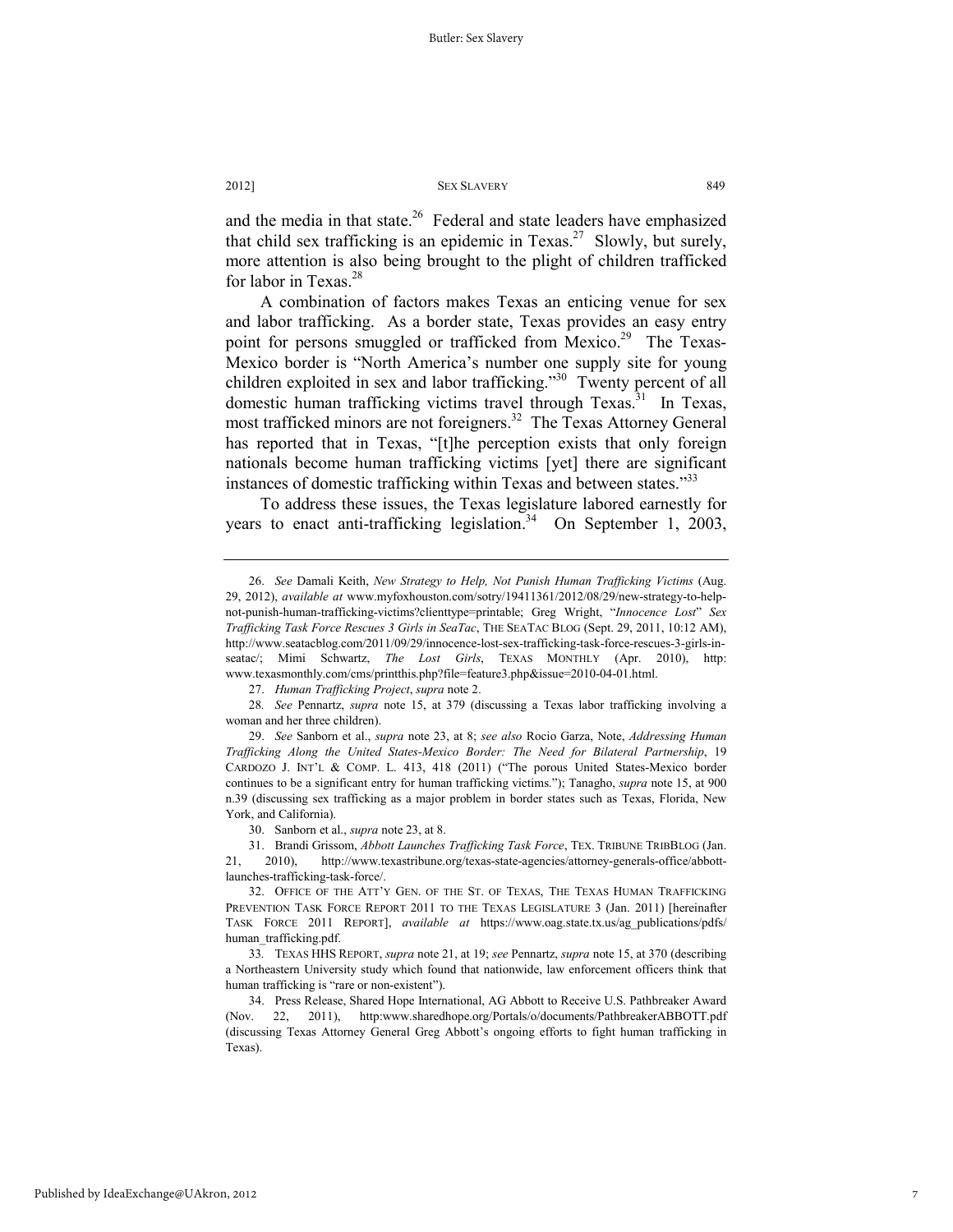and the media in that state.[26] Federal and state leaders have emphasized that child sex trafficking is an epidemic in Texas.[27] Slowly, but surely, more attention is also being brought to the plight of children trafficked for labor in Texas.[28]

A combination of factors makes Texas an enticing venue for sex and labor trafficking. As a border state, Texas provides an easy entry point for persons smuggled or trafficked from Mexico.[29] The Texas-Mexico border is "North America's number one supply site for young children exploited in sex and labor trafficking."[30] Twenty percent of all domestic human trafficking victims travel through Texas.[31] In Texas, most trafficked minors are not foreigners.[32] The Texas Attorney General has reported that in Texas, "[t]he perception exists that only foreign nationals become human trafficking victims [yet] there are significant instances of domestic trafficking within Texas and between states."[33]

To address these issues, the Texas legislature labored earnestly for years to enact anti-trafficking legislation.[34] On September 1, 2003,

---

26. *See* Damali Keith, *New Strategy to Help, Not Punish Human Trafficking Victims* (Aug. 29, 2012), *available at* www.myfoxhouston.com/sotry/19411361/2012/08/29/new-strategy-to-help-not-punish-human-trafficking-victims?clienttype=printable; Greg Wright, "*Innocence Lost*" *Sex Trafficking Task Force Rescues 3 Girls in SeaTac*, THE SEATAC BLOG (Sept. 29, 2011, 10:12 AM), http://www.seatacblog.com/2011/09/29/innocence-lost-sex-trafficking-task-force-rescues-3-girls-in-seatac/; Mimi Schwartz, *The Lost Girls*, TEXAS MONTHLY (Apr. 2010), http: www.texasmonthly.com/cms/printthis.php?file=feature3.php&issue=2010-04-01.html.

27. *Human Trafficking Project*, *supra* note 2.

28. *See* Pennartz, *supra* note 15, at 379 (discussing a Texas labor trafficking involving a woman and her three children).

29. *See* Sanborn et al., *supra* note 23, at 8; *see also* Rocio Garza, Note, *Addressing Human Trafficking Along the United States-Mexico Border: The Need for Bilateral Partnership*, 19 CARDOZO J. INT'L & COMP. L. 413, 418 (2011) ("The porous United States-Mexico border continues to be a significant entry for human trafficking victims."); Tanagho, *supra* note 15, at 900 n.39 (discussing sex trafficking as a major problem in border states such as Texas, Florida, New York, and California).

30. Sanborn et al., *supra* note 23, at 8.

31. Brandi Grissom, *Abbott Launches Trafficking Task Force*, TEX. TRIBUNE TRIBBLOG (Jan. 21, 2010), http://www.texastribune.org/texas-state-agencies/attorney-generals-office/abbott-launches-trafficking-task-force/.

32. OFFICE OF THE ATT'Y GEN. OF THE ST. OF TEXAS, THE TEXAS HUMAN TRAFFICKING PREVENTION TASK FORCE REPORT 2011 TO THE TEXAS LEGISLATURE 3 (Jan. 2011) [hereinafter TASK FORCE 2011 REPORT], *available at* https://www.oag.state.tx.us/ag_publications/pdfs/human_trafficking.pdf.

33. TEXAS HHS REPORT, *supra* note 21, at 19; *see* Pennartz, *supra* note 15, at 370 (describing a Northeastern University study which found that nationwide, law enforcement officers think that human trafficking is "rare or non-existent").

34. Press Release, Shared Hope International, AG Abbott to Receive U.S. Pathbreaker Award (Nov. 22, 2011), http:www.sharedhope.org/Portals/o/documents/PathbreakerABBOTT.pdf (discussing Texas Attorney General Greg Abbott's ongoing efforts to fight human trafficking in Texas).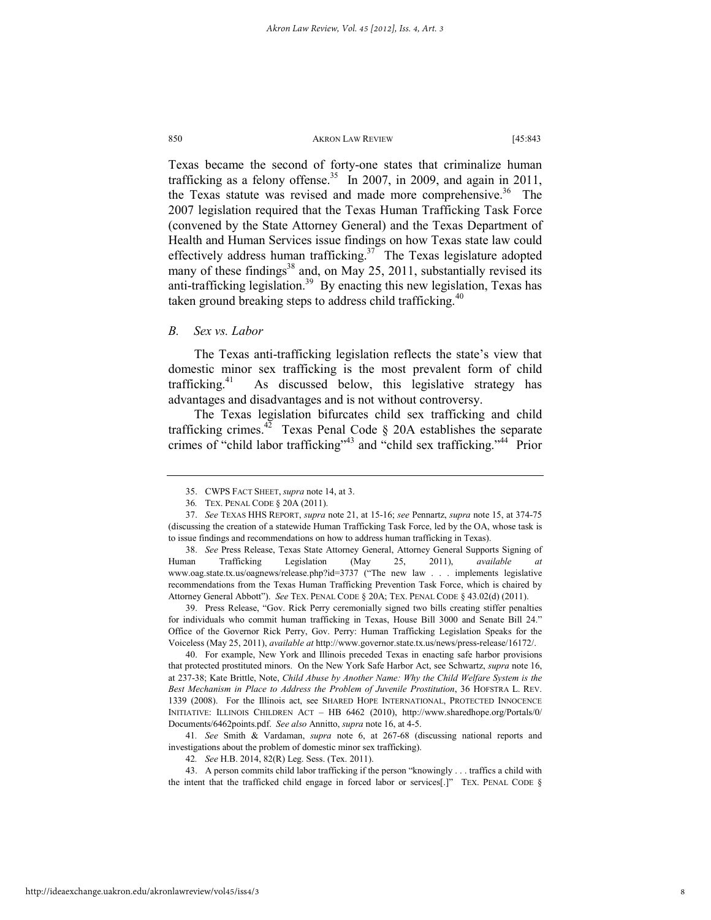Texas became the second of forty-one states that criminalize human trafficking as a felony offense.[35] In 2007, in 2009, and again in 2011, the Texas statute was revised and made more comprehensive.[36] The 2007 legislation required that the Texas Human Trafficking Task Force (convened by the State Attorney General) and the Texas Department of Health and Human Services issue findings on how Texas state law could effectively address human trafficking.[37] The Texas legislature adopted many of these findings[38] and, on May 25, 2011, substantially revised its anti-trafficking legislation.[39] By enacting this new legislation, Texas has taken ground breaking steps to address child trafficking.[40]

### *B. Sex vs. Labor*

The Texas anti-trafficking legislation reflects the state's view that domestic minor sex trafficking is the most prevalent form of child trafficking.[41] As discussed below, this legislative strategy has advantages and disadvantages and is not without controversy.

The Texas legislation bifurcates child sex trafficking and child trafficking crimes.[42] Texas Penal Code § 20A establishes the separate crimes of "child labor trafficking"[43] and "child sex trafficking."[44] Prior

---

35. CWPS FACT SHEET, *supra* note 14, at 3.

36. TEX. PENAL CODE § 20A (2011).

37. *See* TEXAS HHS REPORT, *supra* note 21, at 15-16; *see* Pennartz, *supra* note 15, at 374-75 (discussing the creation of a statewide Human Trafficking Task Force, led by the OA, whose task is to issue findings and recommendations on how to address human trafficking in Texas).

38. *See* Press Release, Texas State Attorney General, Attorney General Supports Signing of Human Trafficking Legislation (May 25, 2011), *available at* www.oag.state.tx.us/oagnews/release.php?id=3737 ("The new law . . . implements legislative recommendations from the Texas Human Trafficking Prevention Task Force, which is chaired by Attorney General Abbott"). *See* TEX. PENAL CODE § 20A; TEX. PENAL CODE § 43.02(d) (2011).

39. Press Release, "Gov. Rick Perry ceremonially signed two bills creating stiffer penalties for individuals who commit human trafficking in Texas, House Bill 3000 and Senate Bill 24." Office of the Governor Rick Perry, Gov. Perry: Human Trafficking Legislation Speaks for the Voiceless (May 25, 2011), *available at* http://www.governor.state.tx.us/news/press-release/16172/.

40. For example, New York and Illinois preceded Texas in enacting safe harbor provisions that protected prostituted minors. On the New York Safe Harbor Act, see Schwartz, *supra* note 16, at 237-38; Kate Brittle, Note, *Child Abuse by Another Name: Why the Child Welfare System is the Best Mechanism in Place to Address the Problem of Juvenile Prostitution*, 36 HOFSTRA L. REV. 1339 (2008). For the Illinois act, see SHARED HOPE INTERNATIONAL, PROTECTED INNOCENCE INITIATIVE: ILLINOIS CHILDREN ACT – HB 6462 (2010), http://www.sharedhope.org/Portals/0/Documents/6462points.pdf. *See also* Annitto, *supra* note 16, at 4-5.

41. *See* Smith & Vardaman, *supra* note 6, at 267-68 (discussing national reports and investigations about the problem of domestic minor sex trafficking).

42. *See* H.B. 2014, 82(R) Leg. Sess. (Tex. 2011).

43. A person commits child labor trafficking if the person "knowingly . . . traffics a child with the intent that the trafficked child engage in forced labor or services[.]" TEX. PENAL CODE §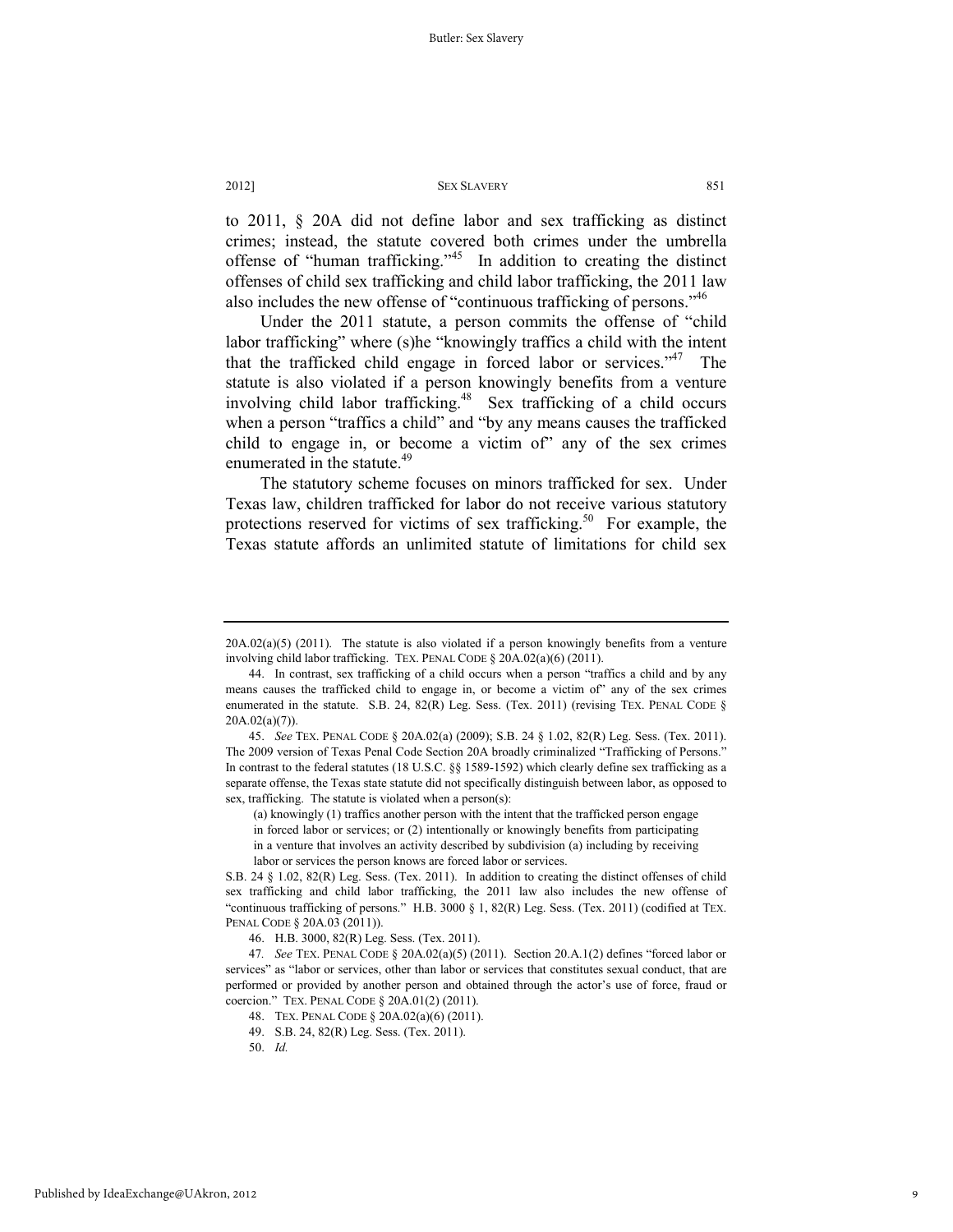to 2011, § 20A did not define labor and sex trafficking as distinct crimes; instead, the statute covered both crimes under the umbrella offense of "human trafficking."[45] In addition to creating the distinct offenses of child sex trafficking and child labor trafficking, the 2011 law also includes the new offense of "continuous trafficking of persons."[46]

Under the 2011 statute, a person commits the offense of "child labor trafficking" where (s)he "knowingly traffics a child with the intent that the trafficked child engage in forced labor or services."[47] The statute is also violated if a person knowingly benefits from a venture involving child labor trafficking.[48] Sex trafficking of a child occurs when a person "traffics a child" and "by any means causes the trafficked child to engage in, or become a victim of" any of the sex crimes enumerated in the statute.[49]

The statutory scheme focuses on minors trafficked for sex. Under Texas law, children trafficked for labor do not receive various statutory protections reserved for victims of sex trafficking.[50] For example, the Texas statute affords an unlimited statute of limitations for child sex

---

20A.02(a)(5) (2011). The statute is also violated if a person knowingly benefits from a venture involving child labor trafficking. TEX. PENAL CODE § 20A.02(a)(6) (2011).

44. In contrast, sex trafficking of a child occurs when a person "traffics a child and by any means causes the trafficked child to engage in, or become a victim of" any of the sex crimes enumerated in the statute. S.B. 24, 82(R) Leg. Sess. (Tex. 2011) (revising TEX. PENAL CODE § 20A.02(a)(7)).

45. *See* TEX. PENAL CODE § 20A.02(a) (2009); S.B. 24 § 1.02, 82(R) Leg. Sess. (Tex. 2011). The 2009 version of Texas Penal Code Section 20A broadly criminalized "Trafficking of Persons." In contrast to the federal statutes (18 U.S.C. §§ 1589-1592) which clearly define sex trafficking as a separate offense, the Texas state statute did not specifically distinguish between labor, as opposed to sex, trafficking. The statute is violated when a person(s):

> (a) knowingly (1) traffics another person with the intent that the trafficked person engage in forced labor or services; or (2) intentionally or knowingly benefits from participating in a venture that involves an activity described by subdivision (a) including by receiving labor or services the person knows are forced labor or services.

S.B. 24 § 1.02, 82(R) Leg. Sess. (Tex. 2011). In addition to creating the distinct offenses of child sex trafficking and child labor trafficking, the 2011 law also includes the new offense of "continuous trafficking of persons." H.B. 3000 § 1, 82(R) Leg. Sess. (Tex. 2011) (codified at TEX. PENAL CODE § 20A.03 (2011)).

46. H.B. 3000, 82(R) Leg. Sess. (Tex. 2011).

47. *See* TEX. PENAL CODE § 20A.02(a)(5) (2011). Section 20.A.1(2) defines "forced labor or services" as "labor or services, other than labor or services that constitutes sexual conduct, that are performed or provided by another person and obtained through the actor's use of force, fraud or coercion." TEX. PENAL CODE § 20A.01(2) (2011).

48. TEX. PENAL CODE § 20A.02(a)(6) (2011).

49. S.B. 24, 82(R) Leg. Sess. (Tex. 2011).

50. *Id.*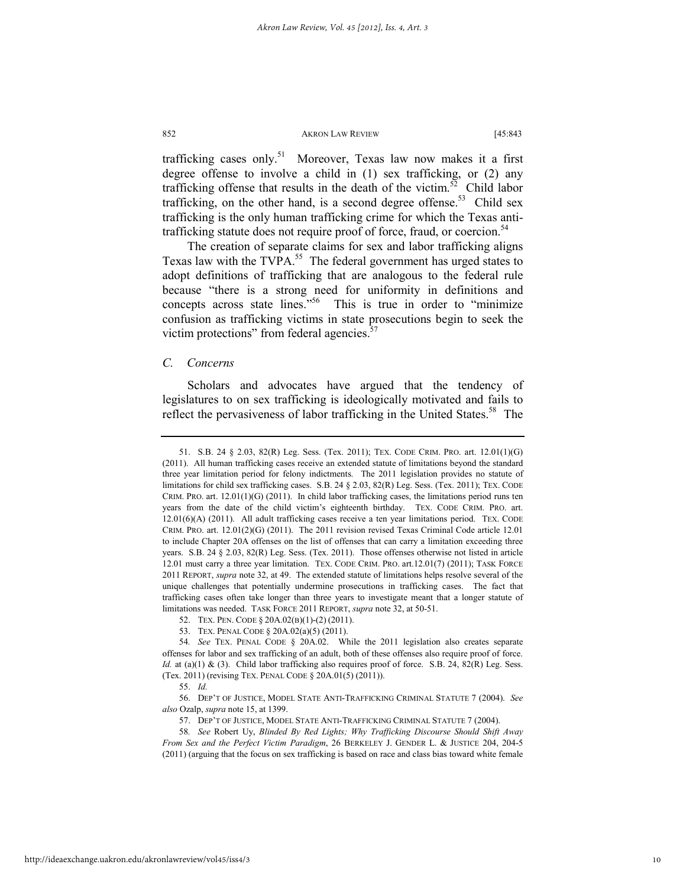trafficking cases only.[51] Moreover, Texas law now makes it a first degree offense to involve a child in (1) sex trafficking, or (2) any trafficking offense that results in the death of the victim.[52] Child labor trafficking, on the other hand, is a second degree offense.[53] Child sex trafficking is the only human trafficking crime for which the Texas anti-trafficking statute does not require proof of force, fraud, or coercion.[54]

The creation of separate claims for sex and labor trafficking aligns Texas law with the TVPA.[55] The federal government has urged states to adopt definitions of trafficking that are analogous to the federal rule because "there is a strong need for uniformity in definitions and concepts across state lines."[56] This is true in order to "minimize confusion as trafficking victims in state prosecutions begin to seek the victim protections" from federal agencies.[57]

### *C. Concerns*

Scholars and advocates have argued that the tendency of legislatures to on sex trafficking is ideologically motivated and fails to reflect the pervasiveness of labor trafficking in the United States.[58] The

---

51. S.B. 24 § 2.03, 82(R) Leg. Sess. (Tex. 2011); TEX. CODE CRIM. PRO. art. 12.01(1)(G) (2011). All human trafficking cases receive an extended statute of limitations beyond the standard three year limitation period for felony indictments. The 2011 legislation provides no statute of limitations for child sex trafficking cases. S.B. 24 § 2.03, 82(R) Leg. Sess. (Tex. 2011); TEX. CODE CRIM. PRO. art. 12.01(1)(G) (2011). In child labor trafficking cases, the limitations period runs ten years from the date of the child victim's eighteenth birthday. TEX. CODE CRIM. PRO. art. 12.01(6)(A) (2011). All adult trafficking cases receive a ten year limitations period. TEX. CODE CRIM. PRO. art. 12.01(2)(G) (2011). The 2011 revision revised Texas Criminal Code article 12.01 to include Chapter 20A offenses on the list of offenses that can carry a limitation exceeding three years. S.B. 24 § 2.03, 82(R) Leg. Sess. (Tex. 2011). Those offenses otherwise not listed in article 12.01 must carry a three year limitation. TEX. CODE CRIM. PRO. art.12.01(7) (2011); TASK FORCE 2011 REPORT, *supra* note 32, at 49. The extended statute of limitations helps resolve several of the unique challenges that potentially undermine prosecutions in trafficking cases. The fact that trafficking cases often take longer than three years to investigate meant that a longer statute of limitations was needed. TASK FORCE 2011 REPORT, *supra* note 32, at 50-51.

52. TEX. PEN. CODE § 20A.02(B)(1)-(2) (2011).

53. TEX. PENAL CODE § 20A.02(a)(5) (2011).

54. *See* TEX. PENAL CODE § 20A.02. While the 2011 legislation also creates separate offenses for labor and sex trafficking of an adult, both of these offenses also require proof of force. *Id.* at (a)(1) & (3). Child labor trafficking also requires proof of force. S.B. 24, 82(R) Leg. Sess. (Tex. 2011) (revising TEX. PENAL CODE § 20A.01(5) (2011)).

55. *Id.*

56. DEP'T OF JUSTICE, MODEL STATE ANTI-TRAFFICKING CRIMINAL STATUTE 7 (2004). *See also* Ozalp, *supra* note 15, at 1399.

57. DEP'T OF JUSTICE, MODEL STATE ANTI-TRAFFICKING CRIMINAL STATUTE 7 (2004).

58. *See* Robert Uy, *Blinded By Red Lights; Why Trafficking Discourse Should Shift Away From Sex and the Perfect Victim Paradigm*, 26 BERKELEY J. GENDER L. & JUSTICE 204, 204-5 (2011) (arguing that the focus on sex trafficking is based on race and class bias toward white female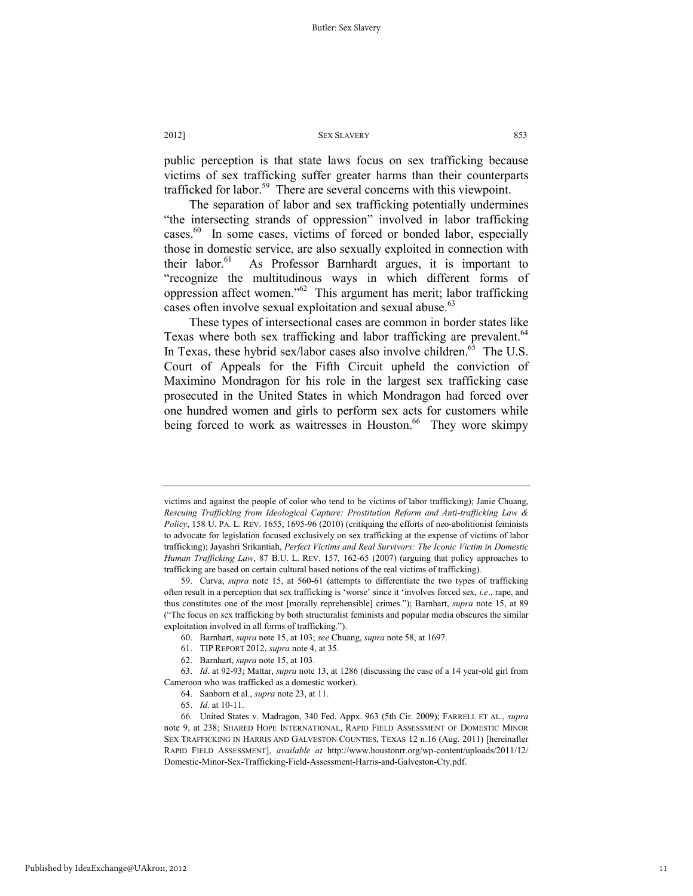public perception is that state laws focus on sex trafficking because victims of sex trafficking suffer greater harms than their counterparts trafficked for labor.[59] There are several concerns with this viewpoint.

The separation of labor and sex trafficking potentially undermines "the intersecting strands of oppression" involved in labor trafficking cases.[60] In some cases, victims of forced or bonded labor, especially those in domestic service, are also sexually exploited in connection with their labor.[61] As Professor Barnhardt argues, it is important to "recognize the multitudinous ways in which different forms of oppression affect women."[62] This argument has merit; labor trafficking cases often involve sexual exploitation and sexual abuse.[63]

These types of intersectional cases are common in border states like Texas where both sex trafficking and labor trafficking are prevalent.[64] In Texas, these hybrid sex/labor cases also involve children.[65] The U.S. Court of Appeals for the Fifth Circuit upheld the conviction of Maximino Mondragon for his role in the largest sex trafficking case prosecuted in the United States in which Mondragon had forced over one hundred women and girls to perform sex acts for customers while being forced to work as waitresses in Houston.[66] They wore skimpy

---

victims and against the people of color who tend to be victims of labor trafficking); Janie Chuang, *Rescuing Trafficking from Ideological Capture: Prostitution Reform and Anti-trafficking Law & Policy*, 158 U. PA. L. REV. 1655, 1695-96 (2010) (critiquing the efforts of neo-abolitionist feminists to advocate for legislation focused exclusively on sex trafficking at the expense of victims of labor trafficking); Jayashri Srikantiah, *Perfect Victims and Real Survivors: The Iconic Victim in Domestic Human Trafficking Law*, 87 B.U. L. REV. 157, 162-65 (2007) (arguing that policy approaches to trafficking are based on certain cultural based notions of the real victims of trafficking).

59. Curva, *supra* note 15, at 560-61 (attempts to differentiate the two types of trafficking often result in a perception that sex trafficking is 'worse' since it 'involves forced sex, *i.e*., rape, and thus constitutes one of the most [morally reprehensible] crimes."); Barnhart, *supra* note 15, at 89 ("The focus on sex trafficking by both structuralist feminists and popular media obscures the similar exploitation involved in all forms of trafficking.").

60. Barnhart, *supra* note 15, at 103; *see* Chuang, *supra* note 58, at 1697.

61. TIP REPORT 2012, *supra* note 4, at 35.

62. Barnhart, *supra* note 15, at 103.

63. *Id*. at 92-93; Mattar, *supra* note 13, at 1286 (discussing the case of a 14 year-old girl from Cameroon who was trafficked as a domestic worker).

64. Sanborn et al., *supra* note 23, at 11.

65. *Id.* at 10-11.

66. United States v. Madragon, 340 Fed. Appx. 963 (5th Cir. 2009); FARRELL ET AL., *supra* note 9, at 238; SHARED HOPE INTERNATIONAL, RAPID FIELD ASSESSMENT OF DOMESTIC MINOR SEX TRAFFICKING IN HARRIS AND GALVESTON COUNTIES, TEXAS 12 n.16 (Aug. 2011) [hereinafter RAPID FIELD ASSESSMENT], *available at* http://www.houstonrr.org/wp-content/uploads/2011/12/Domestic-Minor-Sex-Trafficking-Field-Assessment-Harris-and-Galveston-Cty.pdf.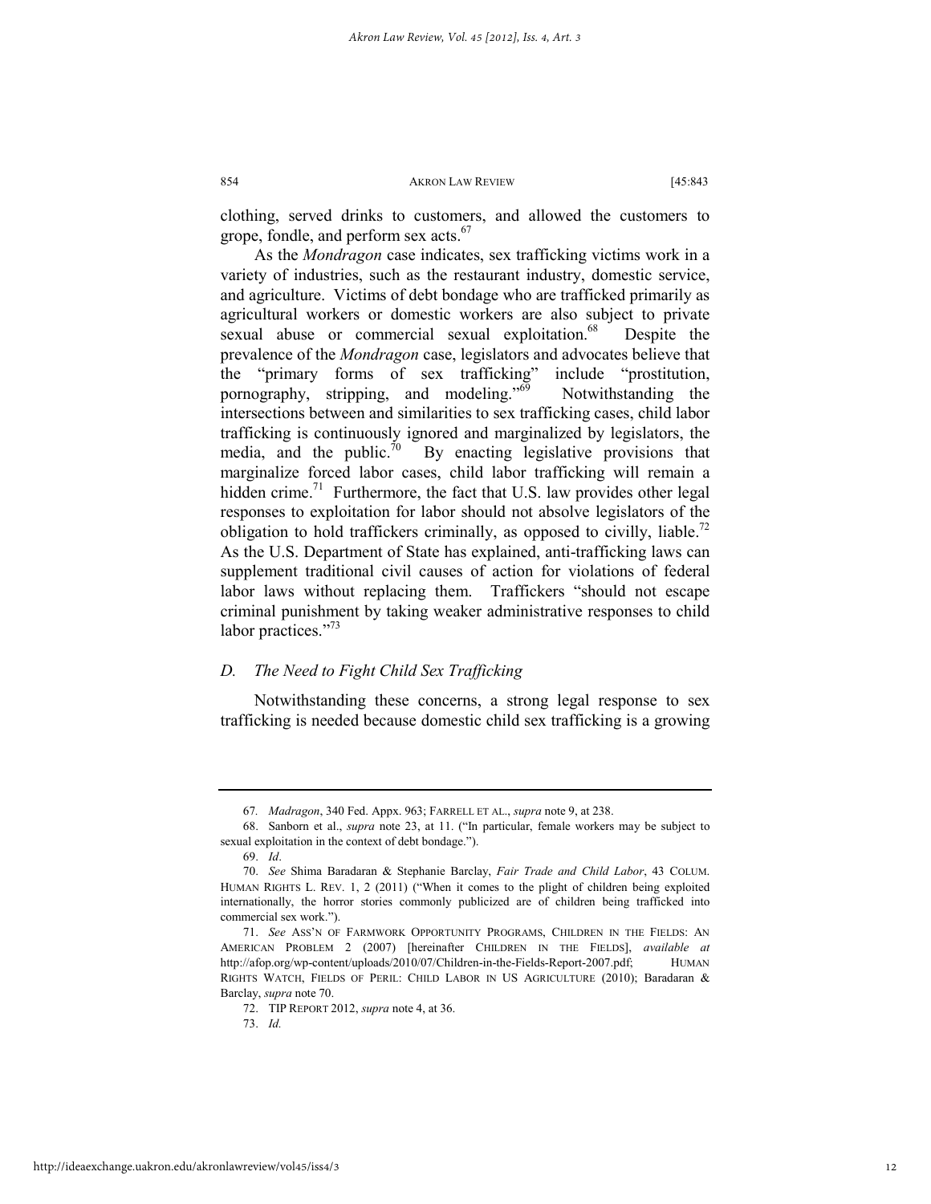clothing, served drinks to customers, and allowed the customers to grope, fondle, and perform sex acts.[67]

As the *Mondragon* case indicates, sex trafficking victims work in a variety of industries, such as the restaurant industry, domestic service, and agriculture. Victims of debt bondage who are trafficked primarily as agricultural workers or domestic workers are also subject to private sexual abuse or commercial sexual exploitation.[68] Despite the prevalence of the *Mondragon* case, legislators and advocates believe that the "primary forms of sex trafficking" include "prostitution, pornography, stripping, and modeling."[69] Notwithstanding the intersections between and similarities to sex trafficking cases, child labor trafficking is continuously ignored and marginalized by legislators, the media, and the public.[70] By enacting legislative provisions that marginalize forced labor cases, child labor trafficking will remain a hidden crime.[71] Furthermore, the fact that U.S. law provides other legal responses to exploitation for labor should not absolve legislators of the obligation to hold traffickers criminally, as opposed to civilly, liable.[72] As the U.S. Department of State has explained, anti-trafficking laws can supplement traditional civil causes of action for violations of federal labor laws without replacing them. Traffickers "should not escape criminal punishment by taking weaker administrative responses to child labor practices."[73]

### D. *The Need to Fight Child Sex Trafficking*

Notwithstanding these concerns, a strong legal response to sex trafficking is needed because domestic child sex trafficking is a growing

---

67. *Madragon*, 340 Fed. Appx. 963; FARRELL ET AL., *supra* note 9, at 238.

68. Sanborn et al., *supra* note 23, at 11. ("In particular, female workers may be subject to sexual exploitation in the context of debt bondage.").

69. *Id*.

70. *See* Shima Baradaran & Stephanie Barclay, *Fair Trade and Child Labor*, 43 COLUM. HUMAN RIGHTS L. REV. 1, 2 (2011) ("When it comes to the plight of children being exploited internationally, the horror stories commonly publicized are of children being trafficked into commercial sex work.").

71. *See* ASS'N OF FARMWORK OPPORTUNITY PROGRAMS, CHILDREN IN THE FIELDS: AN AMERICAN PROBLEM 2 (2007) [hereinafter CHILDREN IN THE FIELDS], *available at* http://afop.org/wp-content/uploads/2010/07/Children-in-the-Fields-Report-2007.pdf; HUMAN RIGHTS WATCH, FIELDS OF PERIL: CHILD LABOR IN US AGRICULTURE (2010); Baradaran & Barclay, *supra* note 70.

72. TIP REPORT 2012, *supra* note 4, at 36.

73. *Id.*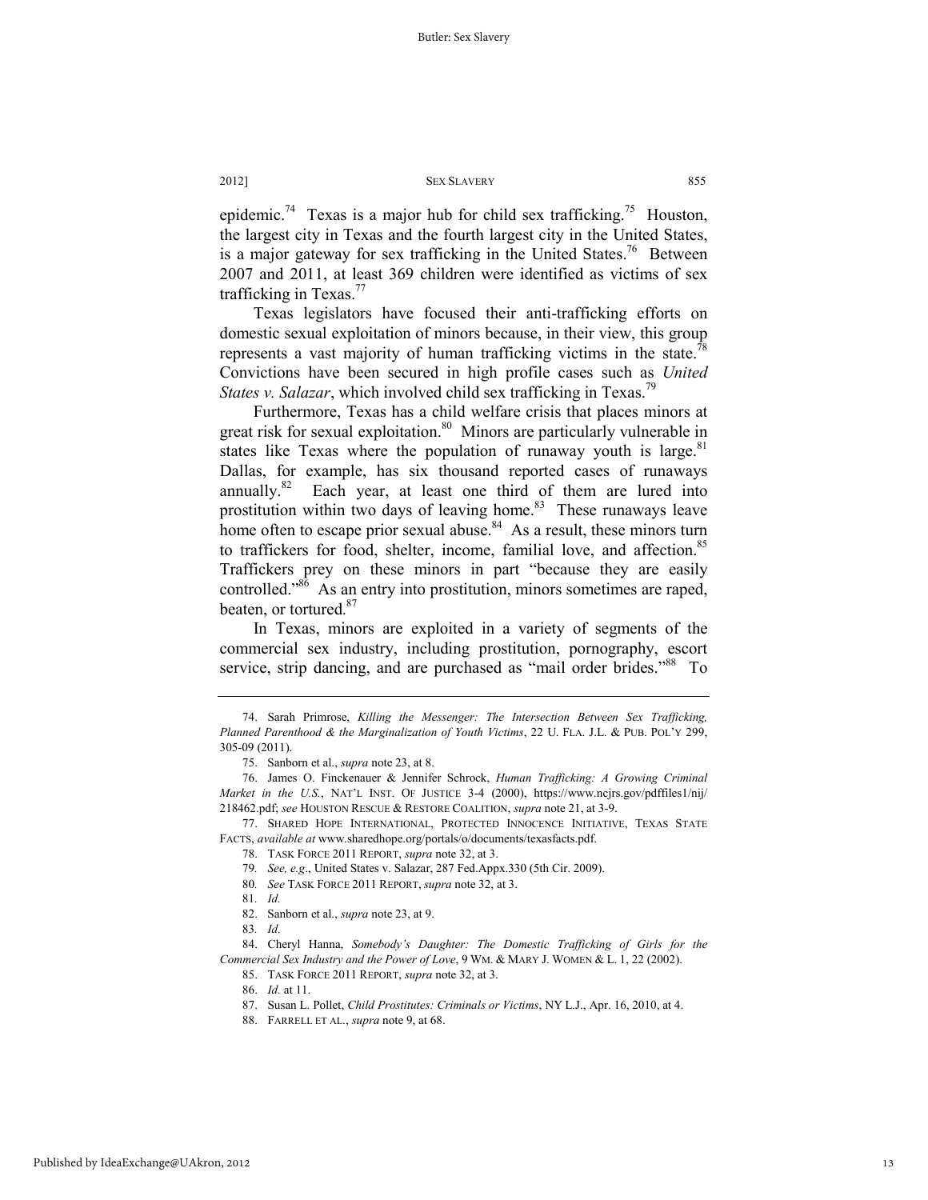epidemic.[74] Texas is a major hub for child sex trafficking.[75] Houston, the largest city in Texas and the fourth largest city in the United States, is a major gateway for sex trafficking in the United States.[76] Between 2007 and 2011, at least 369 children were identified as victims of sex trafficking in Texas.[77]

Texas legislators have focused their anti-trafficking efforts on domestic sexual exploitation of minors because, in their view, this group represents a vast majority of human trafficking victims in the state.[78] Convictions have been secured in high profile cases such as *United States v. Salazar*, which involved child sex trafficking in Texas.[79]

Furthermore, Texas has a child welfare crisis that places minors at great risk for sexual exploitation.[80] Minors are particularly vulnerable in states like Texas where the population of runaway youth is large.[81] Dallas, for example, has six thousand reported cases of runaways annually.[82] Each year, at least one third of them are lured into prostitution within two days of leaving home.[83] These runaways leave home often to escape prior sexual abuse.[84] As a result, these minors turn to traffickers for food, shelter, income, familial love, and affection.[85] Traffickers prey on these minors in part "because they are easily controlled."[86] As an entry into prostitution, minors sometimes are raped, beaten, or tortured.[87]

In Texas, minors are exploited in a variety of segments of the commercial sex industry, including prostitution, pornography, escort service, strip dancing, and are purchased as "mail order brides."[88] To

---

74. Sarah Primrose, *Killing the Messenger: The Intersection Between Sex Trafficking, Planned Parenthood & the Marginalization of Youth Victims*, 22 U. FLA. J.L. & PUB. POL'Y 299, 305-09 (2011).

75. Sanborn et al., *supra* note 23, at 8.

76. James O. Finckenauer & Jennifer Schrock, *Human Trafficking: A Growing Criminal Market in the U.S.*, NAT'L INST. OF JUSTICE 3-4 (2000), https://www.ncjrs.gov/pdffiles1/nij/218462.pdf; *see* HOUSTON RESCUE & RESTORE COALITION, *supra* note 21, at 3-9.

77. SHARED HOPE INTERNATIONAL, PROTECTED INNOCENCE INITIATIVE, TEXAS STATE FACTS, *available at* www.sharedhope.org/portals/o/documents/texasfacts.pdf.

78. TASK FORCE 2011 REPORT, *supra* note 32, at 3.

79. *See, e.g.*, United States v. Salazar, 287 Fed.Appx.330 (5th Cir. 2009).

80. *See* TASK FORCE 2011 REPORT, *supra* note 32, at 3.

81. *Id.*

82. Sanborn et al., *supra* note 23, at 9.

83. *Id.*

84. Cheryl Hanna, *Somebody's Daughter: The Domestic Trafficking of Girls for the Commercial Sex Industry and the Power of Love*, 9 WM. & MARY J. WOMEN & L. 1, 22 (2002).

85. TASK FORCE 2011 REPORT, *supra* note 32, at 3.

86. *Id.* at 11.

87. Susan L. Pollet, *Child Prostitutes: Criminals or Victims*, NY L.J., Apr. 16, 2010, at 4.

88. FARRELL ET AL., *supra* note 9, at 68.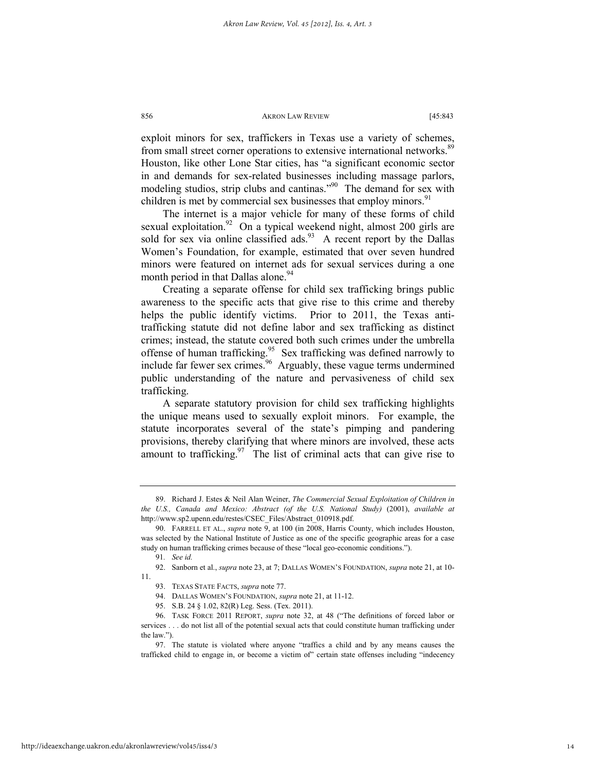exploit minors for sex, traffickers in Texas use a variety of schemes, from small street corner operations to extensive international networks.[89] Houston, like other Lone Star cities, has "a significant economic sector in and demands for sex-related businesses including massage parlors, modeling studios, strip clubs and cantinas."[90] The demand for sex with children is met by commercial sex businesses that employ minors.[91]

The internet is a major vehicle for many of these forms of child sexual exploitation.[92] On a typical weekend night, almost 200 girls are sold for sex via online classified ads.[93] A recent report by the Dallas Women's Foundation, for example, estimated that over seven hundred minors were featured on internet ads for sexual services during a one month period in that Dallas alone.[94]

Creating a separate offense for child sex trafficking brings public awareness to the specific acts that give rise to this crime and thereby helps the public identify victims. Prior to 2011, the Texas anti-trafficking statute did not define labor and sex trafficking as distinct crimes; instead, the statute covered both such crimes under the umbrella offense of human trafficking.[95] Sex trafficking was defined narrowly to include far fewer sex crimes.[96] Arguably, these vague terms undermined public understanding of the nature and pervasiveness of child sex trafficking.

A separate statutory provision for child sex trafficking highlights the unique means used to sexually exploit minors. For example, the statute incorporates several of the state's pimping and pandering provisions, thereby clarifying that where minors are involved, these acts amount to trafficking.[97] The list of criminal acts that can give rise to

---

89. Richard J. Estes & Neil Alan Weiner, *The Commercial Sexual Exploitation of Children in the U.S., Canada and Mexico: Abstract (of the U.S. National Study)* (2001), *available at* http://www.sp2.upenn.edu/restes/CSEC_Files/Abstract_010918.pdf.

90. FARRELL ET AL., *supra* note 9, at 100 (in 2008, Harris County, which includes Houston, was selected by the National Institute of Justice as one of the specific geographic areas for a case study on human trafficking crimes because of these "local geo-economic conditions.").

91. *See id.*

92. Sanborn et al., *supra* note 23, at 7; DALLAS WOMEN'S FOUNDATION, *supra* note 21, at 10-11.

93. TEXAS STATE FACTS, *supra* note 77.

94. DALLAS WOMEN'S FOUNDATION, *supra* note 21, at 11-12.

95. S.B. 24 § 1.02, 82(R) Leg. Sess. (Tex. 2011).

96. TASK FORCE 2011 REPORT, *supra* note 32, at 48 ("The definitions of forced labor or services . . . do not list all of the potential sexual acts that could constitute human trafficking under the law.").

97. The statute is violated where anyone "traffics a child and by any means causes the trafficked child to engage in, or become a victim of" certain state offenses including "indecency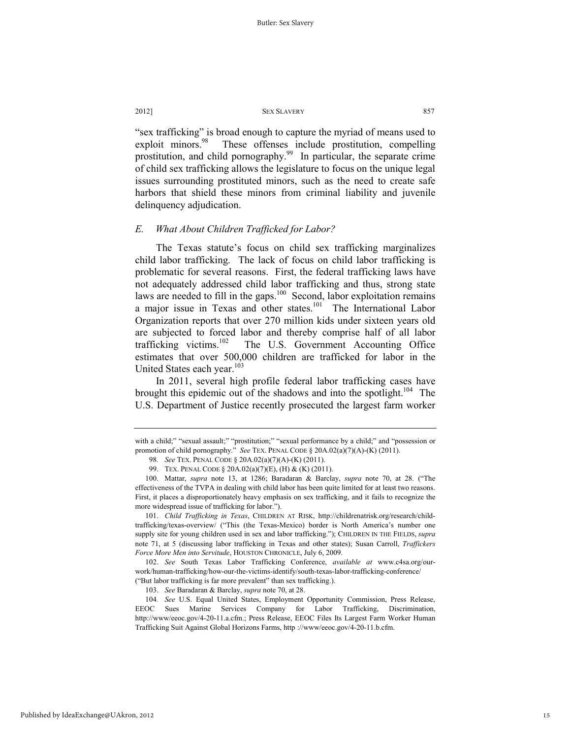"sex trafficking" is broad enough to capture the myriad of means used to exploit minors.[98] These offenses include prostitution, compelling prostitution, and child pornography.[99] In particular, the separate crime of child sex trafficking allows the legislature to focus on the unique legal issues surrounding prostituted minors, such as the need to create safe harbors that shield these minors from criminal liability and juvenile delinquency adjudication.

### *E. What About Children Trafficked for Labor?*

The Texas statute's focus on child sex trafficking marginalizes child labor trafficking. The lack of focus on child labor trafficking is problematic for several reasons. First, the federal trafficking laws have not adequately addressed child labor trafficking and thus, strong state laws are needed to fill in the gaps.[100] Second, labor exploitation remains a major issue in Texas and other states.[101] The International Labor Organization reports that over 270 million kids under sixteen years old are subjected to forced labor and thereby comprise half of all labor trafficking victims.[102] The U.S. Government Accounting Office estimates that over 500,000 children are trafficked for labor in the United States each year.[103]

In 2011, several high profile federal labor trafficking cases have brought this epidemic out of the shadows and into the spotlight.[104] The U.S. Department of Justice recently prosecuted the largest farm worker

---

with a child;" "sexual assault;" "prostitution;" "sexual performance by a child;" and "possession or promotion of child pornography." *See* TEX. PENAL CODE § 20A.02(a)(7)(A)-(K) (2011).

98. *See* TEX. PENAL CODE § 20A.02(a)(7)(A)-(K) (2011).

99. TEX. PENAL CODE § 20A.02(a)(7)(E), (H) & (K) (2011).

100. Mattar, *supra* note 13, at 1286; Baradaran & Barclay, *supra* note 70, at 28. ("The effectiveness of the TVPA in dealing with child labor has been quite limited for at least two reasons. First, it places a disproportionately heavy emphasis on sex trafficking, and it fails to recognize the more widespread issue of trafficking for labor.").

101. *Child Trafficking in Texas*, CHILDREN AT RISK, http://childrenatrisk.org/research/child-trafficking/texas-overview/ ("This (the Texas-Mexico) border is North America's number one supply site for young children used in sex and labor trafficking."); CHILDREN IN THE FIELDS, *supra* note 71, at 5 (discussing labor trafficking in Texas and other states); Susan Carroll, *Traffickers Force More Men into Servitude*, HOUSTON CHRONICLE, July 6, 2009.

102. *See* South Texas Labor Trafficking Conference, *available at* www.c4sa.org/our-work/human-trafficking/how-our-the-victims-identify/south-texas-labor-trafficking-conference/ ("But labor trafficking is far more prevalent" than sex trafficking.).

103. *See* Baradaran & Barclay, *supra* note 70, at 28.

104. *See* U.S. Equal United States, Employment Opportunity Commission, Press Release, EEOC Sues Marine Services Company for Labor Trafficking, Discrimination, http://www.eeoc.gov/4-20-11.a.cfm.; Press Release, EEOC Files Its Largest Farm Worker Human Trafficking Suit Against Global Horizons Farms, http ://www.eeoc.gov/4-20-11.b.cfm.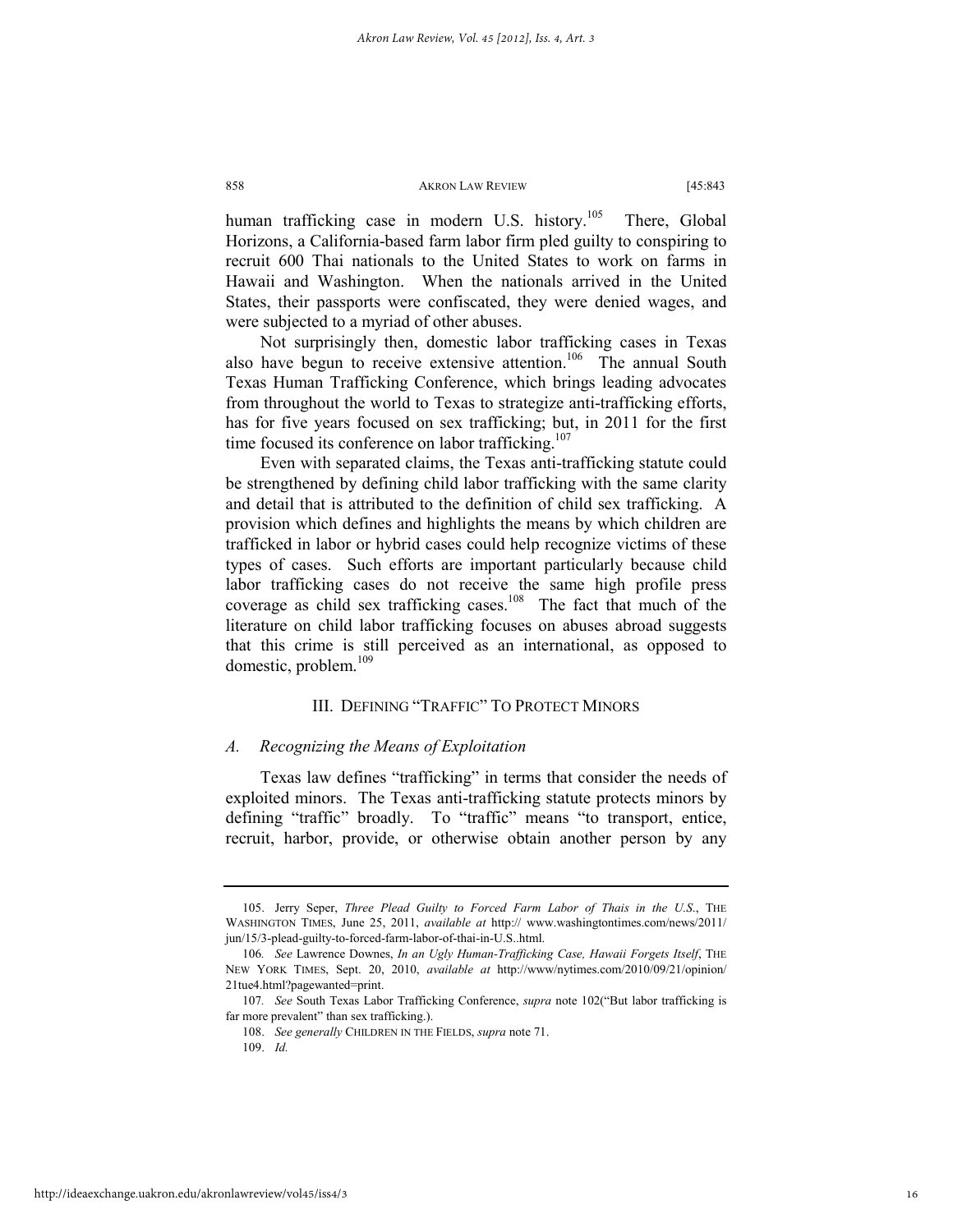human trafficking case in modern U.S. history.[105] There, Global Horizons, a California-based farm labor firm pled guilty to conspiring to recruit 600 Thai nationals to the United States to work on farms in Hawaii and Washington. When the nationals arrived in the United States, their passports were confiscated, they were denied wages, and were subjected to a myriad of other abuses.

Not surprisingly then, domestic labor trafficking cases in Texas also have begun to receive extensive attention.[106] The annual South Texas Human Trafficking Conference, which brings leading advocates from throughout the world to Texas to strategize anti-trafficking efforts, has for five years focused on sex trafficking; but, in 2011 for the first time focused its conference on labor trafficking.[107]

Even with separated claims, the Texas anti-trafficking statute could be strengthened by defining child labor trafficking with the same clarity and detail that is attributed to the definition of child sex trafficking. A provision which defines and highlights the means by which children are trafficked in labor or hybrid cases could help recognize victims of these types of cases. Such efforts are important particularly because child labor trafficking cases do not receive the same high profile press coverage as child sex trafficking cases.[108] The fact that much of the literature on child labor trafficking focuses on abuses abroad suggests that this crime is still perceived as an international, as opposed to domestic, problem.[109]

## III. DEFINING "TRAFFIC" TO PROTECT MINORS

### *A. Recognizing the Means of Exploitation*

Texas law defines "trafficking" in terms that consider the needs of exploited minors. The Texas anti-trafficking statute protects minors by defining "traffic" broadly. To "traffic" means "to transport, entice, recruit, harbor, provide, or otherwise obtain another person by any

---

105. Jerry Seper, *Three Plead Guilty to Forced Farm Labor of Thais in the U.S.*, THE WASHINGTON TIMES, June 25, 2011, *available at* http:// www.washingtontimes.com/news/2011/jun/15/3-plead-guilty-to-forced-farm-labor-of-thai-in-U.S..html.

106. *See* Lawrence Downes, *In an Ugly Human-Trafficking Case, Hawaii Forgets Itself*, THE NEW YORK TIMES, Sept. 20, 2010, *available at* http://www/nytimes.com/2010/09/21/opinion/21tue4.html?pagewanted=print.

107. *See* South Texas Labor Trafficking Conference, *supra* note 102("But labor trafficking is far more prevalent" than sex trafficking.).

108. *See generally* CHILDREN IN THE FIELDS, *supra* note 71.

109. *Id.*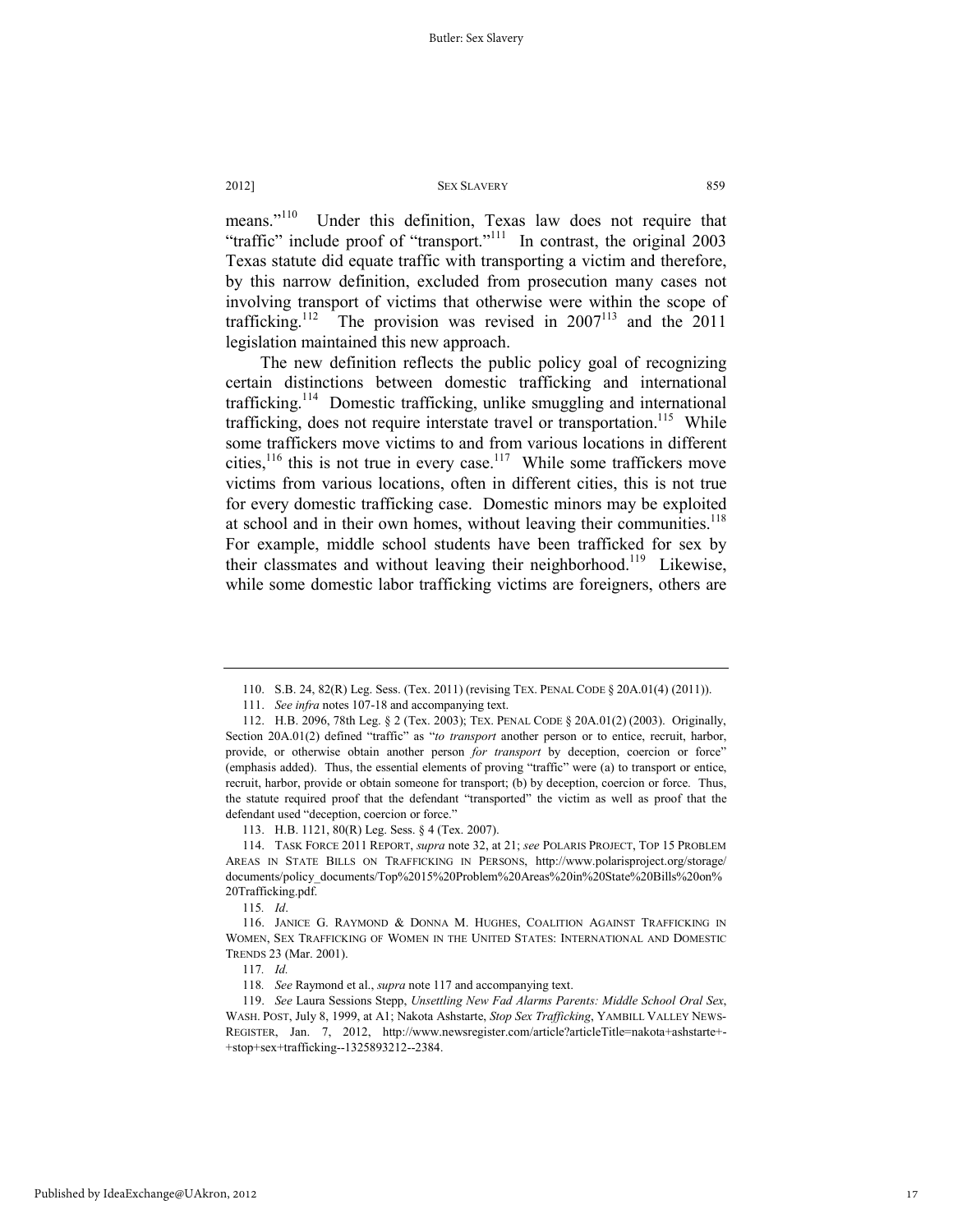means."[110] Under this definition, Texas law does not require that "traffic" include proof of "transport."[111] In contrast, the original 2003 Texas statute did equate traffic with transporting a victim and therefore, by this narrow definition, excluded from prosecution many cases not involving transport of victims that otherwise were within the scope of trafficking.[112] The provision was revised in 2007[113] and the 2011 legislation maintained this new approach.

The new definition reflects the public policy goal of recognizing certain distinctions between domestic trafficking and international trafficking.[114] Domestic trafficking, unlike smuggling and international trafficking, does not require interstate travel or transportation.[115] While some traffickers move victims to and from various locations in different cities,[116] this is not true in every case.[117] While some traffickers move victims from various locations, often in different cities, this is not true for every domestic trafficking case. Domestic minors may be exploited at school and in their own homes, without leaving their communities.[118] For example, middle school students have been trafficked for sex by their classmates and without leaving their neighborhood.[119] Likewise, while some domestic labor trafficking victims are foreigners, others are

---

110. S.B. 24, 82(R) Leg. Sess. (Tex. 2011) (revising TEX. PENAL CODE § 20A.01(4) (2011)).

111. *See infra* notes 107-18 and accompanying text.

112. H.B. 2096, 78th Leg. § 2 (Tex. 2003); TEX. PENAL CODE § 20A.01(2) (2003). Originally, Section 20A.01(2) defined "traffic" as "*to transport* another person or to entice, recruit, harbor, provide, or otherwise obtain another person *for transport* by deception, coercion or force" (emphasis added). Thus, the essential elements of proving "traffic" were (a) to transport or entice, recruit, harbor, provide or obtain someone for transport; (b) by deception, coercion or force. Thus, the statute required proof that the defendant "transported" the victim as well as proof that the defendant used "deception, coercion or force."

113. H.B. 1121, 80(R) Leg. Sess. § 4 (Tex. 2007).

114. TASK FORCE 2011 REPORT, *supra* note 32, at 21; *see* POLARIS PROJECT, TOP 15 PROBLEM AREAS IN STATE BILLS ON TRAFFICKING IN PERSONS, http://www.polarisproject.org/storage/documents/policy_documents/Top%2015%20Problem%20Areas%20in%20State%20Bills%20on%20Trafficking.pdf.

115. *Id*.

116. JANICE G. RAYMOND & DONNA M. HUGHES, COALITION AGAINST TRAFFICKING IN WOMEN, SEX TRAFFICKING OF WOMEN IN THE UNITED STATES: INTERNATIONAL AND DOMESTIC TRENDS 23 (Mar. 2001).

117. *Id.*

118. *See* Raymond et al., *supra* note 117 and accompanying text.

119. *See* Laura Sessions Stepp, *Unsettling New Fad Alarms Parents: Middle School Oral Sex*, WASH. POST, July 8, 1999, at A1; Nakota Ashstarte, *Stop Sex Trafficking*, YAMBILL VALLEY NEWS-REGISTER, Jan. 7, 2012, http://www.newsregister.com/article?articleTitle=nakota+ashstarte+-+stop+sex+trafficking--1325893212--2384.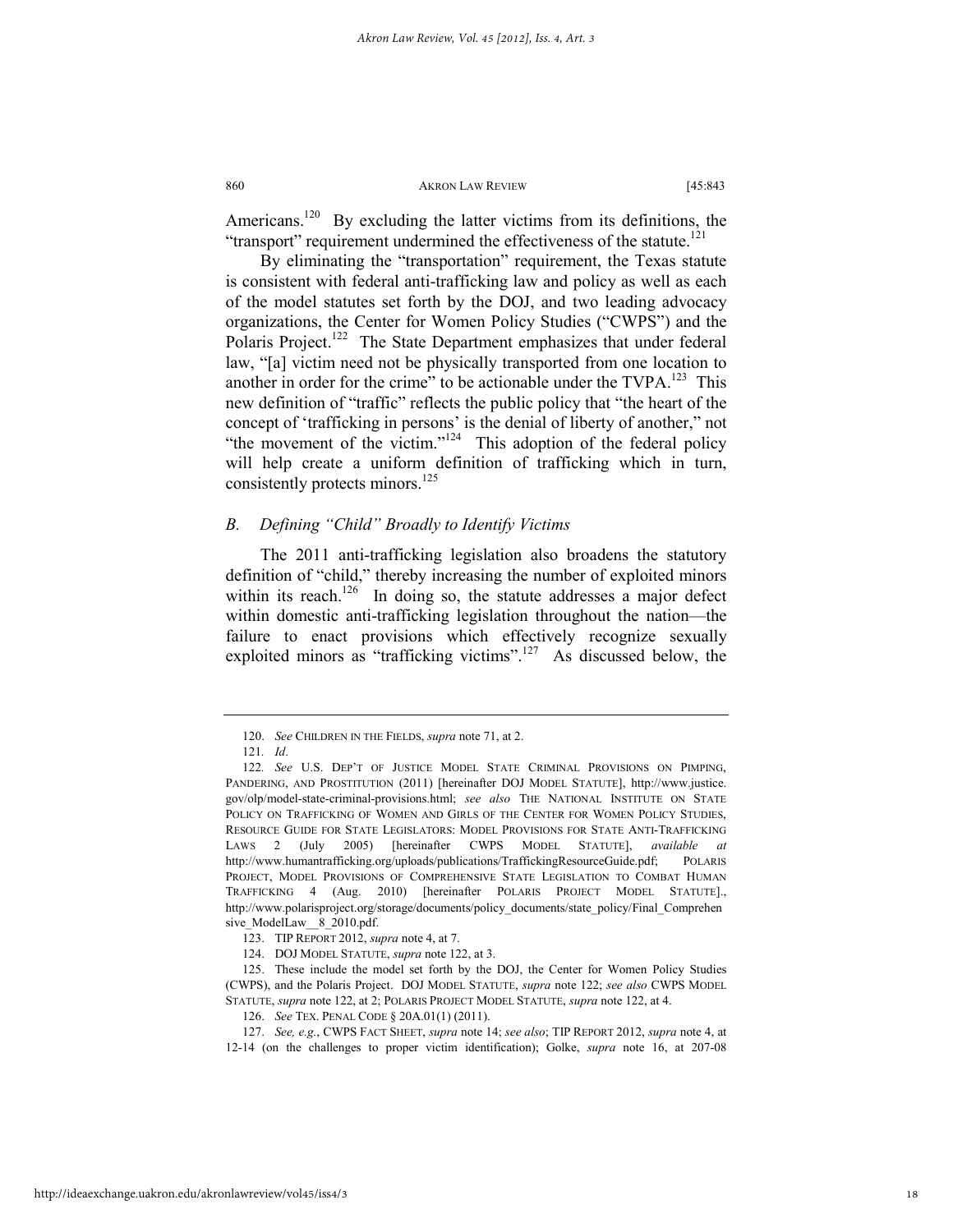Americans.[120] By excluding the latter victims from its definitions, the "transport" requirement undermined the effectiveness of the statute.[121]

By eliminating the "transportation" requirement, the Texas statute is consistent with federal anti-trafficking law and policy as well as each of the model statutes set forth by the DOJ, and two leading advocacy organizations, the Center for Women Policy Studies ("CWPS") and the Polaris Project.[122] The State Department emphasizes that under federal law, "[a] victim need not be physically transported from one location to another in order for the crime" to be actionable under the TVPA.[123] This new definition of "traffic" reflects the public policy that "the heart of the concept of 'trafficking in persons' is the denial of liberty of another," not "the movement of the victim."[124] This adoption of the federal policy will help create a uniform definition of trafficking which in turn, consistently protects minors.[125]

### *B. Defining "Child" Broadly to Identify Victims*

The 2011 anti-trafficking legislation also broadens the statutory definition of "child," thereby increasing the number of exploited minors within its reach.[126] In doing so, the statute addresses a major defect within domestic anti-trafficking legislation throughout the nation—the failure to enact provisions which effectively recognize sexually exploited minors as "trafficking victims".[127] As discussed below, the

---

120. *See* CHILDREN IN THE FIELDS, *supra* note 71, at 2.

121. *Id*.

122. *See* U.S. DEP'T OF JUSTICE MODEL STATE CRIMINAL PROVISIONS ON PIMPING, PANDERING, AND PROSTITUTION (2011) [hereinafter DOJ MODEL STATUTE], http://www.justice.gov/olp/model-state-criminal-provisions.html; *see also* THE NATIONAL INSTITUTE ON STATE POLICY ON TRAFFICKING OF WOMEN AND GIRLS OF THE CENTER FOR WOMEN POLICY STUDIES, RESOURCE GUIDE FOR STATE LEGISLATORS: MODEL PROVISIONS FOR STATE ANTI-TRAFFICKING LAWS 2 (July 2005) [hereinafter CWPS MODEL STATUTE], *available at* http://www.humantrafficking.org/uploads/publications/TraffickingResourceGuide.pdf; POLARIS PROJECT, MODEL PROVISIONS OF COMPREHENSIVE STATE LEGISLATION TO COMBAT HUMAN TRAFFICKING 4 (Aug. 2010) [hereinafter POLARIS PROJECT MODEL STATUTE]., http://www.polarisproject.org/storage/documents/policy_documents/state_policy/Final_Comprehensive_ModelLaw__8_2010.pdf.

123. TIP REPORT 2012, *supra* note 4, at 7.

124. DOJ MODEL STATUTE, *supra* note 122, at 3.

125. These include the model set forth by the DOJ, the Center for Women Policy Studies (CWPS), and the Polaris Project. DOJ MODEL STATUTE, *supra* note 122; *see also* CWPS MODEL STATUTE, *supra* note 122, at 2; POLARIS PROJECT MODEL STATUTE, *supra* note 122, at 4.

126. *See* TEX. PENAL CODE § 20A.01(1) (2011).

127. *See, e.g.*, CWPS FACT SHEET, *supra* note 14; *see also*; TIP REPORT 2012, *supra* note 4, at 12-14 (on the challenges to proper victim identification); Golke, *supra* note 16, at 207-08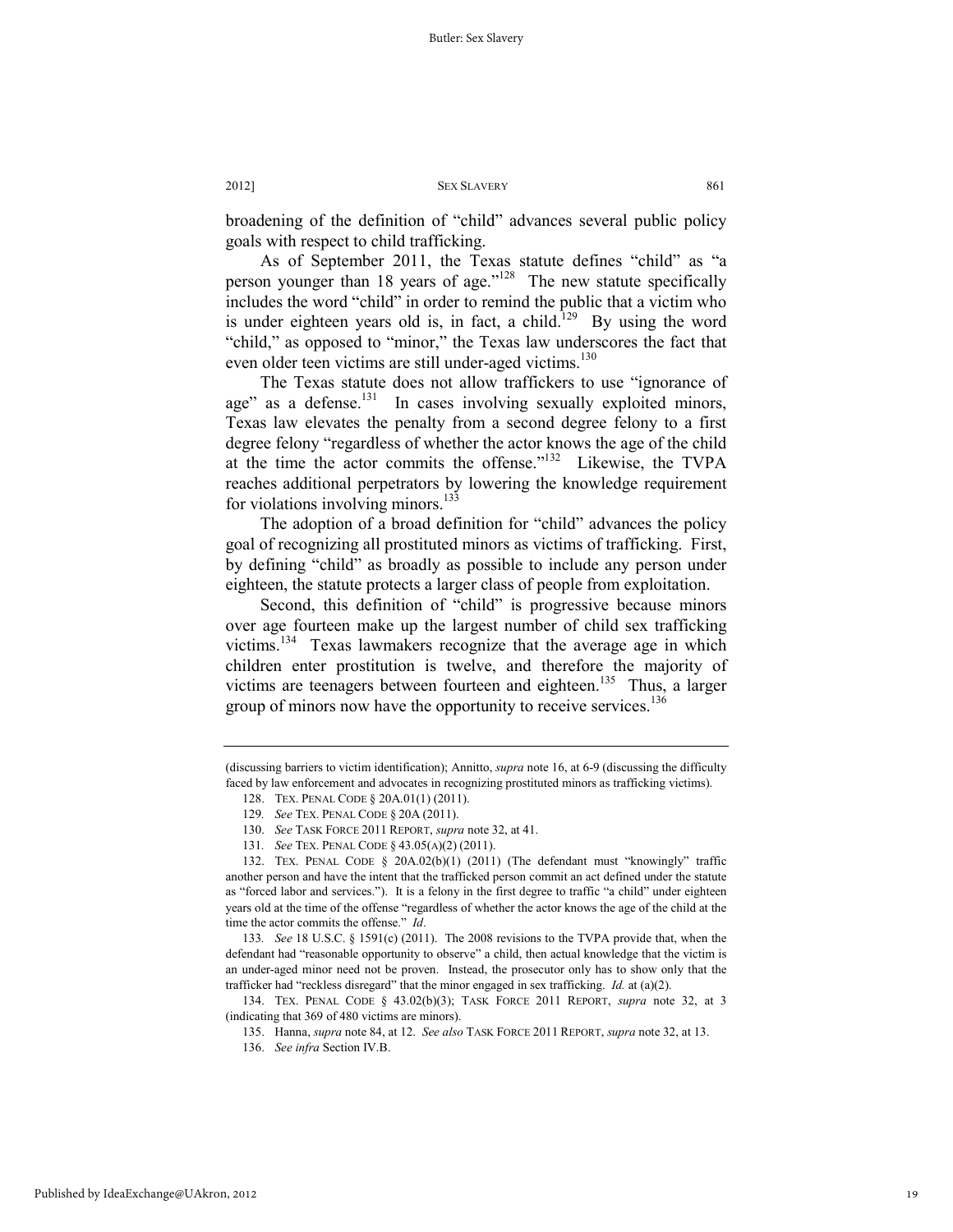broadening of the definition of "child" advances several public policy goals with respect to child trafficking.

As of September 2011, the Texas statute defines "child" as "a person younger than 18 years of age."[128] The new statute specifically includes the word "child" in order to remind the public that a victim who is under eighteen years old is, in fact, a child.[129] By using the word "child," as opposed to "minor," the Texas law underscores the fact that even older teen victims are still under-aged victims.[130]

The Texas statute does not allow traffickers to use "ignorance of age" as a defense.[131] In cases involving sexually exploited minors, Texas law elevates the penalty from a second degree felony to a first degree felony "regardless of whether the actor knows the age of the child at the time the actor commits the offense."[132] Likewise, the TVPA reaches additional perpetrators by lowering the knowledge requirement for violations involving minors.[133]

The adoption of a broad definition for "child" advances the policy goal of recognizing all prostituted minors as victims of trafficking. First, by defining "child" as broadly as possible to include any person under eighteen, the statute protects a larger class of people from exploitation.

Second, this definition of "child" is progressive because minors over age fourteen make up the largest number of child sex trafficking victims.[134] Texas lawmakers recognize that the average age in which children enter prostitution is twelve, and therefore the majority of victims are teenagers between fourteen and eighteen.[135] Thus, a larger group of minors now have the opportunity to receive services.[136]

---

(discussing barriers to victim identification); Annitto, *supra* note 16, at 6-9 (discussing the difficulty faced by law enforcement and advocates in recognizing prostituted minors as trafficking victims).

128. TEX. PENAL CODE § 20A.01(1) (2011).

129. *See* TEX. PENAL CODE § 20A (2011).

130. *See* TASK FORCE 2011 REPORT, *supra* note 32, at 41.

131. *See* TEX. PENAL CODE § 43.05(A)(2) (2011).

132. TEX. PENAL CODE § 20A.02(b)(1) (2011) (The defendant must "knowingly" traffic another person and have the intent that the trafficked person commit an act defined under the statute as "forced labor and services."). It is a felony in the first degree to traffic "a child" under eighteen years old at the time of the offense "regardless of whether the actor knows the age of the child at the time the actor commits the offense." *Id*.

133. *See* 18 U.S.C. § 1591(c) (2011). The 2008 revisions to the TVPA provide that, when the defendant had "reasonable opportunity to observe" a child, then actual knowledge that the victim is an under-aged minor need not be proven. Instead, the prosecutor only has to show only that the trafficker had "reckless disregard" that the minor engaged in sex trafficking. *Id.* at (a)(2).

134. TEX. PENAL CODE § 43.02(b)(3); TASK FORCE 2011 REPORT, *supra* note 32, at 3 (indicating that 369 of 480 victims are minors).

135. Hanna, *supra* note 84, at 12. *See also* TASK FORCE 2011 REPORT, *supra* note 32, at 13.

136. *See infra* Section IV.B.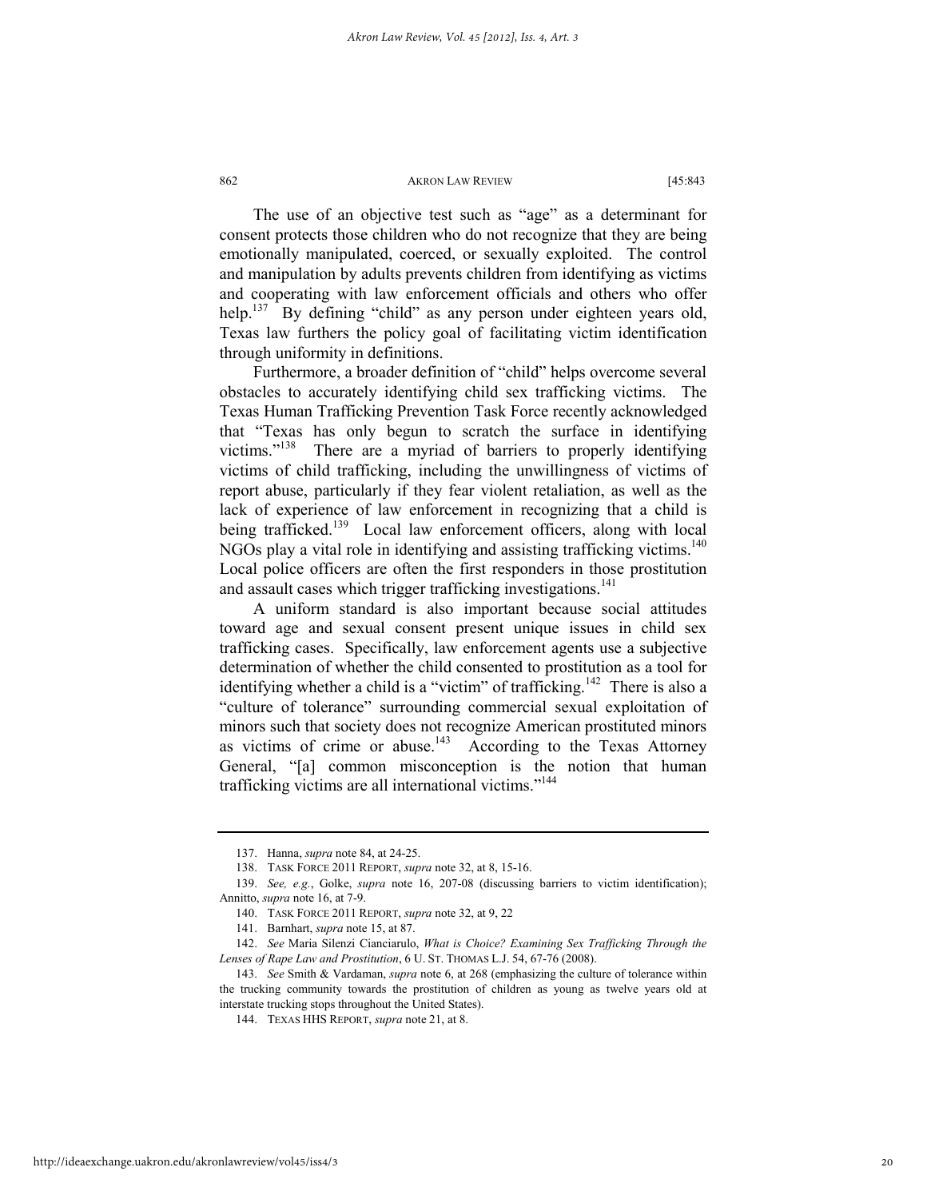The use of an objective test such as "age" as a determinant for consent protects those children who do not recognize that they are being emotionally manipulated, coerced, or sexually exploited. The control and manipulation by adults prevents children from identifying as victims and cooperating with law enforcement officials and others who offer help.[137] By defining "child" as any person under eighteen years old, Texas law furthers the policy goal of facilitating victim identification through uniformity in definitions.

Furthermore, a broader definition of "child" helps overcome several obstacles to accurately identifying child sex trafficking victims. The Texas Human Trafficking Prevention Task Force recently acknowledged that "Texas has only begun to scratch the surface in identifying victims."[138] There are a myriad of barriers to properly identifying victims of child trafficking, including the unwillingness of victims of report abuse, particularly if they fear violent retaliation, as well as the lack of experience of law enforcement in recognizing that a child is being trafficked.[139] Local law enforcement officers, along with local NGOs play a vital role in identifying and assisting trafficking victims.[140] Local police officers are often the first responders in those prostitution and assault cases which trigger trafficking investigations.[141]

A uniform standard is also important because social attitudes toward age and sexual consent present unique issues in child sex trafficking cases. Specifically, law enforcement agents use a subjective determination of whether the child consented to prostitution as a tool for identifying whether a child is a "victim" of trafficking.[142] There is also a "culture of tolerance" surrounding commercial sexual exploitation of minors such that society does not recognize American prostituted minors as victims of crime or abuse.[143] According to the Texas Attorney General, "[a] common misconception is the notion that human trafficking victims are all international victims."[144]

---

137. Hanna, *supra* note 84, at 24-25.

138. TASK FORCE 2011 REPORT, *supra* note 32, at 8, 15-16.

139. *See, e.g.*, Golke, *supra* note 16, 207-08 (discussing barriers to victim identification); Annitto, *supra* note 16, at 7-9.

140. TASK FORCE 2011 REPORT, *supra* note 32, at 9, 22

141. Barnhart, *supra* note 15, at 87.

142. *See* Maria Silenzi Cianciarulo, *What is Choice? Examining Sex Trafficking Through the Lenses of Rape Law and Prostitution*, 6 U. ST. THOMAS L.J. 54, 67-76 (2008).

143. *See* Smith & Vardaman, *supra* note 6, at 268 (emphasizing the culture of tolerance within the trucking community towards the prostitution of children as young as twelve years old at interstate trucking stops throughout the United States).

144. TEXAS HHS REPORT, *supra* note 21, at 8.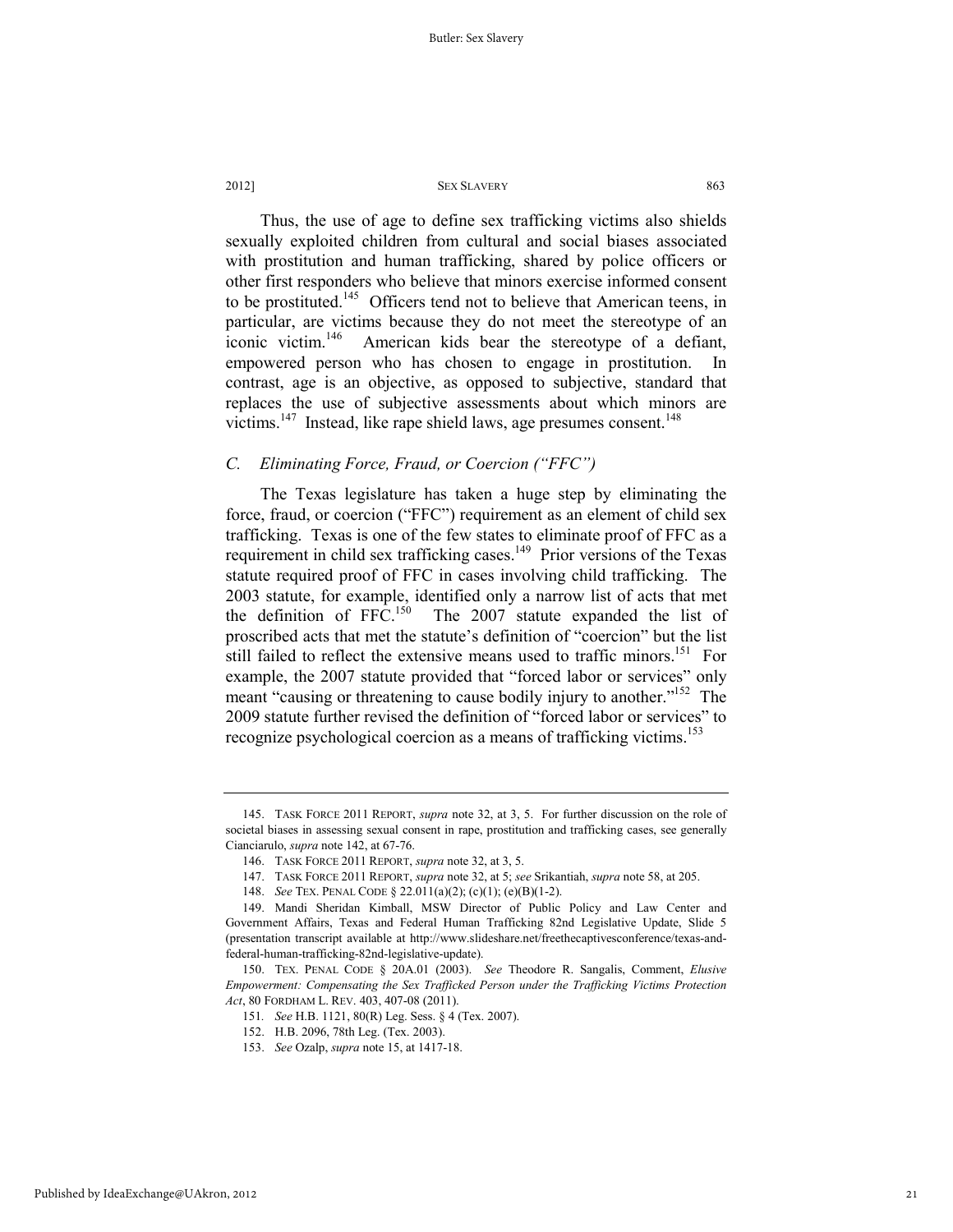Thus, the use of age to define sex trafficking victims also shields sexually exploited children from cultural and social biases associated with prostitution and human trafficking, shared by police officers or other first responders who believe that minors exercise informed consent to be prostituted.[145] Officers tend not to believe that American teens, in particular, are victims because they do not meet the stereotype of an iconic victim.[146] American kids bear the stereotype of a defiant, empowered person who has chosen to engage in prostitution. In contrast, age is an objective, as opposed to subjective, standard that replaces the use of subjective assessments about which minors are victims.[147] Instead, like rape shield laws, age presumes consent.[148]

### *C. Eliminating Force, Fraud, or Coercion ("FFC")*

The Texas legislature has taken a huge step by eliminating the force, fraud, or coercion ("FFC") requirement as an element of child sex trafficking. Texas is one of the few states to eliminate proof of FFC as a requirement in child sex trafficking cases.[149] Prior versions of the Texas statute required proof of FFC in cases involving child trafficking. The 2003 statute, for example, identified only a narrow list of acts that met the definition of FFC.[150] The 2007 statute expanded the list of proscribed acts that met the statute's definition of "coercion" but the list still failed to reflect the extensive means used to traffic minors.[151] For example, the 2007 statute provided that "forced labor or services" only meant "causing or threatening to cause bodily injury to another."[152] The 2009 statute further revised the definition of "forced labor or services" to recognize psychological coercion as a means of trafficking victims.[153]

---

145. TASK FORCE 2011 REPORT, *supra* note 32, at 3, 5. For further discussion on the role of societal biases in assessing sexual consent in rape, prostitution and trafficking cases, see generally Cianciarulo, *supra* note 142, at 67-76.

146. TASK FORCE 2011 REPORT, *supra* note 32, at 3, 5.

147. TASK FORCE 2011 REPORT, *supra* note 32, at 5; *see* Srikantiah, *supra* note 58, at 205.

148. *See* TEX. PENAL CODE § 22.011(a)(2); (c)(1); (e)(B)(1-2).

149. Mandi Sheridan Kimball, MSW Director of Public Policy and Law Center and Government Affairs, Texas and Federal Human Trafficking 82nd Legislative Update, Slide 5 (presentation transcript available at http://www.slideshare.net/freethecaptivesconference/texas-and-federal-human-trafficking-82nd-legislative-update).

150. TEX. PENAL CODE § 20A.01 (2003). *See* Theodore R. Sangalis, Comment, *Elusive Empowerment: Compensating the Sex Trafficked Person under the Trafficking Victims Protection Act*, 80 FORDHAM L. REV. 403, 407-08 (2011).

151. *See* H.B. 1121, 80(R) Leg. Sess. § 4 (Tex. 2007).

152. H.B. 2096, 78th Leg. (Tex. 2003).

153. *See* Ozalp, *supra* note 15, at 1417-18.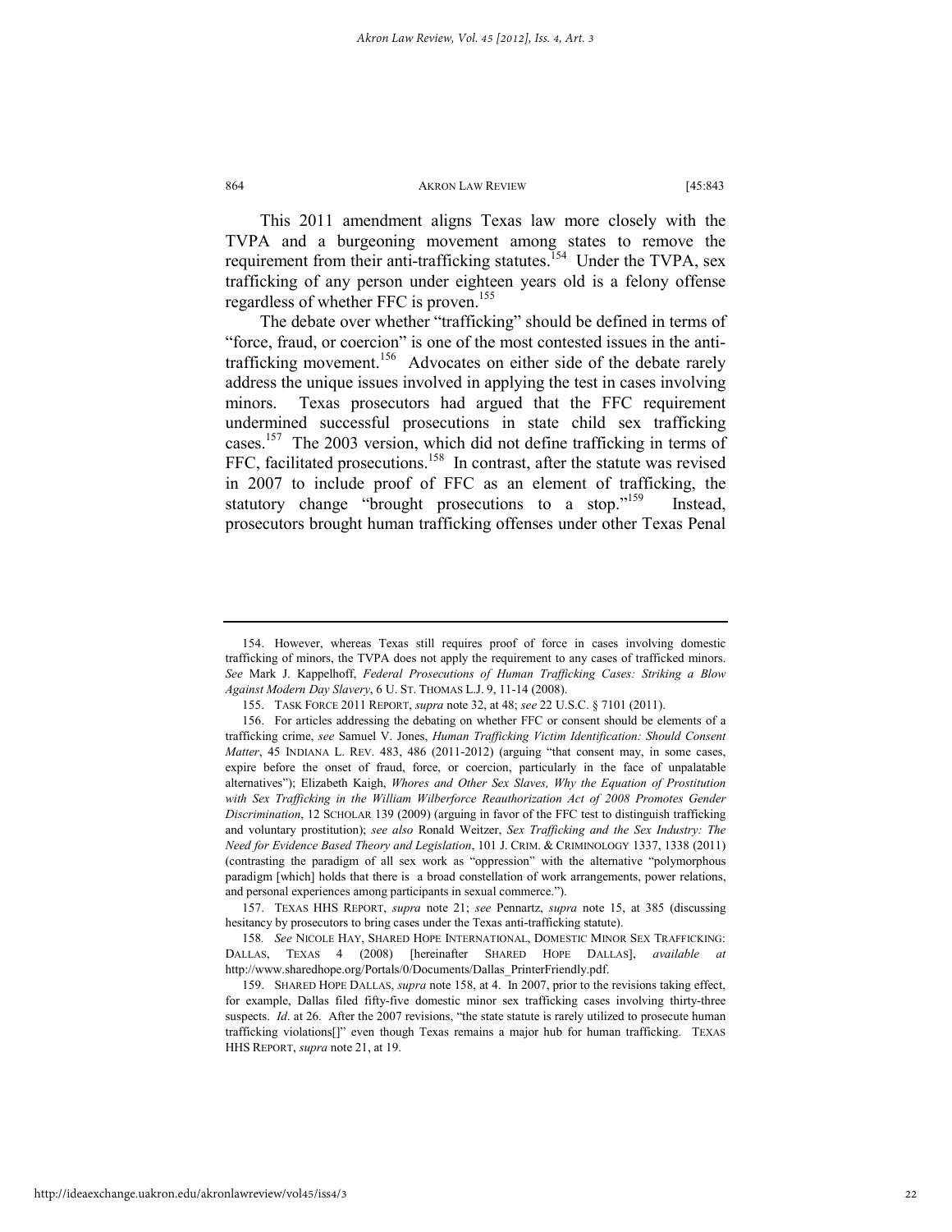This 2011 amendment aligns Texas law more closely with the TVPA and a burgeoning movement among states to remove the requirement from their anti-trafficking statutes.[154] Under the TVPA, sex trafficking of any person under eighteen years old is a felony offense regardless of whether FFC is proven.[155]

The debate over whether "trafficking" should be defined in terms of "force, fraud, or coercion" is one of the most contested issues in the anti-trafficking movement.[156] Advocates on either side of the debate rarely address the unique issues involved in applying the test in cases involving minors. Texas prosecutors had argued that the FFC requirement undermined successful prosecutions in state child sex trafficking cases.[157] The 2003 version, which did not define trafficking in terms of FFC, facilitated prosecutions.[158] In contrast, after the statute was revised in 2007 to include proof of FFC as an element of trafficking, the statutory change "brought prosecutions to a stop."[159] Instead, prosecutors brought human trafficking offenses under other Texas Penal

---

154. However, whereas Texas still requires proof of force in cases involving domestic trafficking of minors, the TVPA does not apply the requirement to any cases of trafficked minors. *See* Mark J. Kappelhoff, *Federal Prosecutions of Human Trafficking Cases: Striking a Blow Against Modern Day Slavery*, 6 U. ST. THOMAS L.J. 9, 11-14 (2008).

155. TASK FORCE 2011 REPORT, *supra* note 32, at 48; *see* 22 U.S.C. § 7101 (2011).

156. For articles addressing the debating on whether FFC or consent should be elements of a trafficking crime, *see* Samuel V. Jones, *Human Trafficking Victim Identification: Should Consent Matter*, 45 INDIANA L. REV. 483, 486 (2011-2012) (arguing "that consent may, in some cases, expire before the onset of fraud, force, or coercion, particularly in the face of unpalatable alternatives"); Elizabeth Kaigh, *Whores and Other Sex Slaves, Why the Equation of Prostitution with Sex Trafficking in the William Wilberforce Reauthorization Act of 2008 Promotes Gender Discrimination*, 12 SCHOLAR 139 (2009) (arguing in favor of the FFC test to distinguish trafficking and voluntary prostitution); *see also* Ronald Weitzer, *Sex Trafficking and the Sex Industry: The Need for Evidence Based Theory and Legislation*, 101 J. CRIM. & CRIMINOLOGY 1337, 1338 (2011) (contrasting the paradigm of all sex work as "oppression" with the alternative "polymorphous paradigm [which] holds that there is a broad constellation of work arrangements, power relations, and personal experiences among participants in sexual commerce.").

157. TEXAS HHS REPORT, *supra* note 21; *see* Pennartz, *supra* note 15, at 385 (discussing hesitancy by prosecutors to bring cases under the Texas anti-trafficking statute).

158. *See* NICOLE HAY, SHARED HOPE INTERNATIONAL, DOMESTIC MINOR SEX TRAFFICKING: DALLAS, TEXAS 4 (2008) [hereinafter SHARED HOPE DALLAS], *available at* http://www.sharedhope.org/Portals/0/Documents/Dallas_PrinterFriendly.pdf.

159. SHARED HOPE DALLAS, *supra* note 158, at 4. In 2007, prior to the revisions taking effect, for example, Dallas filed fifty-five domestic minor sex trafficking cases involving thirty-three suspects. *Id*. at 26. After the 2007 revisions, "the state statute is rarely utilized to prosecute human trafficking violations[]" even though Texas remains a major hub for human trafficking. TEXAS HHS REPORT, *supra* note 21, at 19.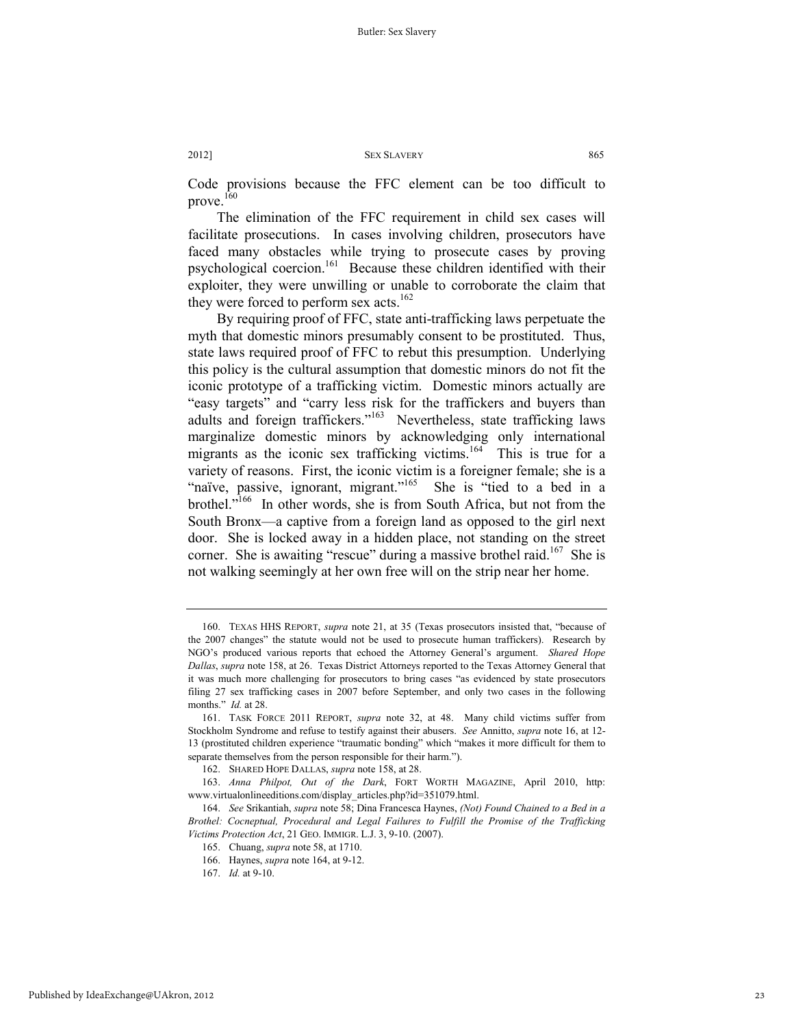Code provisions because the FFC element can be too difficult to prove.[160]

The elimination of the FFC requirement in child sex cases will facilitate prosecutions. In cases involving children, prosecutors have faced many obstacles while trying to prosecute cases by proving psychological coercion.[161] Because these children identified with their exploiter, they were unwilling or unable to corroborate the claim that they were forced to perform sex acts.[162]

By requiring proof of FFC, state anti-trafficking laws perpetuate the myth that domestic minors presumably consent to be prostituted. Thus, state laws required proof of FFC to rebut this presumption. Underlying this policy is the cultural assumption that domestic minors do not fit the iconic prototype of a trafficking victim. Domestic minors actually are "easy targets" and "carry less risk for the traffickers and buyers than adults and foreign traffickers."[163] Nevertheless, state trafficking laws marginalize domestic minors by acknowledging only international migrants as the iconic sex trafficking victims.[164] This is true for a variety of reasons. First, the iconic victim is a foreigner female; she is a "naïve, passive, ignorant, migrant."[165] She is "tied to a bed in a brothel."[166] In other words, she is from South Africa, but not from the South Bronx—a captive from a foreign land as opposed to the girl next door. She is locked away in a hidden place, not standing on the street corner. She is awaiting "rescue" during a massive brothel raid.[167] She is not walking seemingly at her own free will on the strip near her home.

---

160. TEXAS HHS REPORT, *supra* note 21, at 35 (Texas prosecutors insisted that, "because of the 2007 changes" the statute would not be used to prosecute human traffickers). Research by NGO's produced various reports that echoed the Attorney General's argument. *Shared Hope Dallas*, *supra* note 158, at 26. Texas District Attorneys reported to the Texas Attorney General that it was much more challenging for prosecutors to bring cases "as evidenced by state prosecutors filing 27 sex trafficking cases in 2007 before September, and only two cases in the following months." *Id.* at 28.

161. TASK FORCE 2011 REPORT, *supra* note 32, at 48. Many child victims suffer from Stockholm Syndrome and refuse to testify against their abusers. *See* Annitto, *supra* note 16, at 12-13 (prostituted children experience "traumatic bonding" which "makes it more difficult for them to separate themselves from the person responsible for their harm.").

162. SHARED HOPE DALLAS, *supra* note 158, at 28.

163. *Anna Philpot, Out of the Dark*, FORT WORTH MAGAZINE, April 2010, http: www.virtualonlineeditions.com/display_articles.php?id=351079.html.

164. *See* Srikantiah, *supra* note 58; Dina Francesca Haynes, *(Not) Found Chained to a Bed in a Brothel: Cocneptual, Procedural and Legal Failures to Fulfill the Promise of the Trafficking Victims Protection Act*, 21 GEO. IMMIGR. L.J. 3, 9-10. (2007).

165. Chuang, *supra* note 58, at 1710.

166. Haynes, *supra* note 164, at 9-12.

167. *Id.* at 9-10.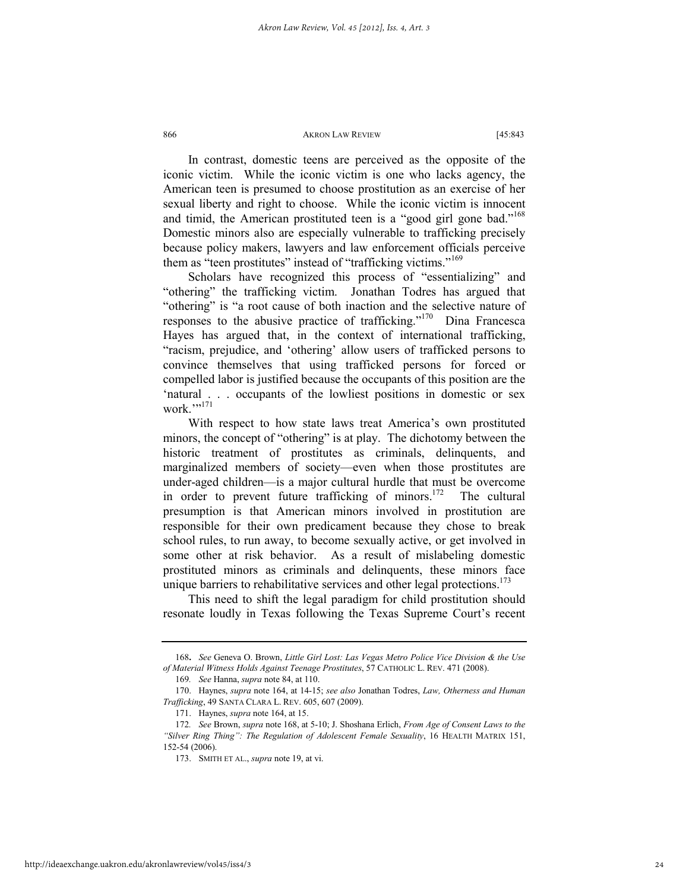In contrast, domestic teens are perceived as the opposite of the iconic victim. While the iconic victim is one who lacks agency, the American teen is presumed to choose prostitution as an exercise of her sexual liberty and right to choose. While the iconic victim is innocent and timid, the American prostituted teen is a "good girl gone bad."[168] Domestic minors also are especially vulnerable to trafficking precisely because policy makers, lawyers and law enforcement officials perceive them as "teen prostitutes" instead of "trafficking victims."[169]

Scholars have recognized this process of "essentializing" and "othering" the trafficking victim. Jonathan Todres has argued that "othering" is "a root cause of both inaction and the selective nature of responses to the abusive practice of trafficking."[170] Dina Francesca Hayes has argued that, in the context of international trafficking, "racism, prejudice, and 'othering' allow users of trafficked persons to convince themselves that using trafficked persons for forced or compelled labor is justified because the occupants of this position are the 'natural . . . occupants of the lowliest positions in domestic or sex work.'"[171]

With respect to how state laws treat America's own prostituted minors, the concept of "othering" is at play. The dichotomy between the historic treatment of prostitutes as criminals, delinquents, and marginalized members of society—even when those prostitutes are under-aged children—is a major cultural hurdle that must be overcome in order to prevent future trafficking of minors.[172] The cultural presumption is that American minors involved in prostitution are responsible for their own predicament because they chose to break school rules, to run away, to become sexually active, or get involved in some other at risk behavior. As a result of mislabeling domestic prostituted minors as criminals and delinquents, these minors face unique barriers to rehabilitative services and other legal protections.[173]

This need to shift the legal paradigm for child prostitution should resonate loudly in Texas following the Texas Supreme Court's recent

---

168. *See* Geneva O. Brown, *Little Girl Lost: Las Vegas Metro Police Vice Division & the Use of Material Witness Holds Against Teenage Prostitutes*, 57 CATHOLIC L. REV. 471 (2008).

169. *See* Hanna, *supra* note 84, at 110.

170. Haynes, *supra* note 164, at 14-15; *see also* Jonathan Todres, *Law, Otherness and Human Trafficking*, 49 SANTA CLARA L. REV. 605, 607 (2009).

171. Haynes, *supra* note 164, at 15.

172. *See* Brown, *supra* note 168, at 5-10; J. Shoshana Erlich, *From Age of Consent Laws to the "Silver Ring Thing": The Regulation of Adolescent Female Sexuality*, 16 HEALTH MATRIX 151, 152-54 (2006).

173. SMITH ET AL., *supra* note 19, at vi.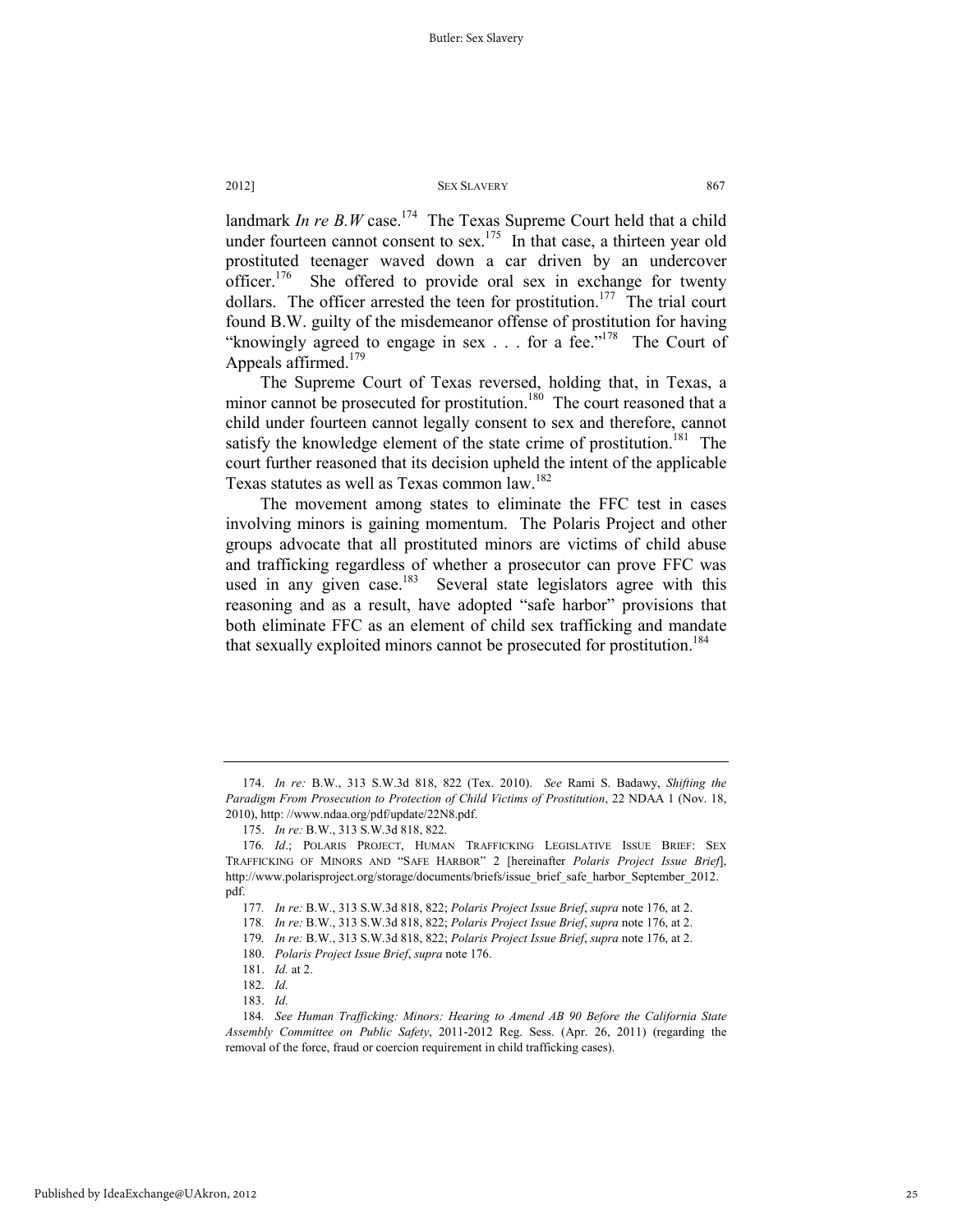landmark *In re B.W* case.[174] The Texas Supreme Court held that a child under fourteen cannot consent to sex.[175] In that case, a thirteen year old prostituted teenager waved down a car driven by an undercover officer.[176] She offered to provide oral sex in exchange for twenty dollars. The officer arrested the teen for prostitution.[177] The trial court found B.W. guilty of the misdemeanor offense of prostitution for having "knowingly agreed to engage in sex . . . for a fee."[178] The Court of Appeals affirmed.[179]

The Supreme Court of Texas reversed, holding that, in Texas, a minor cannot be prosecuted for prostitution.[180] The court reasoned that a child under fourteen cannot legally consent to sex and therefore, cannot satisfy the knowledge element of the state crime of prostitution.[181] The court further reasoned that its decision upheld the intent of the applicable Texas statutes as well as Texas common law.[182]

The movement among states to eliminate the FFC test in cases involving minors is gaining momentum. The Polaris Project and other groups advocate that all prostituted minors are victims of child abuse and trafficking regardless of whether a prosecutor can prove FFC was used in any given case.[183] Several state legislators agree with this reasoning and as a result, have adopted "safe harbor" provisions that both eliminate FFC as an element of child sex trafficking and mandate that sexually exploited minors cannot be prosecuted for prostitution.[184]

---

174. *In re:* B.W., 313 S.W.3d 818, 822 (Tex. 2010). *See* Rami S. Badawy, *Shifting the Paradigm From Prosecution to Protection of Child Victims of Prostitution*, 22 NDAA 1 (Nov. 18, 2010), http: //www.ndaa.org/pdf/update/22N8.pdf.

175. *In re:* B.W., 313 S.W.3d 818, 822.

176. *Id*.; POLARIS PROJECT, HUMAN TRAFFICKING LEGISLATIVE ISSUE BRIEF: SEX TRAFFICKING OF MINORS AND "SAFE HARBOR" 2 [hereinafter *Polaris Project Issue Brief*], http://www.polarisproject.org/storage/documents/briefs/issue_brief_safe_harbor_September_2012.pdf.

177. *In re:* B.W., 313 S.W.3d 818, 822; *Polaris Project Issue Brief*, *supra* note 176, at 2.

178. *In re:* B.W., 313 S.W.3d 818, 822; *Polaris Project Issue Brief*, *supra* note 176, at 2.

179. *In re:* B.W., 313 S.W.3d 818, 822; *Polaris Project Issue Brief*, *supra* note 176, at 2.

180. *Polaris Project Issue Brief*, *supra* note 176.

181. *Id.* at 2.

182. *Id.*

183. *Id.*

184. *See Human Trafficking: Minors: Hearing to Amend AB 90 Before the California State Assembly Committee on Public Safety*, 2011-2012 Reg. Sess. (Apr. 26, 2011) (regarding the removal of the force, fraud or coercion requirement in child trafficking cases).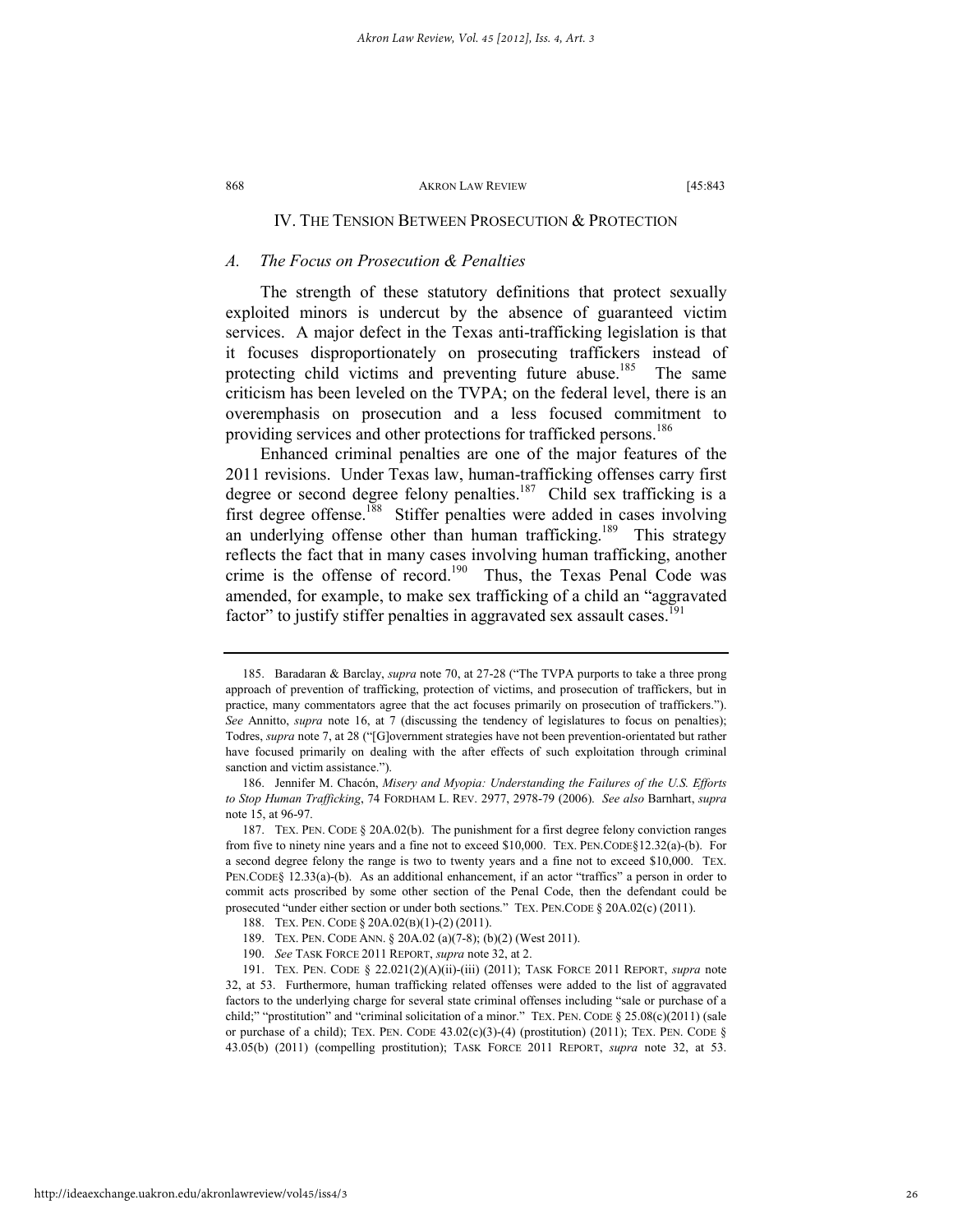## IV. THE TENSION BETWEEN PROSECUTION & PROTECTION

### *A. The Focus on Prosecution & Penalties*

The strength of these statutory definitions that protect sexually exploited minors is undercut by the absence of guaranteed victim services. A major defect in the Texas anti-trafficking legislation is that it focuses disproportionately on prosecuting traffickers instead of protecting child victims and preventing future abuse.[185] The same criticism has been leveled on the TVPA; on the federal level, there is an overemphasis on prosecution and a less focused commitment to providing services and other protections for trafficked persons.[186]

Enhanced criminal penalties are one of the major features of the 2011 revisions. Under Texas law, human-trafficking offenses carry first degree or second degree felony penalties.[187] Child sex trafficking is a first degree offense.[188] Stiffer penalties were added in cases involving an underlying offense other than human trafficking.[189] This strategy reflects the fact that in many cases involving human trafficking, another crime is the offense of record.[190] Thus, the Texas Penal Code was amended, for example, to make sex trafficking of a child an "aggravated factor" to justify stiffer penalties in aggravated sex assault cases.[191]

---

185. Baradaran & Barclay, *supra* note 70, at 27-28 ("The TVPA purports to take a three prong approach of prevention of trafficking, protection of victims, and prosecution of traffickers, but in practice, many commentators agree that the act focuses primarily on prosecution of traffickers."). *See* Annitto, *supra* note 16, at 7 (discussing the tendency of legislatures to focus on penalties); Todres, *supra* note 7, at 28 ("[G]overnment strategies have not been prevention-orientated but rather have focused primarily on dealing with the after effects of such exploitation through criminal sanction and victim assistance.").

186. Jennifer M. Chacón, *Misery and Myopia: Understanding the Failures of the U.S. Efforts to Stop Human Trafficking*, 74 FORDHAM L. REV. 2977, 2978-79 (2006). *See also* Barnhart, *supra* note 15, at 96-97.

187. TEX. PEN. CODE § 20A.02(b). The punishment for a first degree felony conviction ranges from five to ninety nine years and a fine not to exceed $10,000. TEX. PEN.CODE§12.32(a)-(b). For a second degree felony the range is two to twenty years and a fine not to exceed $10,000. TEX. PEN.CODE§ 12.33(a)-(b). As an additional enhancement, if an actor "traffics" a person in order to commit acts proscribed by some other section of the Penal Code, then the defendant could be prosecuted "under either section or under both sections." TEX. PEN.CODE § 20A.02(c) (2011).

188. TEX. PEN. CODE § 20A.02(B)(1)-(2) (2011).

189. TEX. PEN. CODE ANN. § 20A.02 (a)(7-8); (b)(2) (West 2011).

190. *See* TASK FORCE 2011 REPORT, *supra* note 32, at 2.

191. TEX. PEN. CODE § 22.021(2)(A)(ii)-(iii) (2011); TASK FORCE 2011 REPORT, *supra* note 32, at 53. Furthermore, human trafficking related offenses were added to the list of aggravated factors to the underlying charge for several state criminal offenses including "sale or purchase of a child;" "prostitution" and "criminal solicitation of a minor." TEX. PEN. CODE § 25.08(c)(2011) (sale or purchase of a child); TEX. PEN. CODE 43.02(c)(3)-(4) (prostitution) (2011); TEX. PEN. CODE § 43.05(b) (2011) (compelling prostitution); TASK FORCE 2011 REPORT, *supra* note 32, at 53.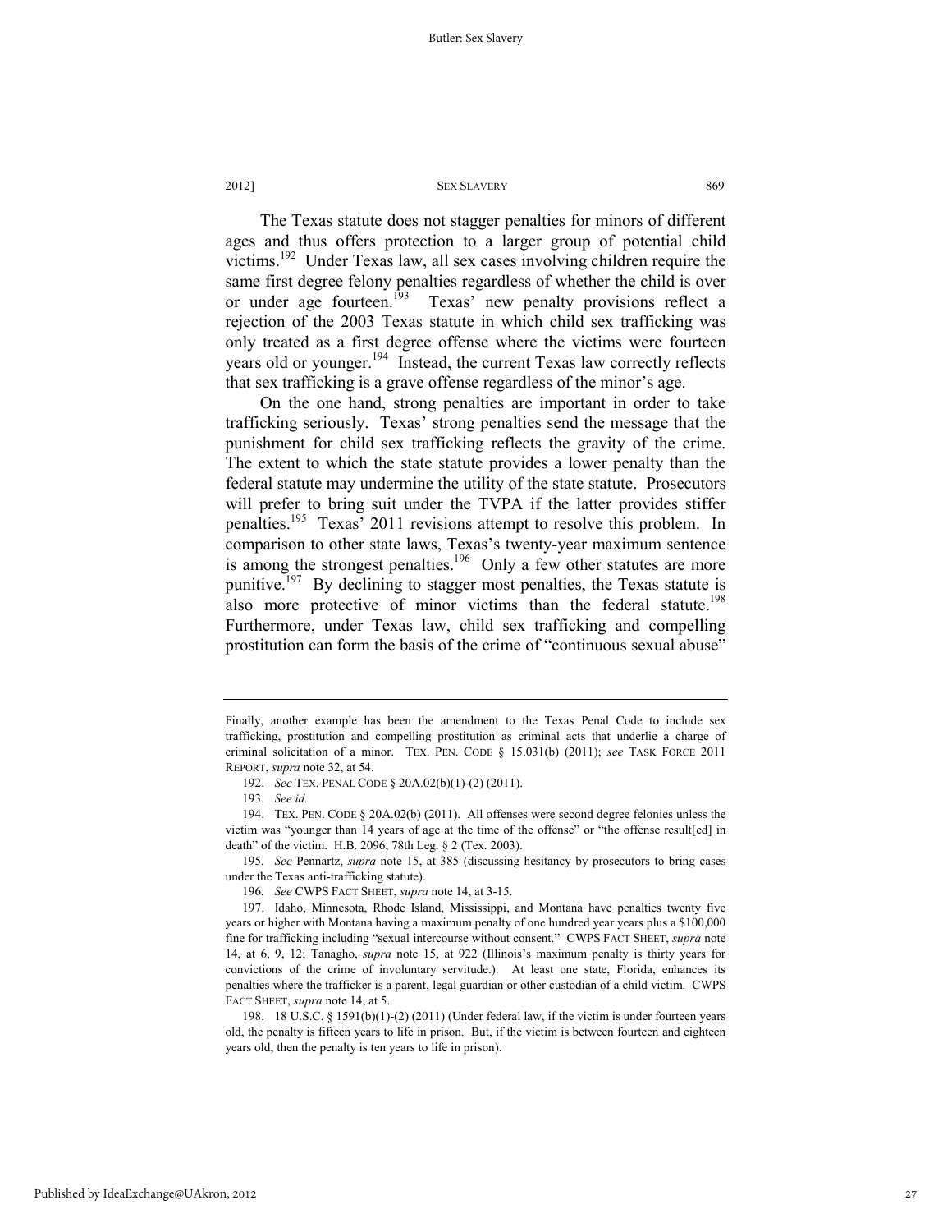The Texas statute does not stagger penalties for minors of different ages and thus offers protection to a larger group of potential child victims.[192] Under Texas law, all sex cases involving children require the same first degree felony penalties regardless of whether the child is over or under age fourteen.[193] Texas' new penalty provisions reflect a rejection of the 2003 Texas statute in which child sex trafficking was only treated as a first degree offense where the victims were fourteen years old or younger.[194] Instead, the current Texas law correctly reflects that sex trafficking is a grave offense regardless of the minor's age.

On the one hand, strong penalties are important in order to take trafficking seriously. Texas' strong penalties send the message that the punishment for child sex trafficking reflects the gravity of the crime. The extent to which the state statute provides a lower penalty than the federal statute may undermine the utility of the state statute. Prosecutors will prefer to bring suit under the TVPA if the latter provides stiffer penalties.[195] Texas' 2011 revisions attempt to resolve this problem. In comparison to other state laws, Texas's twenty-year maximum sentence is among the strongest penalties.[196] Only a few other statutes are more punitive.[197] By declining to stagger most penalties, the Texas statute is also more protective of minor victims than the federal statute.[198] Furthermore, under Texas law, child sex trafficking and compelling prostitution can form the basis of the crime of "continuous sexual abuse"

---

Finally, another example has been the amendment to the Texas Penal Code to include sex trafficking, prostitution and compelling prostitution as criminal acts that underlie a charge of criminal solicitation of a minor. TEX. PEN. CODE § 15.031(b) (2011); *see* TASK FORCE 2011 REPORT, *supra* note 32, at 54.

192. *See* TEX. PENAL CODE § 20A.02(b)(1)-(2) (2011).

193. *See id.*

194. TEX. PEN. CODE § 20A.02(b) (2011). All offenses were second degree felonies unless the victim was "younger than 14 years of age at the time of the offense" or "the offense result[ed] in death" of the victim. H.B. 2096, 78th Leg. § 2 (Tex. 2003).

195. *See* Pennartz, *supra* note 15, at 385 (discussing hesitancy by prosecutors to bring cases under the Texas anti-trafficking statute).

196. *See* CWPS FACT SHEET, *supra* note 14, at 3-15.

197. Idaho, Minnesota, Rhode Island, Mississippi, and Montana have penalties twenty five years or higher with Montana having a maximum penalty of one hundred year years plus a $100,000 fine for trafficking including "sexual intercourse without consent." CWPS FACT SHEET, *supra* note 14, at 6, 9, 12; Tanagho, *supra* note 15, at 922 (Illinois's maximum penalty is thirty years for convictions of the crime of involuntary servitude.). At least one state, Florida, enhances its penalties where the trafficker is a parent, legal guardian or other custodian of a child victim. CWPS FACT SHEET, *supra* note 14, at 5.

198. 18 U.S.C. § 1591(b)(1)-(2) (2011) (Under federal law, if the victim is under fourteen years old, the penalty is fifteen years to life in prison. But, if the victim is between fourteen and eighteen years old, then the penalty is ten years to life in prison).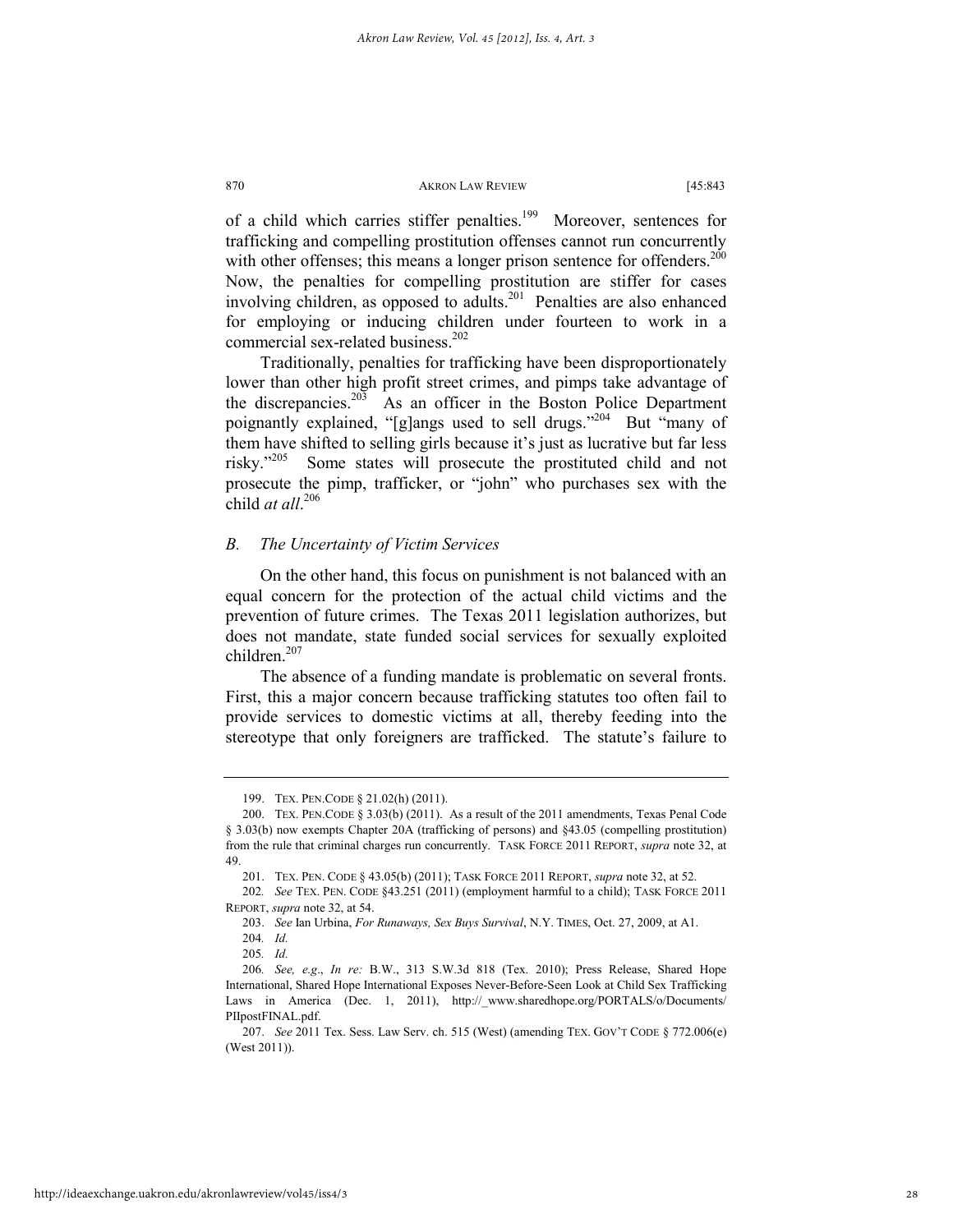of a child which carries stiffer penalties.[199] Moreover, sentences for trafficking and compelling prostitution offenses cannot run concurrently with other offenses; this means a longer prison sentence for offenders.[200] Now, the penalties for compelling prostitution are stiffer for cases involving children, as opposed to adults.[201] Penalties are also enhanced for employing or inducing children under fourteen to work in a commercial sex-related business.[202]

Traditionally, penalties for trafficking have been disproportionately lower than other high profit street crimes, and pimps take advantage of the discrepancies.[203] As an officer in the Boston Police Department poignantly explained, "[g]angs used to sell drugs."[204] But "many of them have shifted to selling girls because it's just as lucrative but far less risky."[205] Some states will prosecute the prostituted child and not prosecute the pimp, trafficker, or "john" who purchases sex with the child *at all*.[206]

### *B. The Uncertainty of Victim Services*

On the other hand, this focus on punishment is not balanced with an equal concern for the protection of the actual child victims and the prevention of future crimes. The Texas 2011 legislation authorizes, but does not mandate, state funded social services for sexually exploited children.[207]

The absence of a funding mandate is problematic on several fronts. First, this a major concern because trafficking statutes too often fail to provide services to domestic victims at all, thereby feeding into the stereotype that only foreigners are trafficked. The statute's failure to

---

199. TEX. PEN.CODE § 21.02(h) (2011).

200. TEX. PEN.CODE § 3.03(b) (2011). As a result of the 2011 amendments, Texas Penal Code § 3.03(b) now exempts Chapter 20A (trafficking of persons) and §43.05 (compelling prostitution) from the rule that criminal charges run concurrently. TASK FORCE 2011 REPORT, *supra* note 32, at 49.

201. TEX. PEN. CODE § 43.05(b) (2011); TASK FORCE 2011 REPORT, *supra* note 32, at 52.

202. *See* TEX. PEN. CODE §43.251 (2011) (employment harmful to a child); TASK FORCE 2011 REPORT, *supra* note 32, at 54.

203. *See* Ian Urbina, *For Runaways, Sex Buys Survival*, N.Y. TIMES, Oct. 27, 2009, at A1.

204. *Id.*

205. *Id.*

206. *See, e.g.*, *In re:* B.W., 313 S.W.3d 818 (Tex. 2010); Press Release, Shared Hope International, Shared Hope International Exposes Never-Before-Seen Look at Child Sex Trafficking Laws in America (Dec. 1, 2011), http://_www.sharedhope.org/PORTALS/o/Documents/PIIpostFINAL.pdf.

207. *See* 2011 Tex. Sess. Law Serv. ch. 515 (West) (amending TEX. GOV'T CODE § 772.006(e) (West 2011)).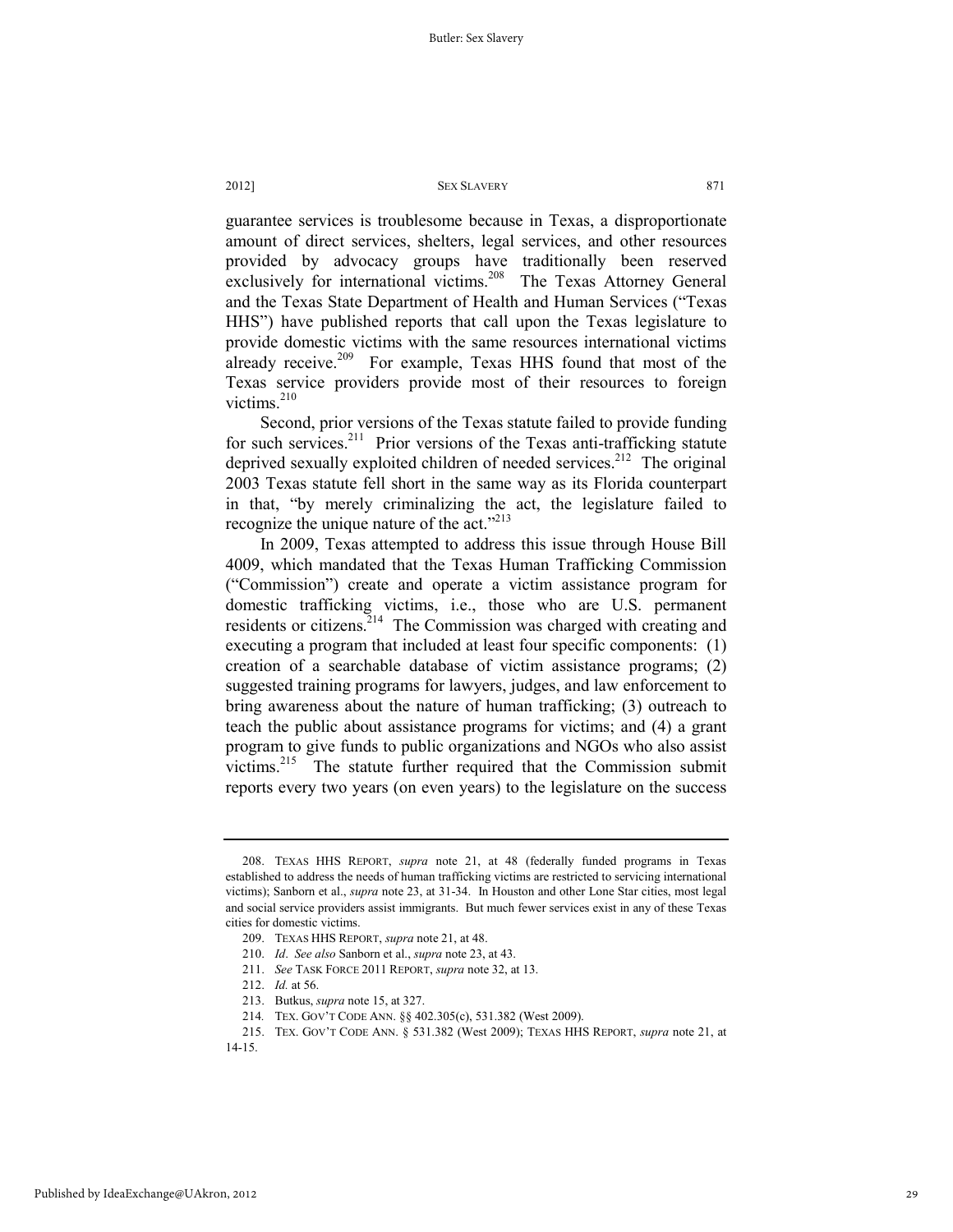guarantee services is troublesome because in Texas, a disproportionate amount of direct services, shelters, legal services, and other resources provided by advocacy groups have traditionally been reserved exclusively for international victims.[208] The Texas Attorney General and the Texas State Department of Health and Human Services ("Texas HHS") have published reports that call upon the Texas legislature to provide domestic victims with the same resources international victims already receive.[209] For example, Texas HHS found that most of the Texas service providers provide most of their resources to foreign victims.[210]

Second, prior versions of the Texas statute failed to provide funding for such services.[211] Prior versions of the Texas anti-trafficking statute deprived sexually exploited children of needed services.[212] The original 2003 Texas statute fell short in the same way as its Florida counterpart in that, "by merely criminalizing the act, the legislature failed to recognize the unique nature of the act."[213]

In 2009, Texas attempted to address this issue through House Bill 4009, which mandated that the Texas Human Trafficking Commission ("Commission") create and operate a victim assistance program for domestic trafficking victims, i.e., those who are U.S. permanent residents or citizens.[214] The Commission was charged with creating and executing a program that included at least four specific components: (1) creation of a searchable database of victim assistance programs; (2) suggested training programs for lawyers, judges, and law enforcement to bring awareness about the nature of human trafficking; (3) outreach to teach the public about assistance programs for victims; and (4) a grant program to give funds to public organizations and NGOs who also assist victims.[215] The statute further required that the Commission submit reports every two years (on even years) to the legislature on the success

---

208. TEXAS HHS REPORT, *supra* note 21, at 48 (federally funded programs in Texas established to address the needs of human trafficking victims are restricted to servicing international victims); Sanborn et al., *supra* note 23, at 31-34. In Houston and other Lone Star cities, most legal and social service providers assist immigrants. But much fewer services exist in any of these Texas cities for domestic victims.

209. TEXAS HHS REPORT, *supra* note 21, at 48.

210. *Id*. *See also* Sanborn et al., *supra* note 23, at 43.

211. *See* TASK FORCE 2011 REPORT, *supra* note 32, at 13.

212. *Id.* at 56.

213. Butkus, *supra* note 15, at 327.

214. TEX. GOV'T CODE ANN. §§ 402.305(c), 531.382 (West 2009).

215. TEX. GOV'T CODE ANN. § 531.382 (West 2009); TEXAS HHS REPORT, *supra* note 21, at 14-15.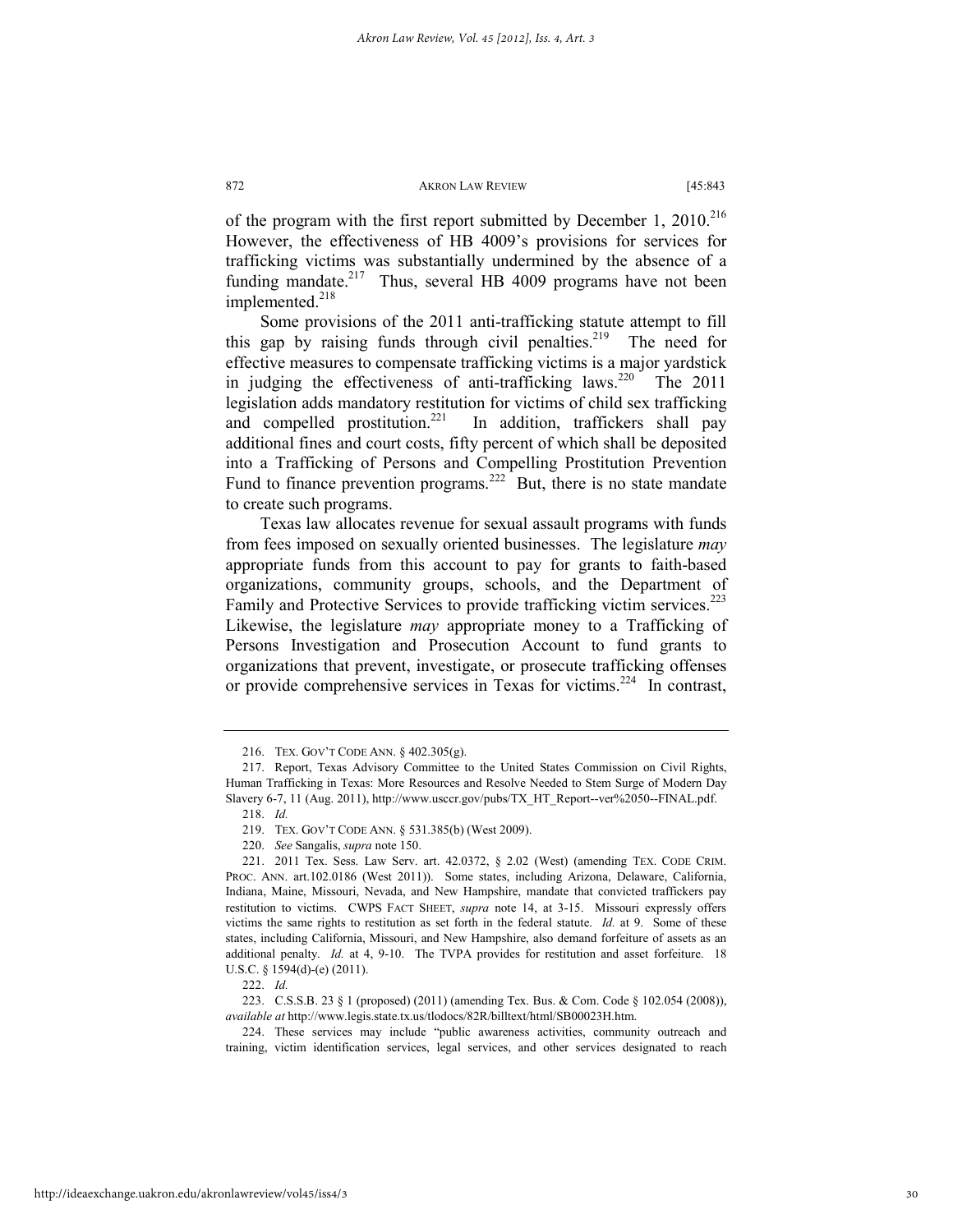of the program with the first report submitted by December 1, 2010.[216] However, the effectiveness of HB 4009's provisions for services for trafficking victims was substantially undermined by the absence of a funding mandate.[217] Thus, several HB 4009 programs have not been implemented.[218]

Some provisions of the 2011 anti-trafficking statute attempt to fill this gap by raising funds through civil penalties.[219] The need for effective measures to compensate trafficking victims is a major yardstick in judging the effectiveness of anti-trafficking laws.[220] The 2011 legislation adds mandatory restitution for victims of child sex trafficking and compelled prostitution.[221] In addition, traffickers shall pay additional fines and court costs, fifty percent of which shall be deposited into a Trafficking of Persons and Compelling Prostitution Prevention Fund to finance prevention programs.[222] But, there is no state mandate to create such programs.

Texas law allocates revenue for sexual assault programs with funds from fees imposed on sexually oriented businesses. The legislature *may* appropriate funds from this account to pay for grants to faith-based organizations, community groups, schools, and the Department of Family and Protective Services to provide trafficking victim services.[223] Likewise, the legislature *may* appropriate money to a Trafficking of Persons Investigation and Prosecution Account to fund grants to organizations that prevent, investigate, or prosecute trafficking offenses or provide comprehensive services in Texas for victims.[224] In contrast,

---

216. TEX. GOV'T CODE ANN. § 402.305(g).

217. Report, Texas Advisory Committee to the United States Commission on Civil Rights, Human Trafficking in Texas: More Resources and Resolve Needed to Stem Surge of Modern Day Slavery 6-7, 11 (Aug. 2011), http://www.usccr.gov/pubs/TX_HT_Report--ver%2050--FINAL.pdf.

218. *Id.*

219. TEX. GOV'T CODE ANN. § 531.385(b) (West 2009).

220. *See* Sangalis, *supra* note 150.

221. 2011 Tex. Sess. Law Serv. art. 42.0372, § 2.02 (West) (amending TEX. CODE CRIM. PROC. ANN. art.102.0186 (West 2011)). Some states, including Arizona, Delaware, California, Indiana, Maine, Missouri, Nevada, and New Hampshire, mandate that convicted traffickers pay restitution to victims. CWPS FACT SHEET, *supra* note 14, at 3-15. Missouri expressly offers victims the same rights to restitution as set forth in the federal statute. *Id.* at 9. Some of these states, including California, Missouri, and New Hampshire, also demand forfeiture of assets as an additional penalty. *Id.* at 4, 9-10. The TVPA provides for restitution and asset forfeiture. 18 U.S.C. § 1594(d)-(e) (2011).

222. *Id.*

223. C.S.S.B. 23 § 1 (proposed) (2011) (amending Tex. Bus. & Com. Code § 102.054 (2008)), *available at* http://www.legis.state.tx.us/tlodocs/82R/billtext/html/SB00023H.htm.

224. These services may include "public awareness activities, community outreach and training, victim identification services, legal services, and other services designated to reach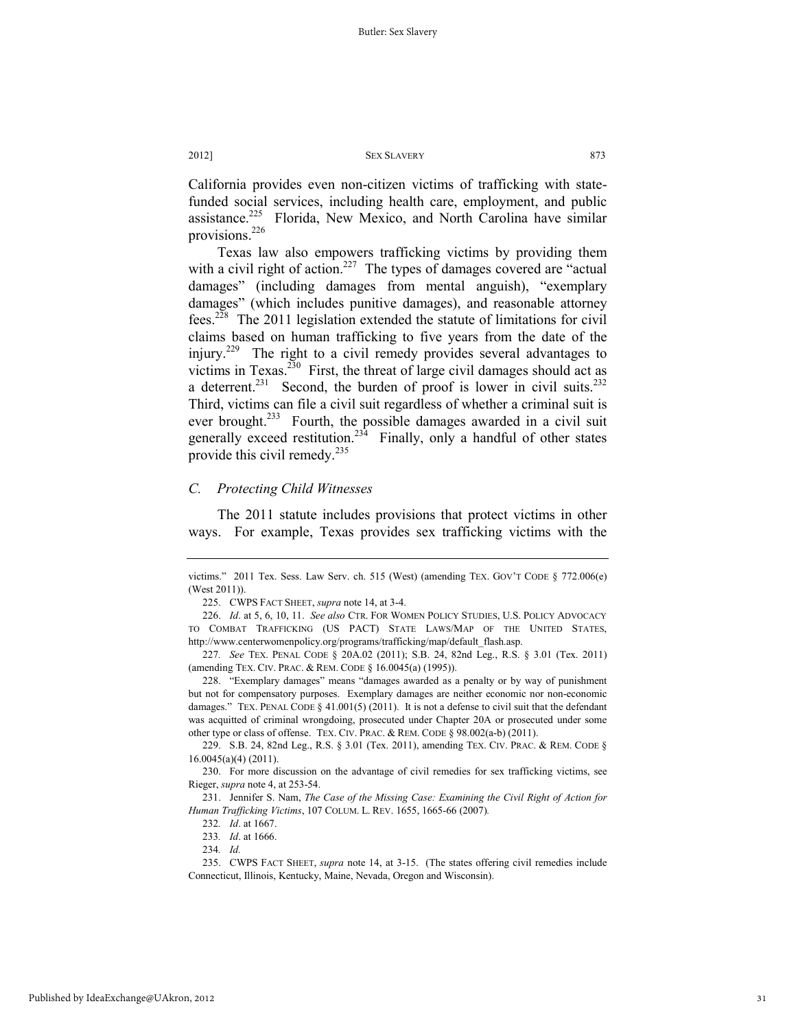California provides even non-citizen victims of trafficking with state-funded social services, including health care, employment, and public assistance.[225] Florida, New Mexico, and North Carolina have similar provisions.[226]

Texas law also empowers trafficking victims by providing them with a civil right of action.[227] The types of damages covered are "actual damages" (including damages from mental anguish), "exemplary damages" (which includes punitive damages), and reasonable attorney fees.[228] The 2011 legislation extended the statute of limitations for civil claims based on human trafficking to five years from the date of the injury.[229] The right to a civil remedy provides several advantages to victims in Texas.[230] First, the threat of large civil damages should act as a deterrent.[231] Second, the burden of proof is lower in civil suits.[232] Third, victims can file a civil suit regardless of whether a criminal suit is ever brought.[233] Fourth, the possible damages awarded in a civil suit generally exceed restitution.[234] Finally, only a handful of other states provide this civil remedy.[235]

### C. *Protecting Child Witnesses*

The 2011 statute includes provisions that protect victims in other ways. For example, Texas provides sex trafficking victims with the

---

victims." 2011 Tex. Sess. Law Serv. ch. 515 (West) (amending TEX. GOV'T CODE § 772.006(e) (West 2011)).

225. CWPS FACT SHEET, *supra* note 14, at 3-4.

226. *Id*. at 5, 6, 10, 11. *See also* CTR. FOR WOMEN POLICY STUDIES, U.S. POLICY ADVOCACY TO COMBAT TRAFFICKING (US PACT) STATE LAWS/MAP OF THE UNITED STATES, http://www.centerwomenpolicy.org/programs/trafficking/map/default_flash.asp.

227. *See* TEX. PENAL CODE § 20A.02 (2011); S.B. 24, 82nd Leg., R.S. § 3.01 (Tex. 2011) (amending TEX. CIV. PRAC. & REM. CODE § 16.0045(a) (1995)).

228. "Exemplary damages" means "damages awarded as a penalty or by way of punishment but not for compensatory purposes. Exemplary damages are neither economic nor non-economic damages." TEX. PENAL CODE § 41.001(5) (2011). It is not a defense to civil suit that the defendant was acquitted of criminal wrongdoing, prosecuted under Chapter 20A or prosecuted under some other type or class of offense. TEX. CIV. PRAC. & REM. CODE § 98.002(a-b) (2011).

229. S.B. 24, 82nd Leg., R.S. § 3.01 (Tex. 2011), amending TEX. CIV. PRAC. & REM. CODE § 16.0045(a)(4) (2011).

230. For more discussion on the advantage of civil remedies for sex trafficking victims, see Rieger, *supra* note 4, at 253-54.

231. Jennifer S. Nam, *The Case of the Missing Case: Examining the Civil Right of Action for Human Trafficking Victims*, 107 COLUM. L. REV. 1655, 1665-66 (2007).

232. *Id*. at 1667.

233. *Id*. at 1666.

234. *Id.*

235. CWPS FACT SHEET, *supra* note 14, at 3-15. (The states offering civil remedies include Connecticut, Illinois, Kentucky, Maine, Nevada, Oregon and Wisconsin).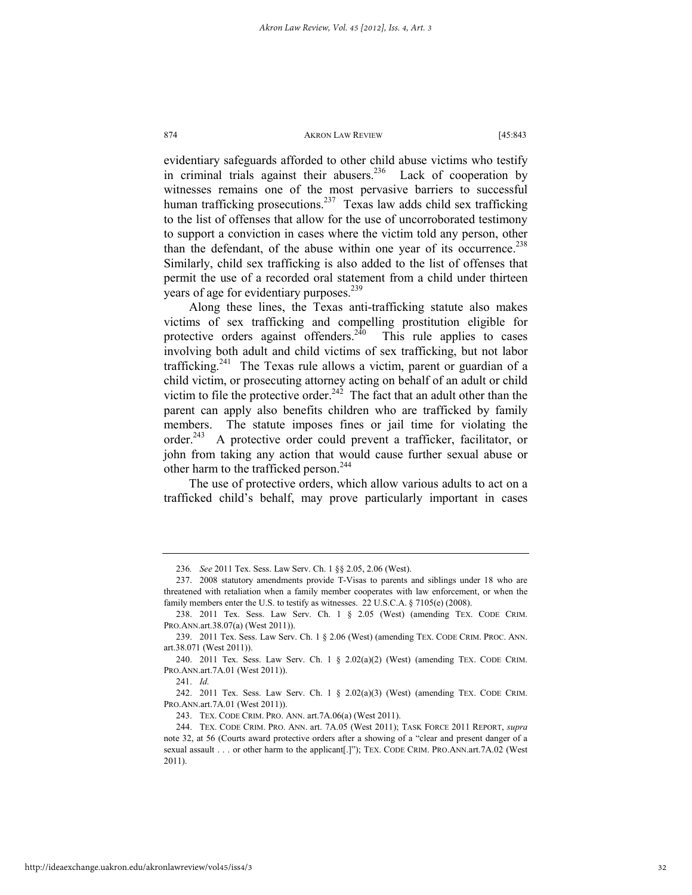evidentiary safeguards afforded to other child abuse victims who testify in criminal trials against their abusers.[236] Lack of cooperation by witnesses remains one of the most pervasive barriers to successful human trafficking prosecutions.[237] Texas law adds child sex trafficking to the list of offenses that allow for the use of uncorroborated testimony to support a conviction in cases where the victim told any person, other than the defendant, of the abuse within one year of its occurrence.[238] Similarly, child sex trafficking is also added to the list of offenses that permit the use of a recorded oral statement from a child under thirteen years of age for evidentiary purposes.[239]

Along these lines, the Texas anti-trafficking statute also makes victims of sex trafficking and compelling prostitution eligible for protective orders against offenders.[240] This rule applies to cases involving both adult and child victims of sex trafficking, but not labor trafficking.[241] The Texas rule allows a victim, parent or guardian of a child victim, or prosecuting attorney acting on behalf of an adult or child victim to file the protective order.[242] The fact that an adult other than the parent can apply also benefits children who are trafficked by family members. The statute imposes fines or jail time for violating the order.[243] A protective order could prevent a trafficker, facilitator, or john from taking any action that would cause further sexual abuse or other harm to the trafficked person.[244]

The use of protective orders, which allow various adults to act on a trafficked child's behalf, may prove particularly important in cases

---

236. *See* 2011 Tex. Sess. Law Serv. Ch. 1 §§ 2.05, 2.06 (West).

237. 2008 statutory amendments provide T-Visas to parents and siblings under 18 who are threatened with retaliation when a family member cooperates with law enforcement, or when the family members enter the U.S. to testify as witnesses. 22 U.S.C.A. § 7105(e) (2008).

238. 2011 Tex. Sess. Law Serv. Ch. 1 § 2.05 (West) (amending TEX. CODE CRIM. PRO.ANN.art.38.07(a) (West 2011)).

239. 2011 Tex. Sess. Law Serv. Ch. 1 § 2.06 (West) (amending TEX. CODE CRIM. PROC. ANN. art.38.071 (West 2011)).

240. 2011 Tex. Sess. Law Serv. Ch. 1 § 2.02(a)(2) (West) (amending TEX. CODE CRIM. PRO.ANN.art.7A.01 (West 2011)).

241. *Id.*

242. 2011 Tex. Sess. Law Serv. Ch. 1 § 2.02(a)(3) (West) (amending TEX. CODE CRIM. PRO.ANN.art.7A.01 (West 2011)).

243. TEX. CODE CRIM. PRO. ANN. art.7A.06(a) (West 2011).

244. TEX. CODE CRIM. PRO. ANN. art. 7A.05 (West 2011); TASK FORCE 2011 REPORT, *supra* note 32, at 56 (Courts award protective orders after a showing of a "clear and present danger of a sexual assault . . . or other harm to the applicant[.]"); TEX. CODE CRIM. PRO.ANN.art.7A.02 (West 2011).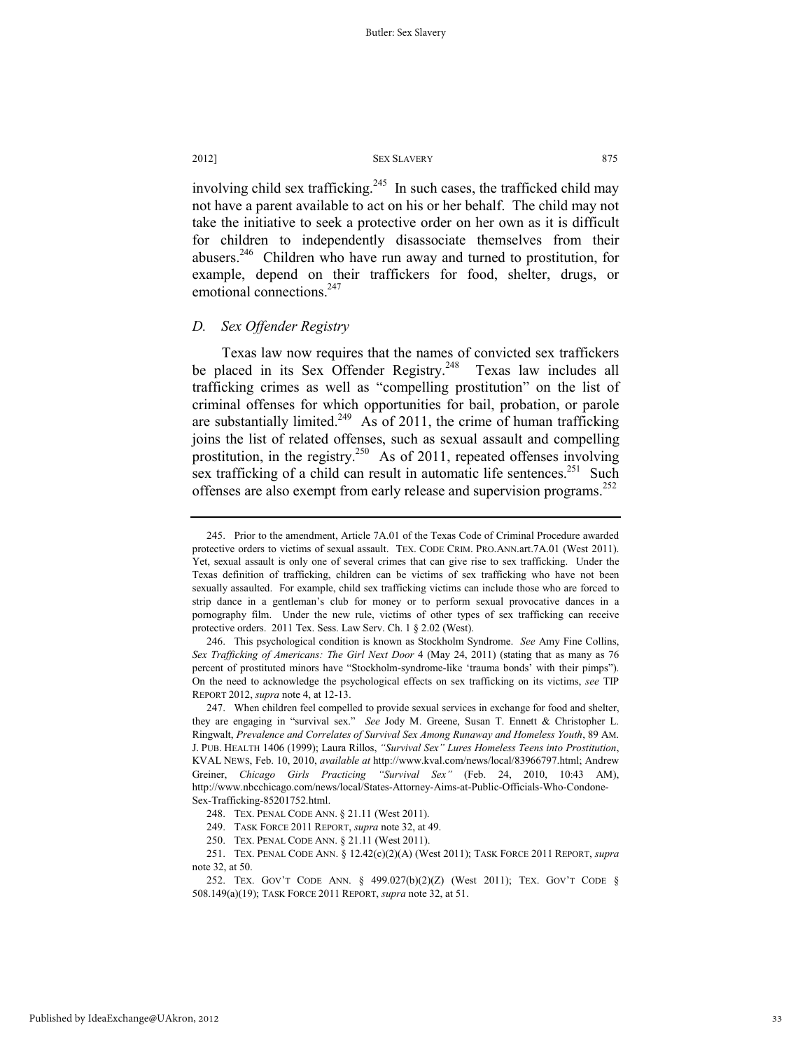involving child sex trafficking.[245] In such cases, the trafficked child may not have a parent available to act on his or her behalf. The child may not take the initiative to seek a protective order on her own as it is difficult for children to independently disassociate themselves from their abusers.[246] Children who have run away and turned to prostitution, for example, depend on their traffickers for food, shelter, drugs, or emotional connections.[247]

### *D. Sex Offender Registry*

Texas law now requires that the names of convicted sex traffickers be placed in its Sex Offender Registry.[248] Texas law includes all trafficking crimes as well as "compelling prostitution" on the list of criminal offenses for which opportunities for bail, probation, or parole are substantially limited.[249] As of 2011, the crime of human trafficking joins the list of related offenses, such as sexual assault and compelling prostitution, in the registry.[250] As of 2011, repeated offenses involving sex trafficking of a child can result in automatic life sentences.[251] Such offenses are also exempt from early release and supervision programs.[252]

---

245. Prior to the amendment, Article 7A.01 of the Texas Code of Criminal Procedure awarded protective orders to victims of sexual assault. TEX. CODE CRIM. PRO.ANN.art.7A.01 (West 2011). Yet, sexual assault is only one of several crimes that can give rise to sex trafficking. Under the Texas definition of trafficking, children can be victims of sex trafficking who have not been sexually assaulted. For example, child sex trafficking victims can include those who are forced to strip dance in a gentleman's club for money or to perform sexual provocative dances in a pornography film. Under the new rule, victims of other types of sex trafficking can receive protective orders. 2011 Tex. Sess. Law Serv. Ch. 1 § 2.02 (West).

246. This psychological condition is known as Stockholm Syndrome. *See* Amy Fine Collins, *Sex Trafficking of Americans: The Girl Next Door* 4 (May 24, 2011) (stating that as many as 76 percent of prostituted minors have "Stockholm-syndrome-like 'trauma bonds' with their pimps"). On the need to acknowledge the psychological effects on sex trafficking on its victims, *see* TIP REPORT 2012, *supra* note 4, at 12-13.

247. When children feel compelled to provide sexual services in exchange for food and shelter, they are engaging in "survival sex." *See* Jody M. Greene, Susan T. Ennett & Christopher L. Ringwalt, *Prevalence and Correlates of Survival Sex Among Runaway and Homeless Youth*, 89 AM. J. PUB. HEALTH 1406 (1999); Laura Rillos, *"Survival Sex" Lures Homeless Teens into Prostitution*, KVAL NEWS, Feb. 10, 2010, *available at* http://www.kval.com/news/local/83966797.html; Andrew Greiner, *Chicago Girls Practicing "Survival Sex"* (Feb. 24, 2010, 10:43 AM), http://www.nbcchicago.com/news/local/States-Attorney-Aims-at-Public-Officials-Who-Condone-Sex-Trafficking-85201752.html.

248. TEX. PENAL CODE ANN. § 21.11 (West 2011).

249. TASK FORCE 2011 REPORT, *supra* note 32, at 49.

250. TEX. PENAL CODE ANN. § 21.11 (West 2011).

251. TEX. PENAL CODE ANN. § 12.42(c)(2)(A) (West 2011); TASK FORCE 2011 REPORT, *supra* note 32, at 50.

252. TEX. GOV'T CODE ANN. § 499.027(b)(2)(Z) (West 2011); TEX. GOV'T CODE § 508.149(a)(19); TASK FORCE 2011 REPORT, *supra* note 32, at 51.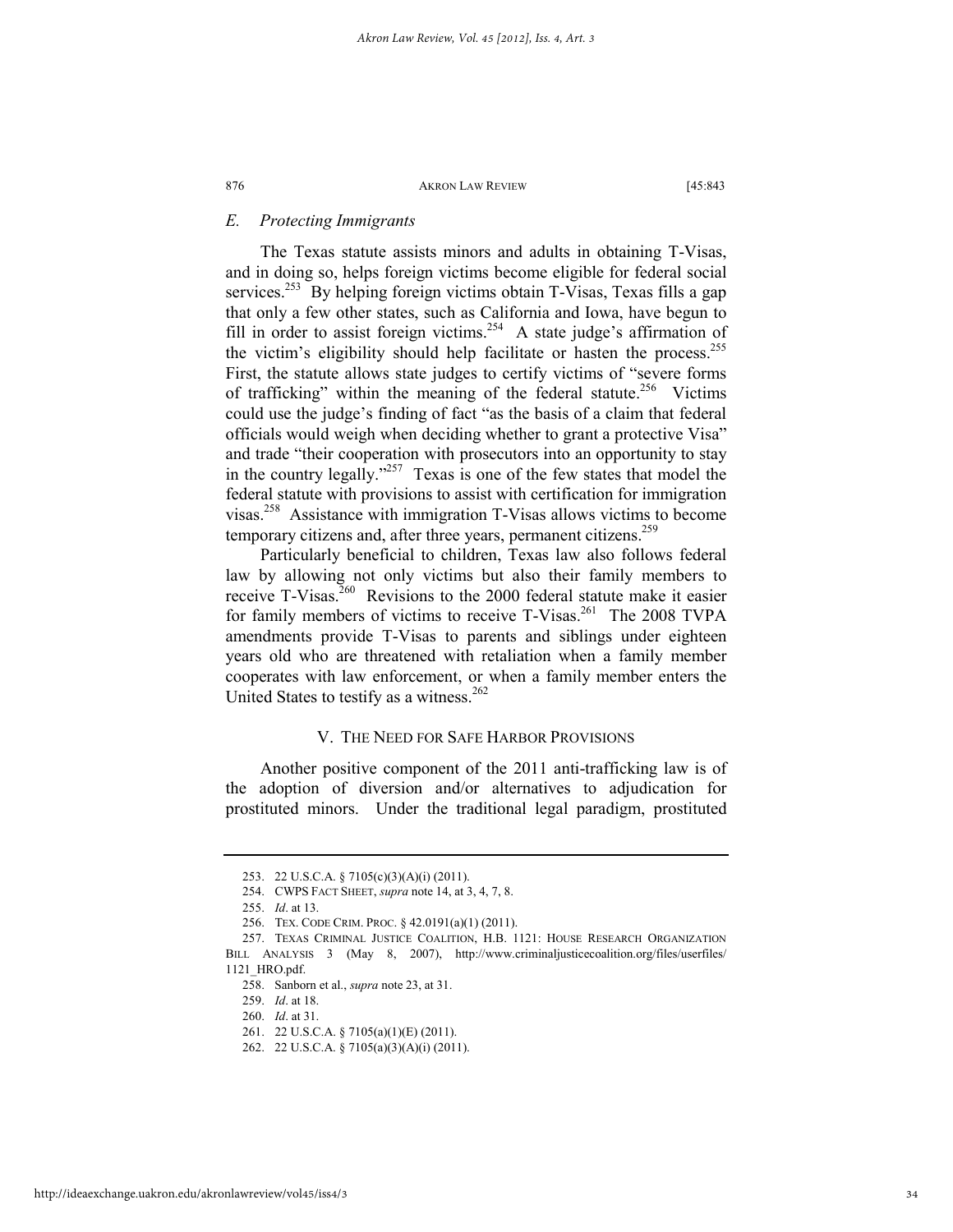### *E. Protecting Immigrants*

The Texas statute assists minors and adults in obtaining T-Visas, and in doing so, helps foreign victims become eligible for federal social services.[253] By helping foreign victims obtain T-Visas, Texas fills a gap that only a few other states, such as California and Iowa, have begun to fill in order to assist foreign victims.[254] A state judge's affirmation of the victim's eligibility should help facilitate or hasten the process.[255] First, the statute allows state judges to certify victims of "severe forms of trafficking" within the meaning of the federal statute.[256] Victims could use the judge's finding of fact "as the basis of a claim that federal officials would weigh when deciding whether to grant a protective Visa" and trade "their cooperation with prosecutors into an opportunity to stay in the country legally."[257] Texas is one of the few states that model the federal statute with provisions to assist with certification for immigration visas.[258] Assistance with immigration T-Visas allows victims to become temporary citizens and, after three years, permanent citizens.[259]

Particularly beneficial to children, Texas law also follows federal law by allowing not only victims but also their family members to receive T-Visas.[260] Revisions to the 2000 federal statute make it easier for family members of victims to receive T-Visas.[261] The 2008 TVPA amendments provide T-Visas to parents and siblings under eighteen years old who are threatened with retaliation when a family member cooperates with law enforcement, or when a family member enters the United States to testify as a witness.[262]

## V. THE NEED FOR SAFE HARBOR PROVISIONS

Another positive component of the 2011 anti-trafficking law is of the adoption of diversion and/or alternatives to adjudication for prostituted minors. Under the traditional legal paradigm, prostituted

---

253. 22 U.S.C.A. § 7105(c)(3)(A)(i) (2011).

254. CWPS FACT SHEET, *supra* note 14, at 3, 4, 7, 8.

255. *Id*. at 13.

256. TEX. CODE CRIM. PROC. § 42.0191(a)(1) (2011).

257. TEXAS CRIMINAL JUSTICE COALITION, H.B. 1121: HOUSE RESEARCH ORGANIZATION BILL ANALYSIS 3 (May 8, 2007), http://www.criminaljusticecoalition.org/files/userfiles/1121_HRO.pdf.

258. Sanborn et al., *supra* note 23, at 31.

259. *Id*. at 18.

260. *Id*. at 31.

261. 22 U.S.C.A. § 7105(a)(1)(E) (2011).

262. 22 U.S.C.A. § 7105(a)(3)(A)(i) (2011).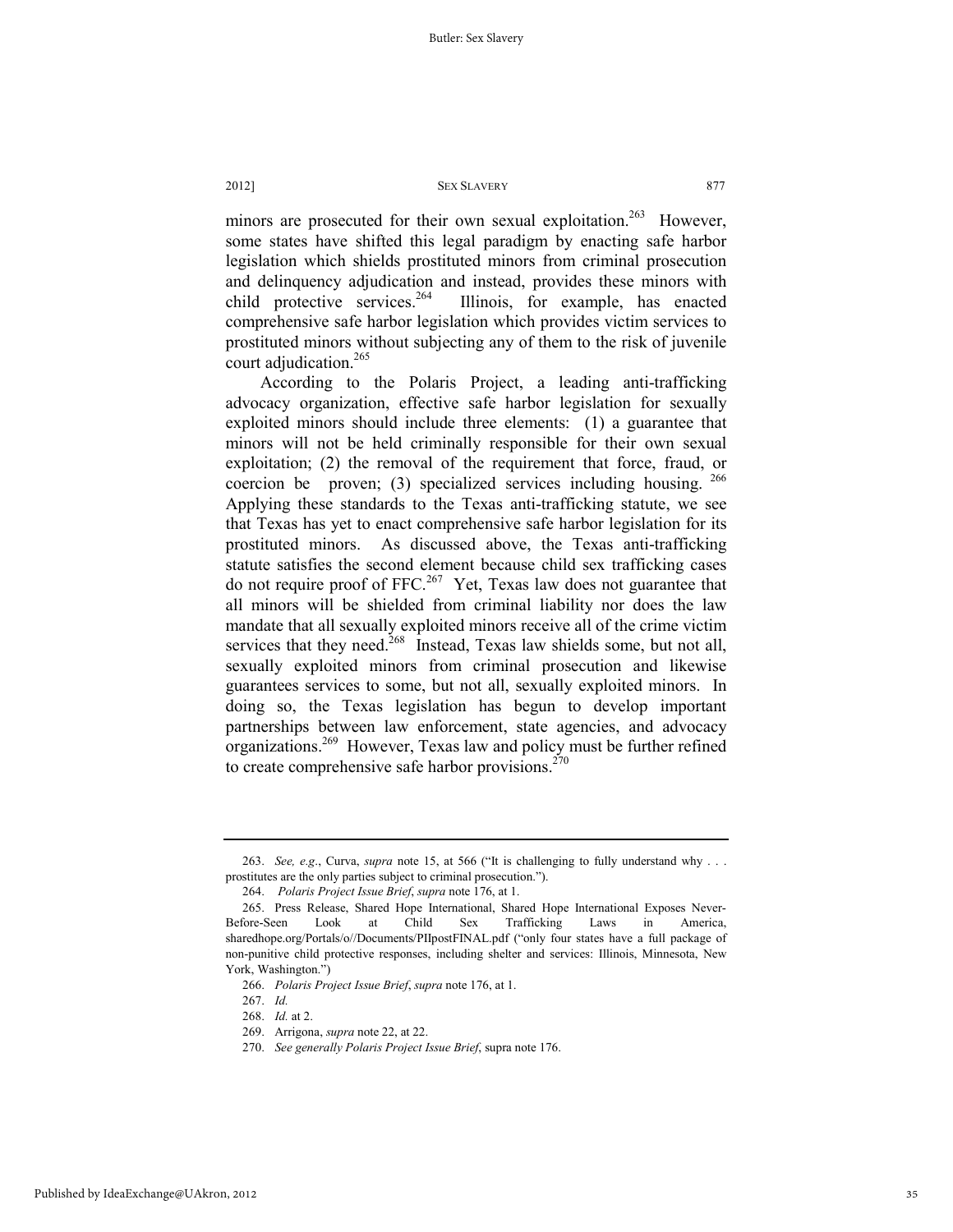minors are prosecuted for their own sexual exploitation.[263] However, some states have shifted this legal paradigm by enacting safe harbor legislation which shields prostituted minors from criminal prosecution and delinquency adjudication and instead, provides these minors with child protective services.[264] Illinois, for example, has enacted comprehensive safe harbor legislation which provides victim services to prostituted minors without subjecting any of them to the risk of juvenile court adjudication.[265]

According to the Polaris Project, a leading anti-trafficking advocacy organization, effective safe harbor legislation for sexually exploited minors should include three elements: (1) a guarantee that minors will not be held criminally responsible for their own sexual exploitation; (2) the removal of the requirement that force, fraud, or coercion be proven; (3) specialized services including housing.[266] Applying these standards to the Texas anti-trafficking statute, we see that Texas has yet to enact comprehensive safe harbor legislation for its prostituted minors. As discussed above, the Texas anti-trafficking statute satisfies the second element because child sex trafficking cases do not require proof of FFC.[267] Yet, Texas law does not guarantee that all minors will be shielded from criminal liability nor does the law mandate that all sexually exploited minors receive all of the crime victim services that they need.[268] Instead, Texas law shields some, but not all, sexually exploited minors from criminal prosecution and likewise guarantees services to some, but not all, sexually exploited minors. In doing so, the Texas legislation has begun to develop important partnerships between law enforcement, state agencies, and advocacy organizations.[269] However, Texas law and policy must be further refined to create comprehensive safe harbor provisions.[270]

---

263. *See, e.g.*, Curva, *supra* note 15, at 566 ("It is challenging to fully understand why . . . prostitutes are the only parties subject to criminal prosecution.").

264. *Polaris Project Issue Brief*, *supra* note 176, at 1.

265. Press Release, Shared Hope International, Shared Hope International Exposes Never-Before-Seen Look at Child Sex Trafficking Laws in America, sharedhope.org/Portals/o//Documents/PIIpostFINAL.pdf ("only four states have a full package of non-punitive child protective responses, including shelter and services: Illinois, Minnesota, New York, Washington.")

266. *Polaris Project Issue Brief*, *supra* note 176, at 1.

267. *Id.*

268. *Id.* at 2.

269. Arrigona, *supra* note 22, at 22.

270. *See generally Polaris Project Issue Brief*, supra note 176.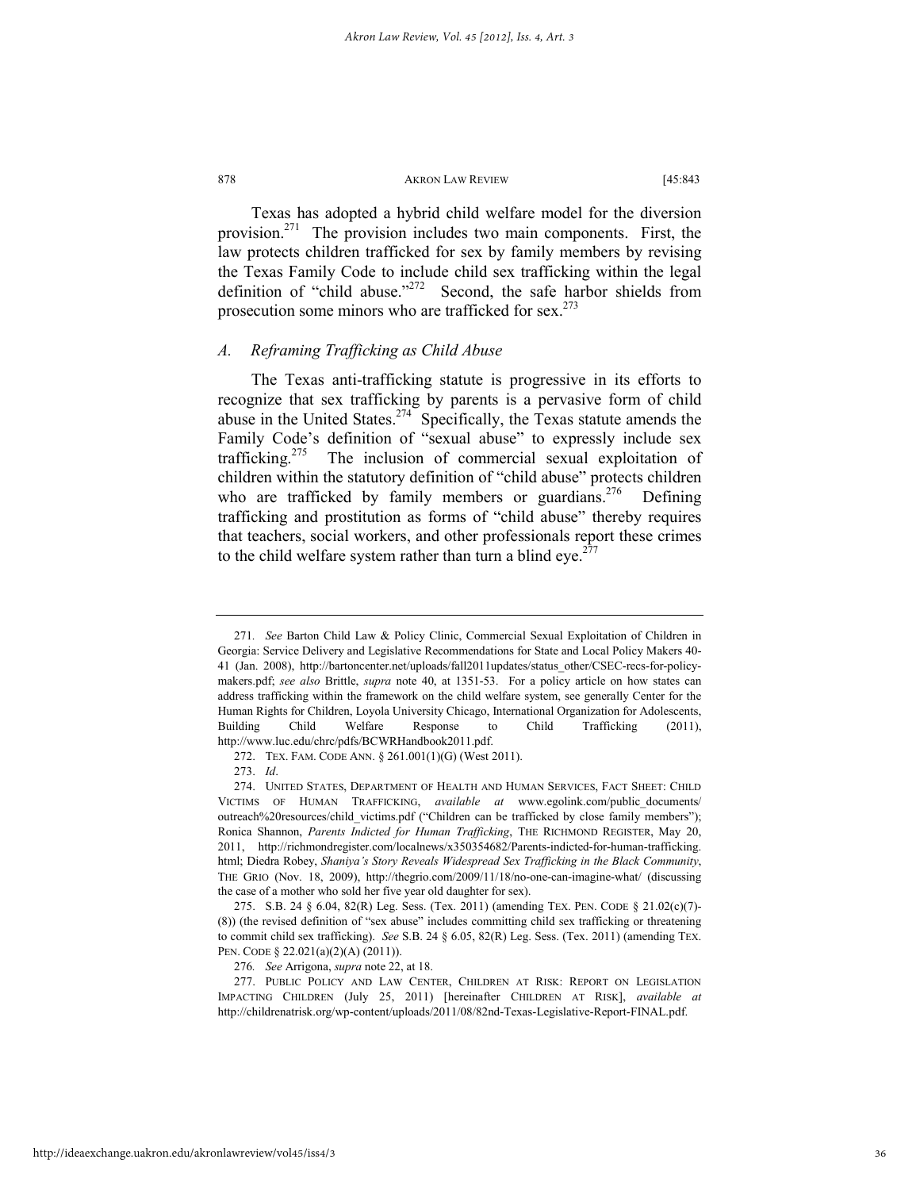Texas has adopted a hybrid child welfare model for the diversion provision.[271] The provision includes two main components. First, the law protects children trafficked for sex by family members by revising the Texas Family Code to include child sex trafficking within the legal definition of "child abuse."[272] Second, the safe harbor shields from prosecution some minors who are trafficked for sex.[273]

### *A. Reframing Trafficking as Child Abuse*

The Texas anti-trafficking statute is progressive in its efforts to recognize that sex trafficking by parents is a pervasive form of child abuse in the United States.[274] Specifically, the Texas statute amends the Family Code's definition of "sexual abuse" to expressly include sex trafficking.[275] The inclusion of commercial sexual exploitation of children within the statutory definition of "child abuse" protects children who are trafficked by family members or guardians.[276] Defining trafficking and prostitution as forms of "child abuse" thereby requires that teachers, social workers, and other professionals report these crimes to the child welfare system rather than turn a blind eye.[277]

---

271. *See* Barton Child Law & Policy Clinic, Commercial Sexual Exploitation of Children in Georgia: Service Delivery and Legislative Recommendations for State and Local Policy Makers 40-41 (Jan. 2008), http://bartoncenter.net/uploads/fall2011updates/status_other/CSEC-recs-for-policy-makers.pdf; *see also* Brittle, *supra* note 40, at 1351-53. For a policy article on how states can address trafficking within the framework on the child welfare system, see generally Center for the Human Rights for Children, Loyola University Chicago, International Organization for Adolescents, Building Child Welfare Response to Child Trafficking (2011), http://www.luc.edu/chrc/pdfs/BCWRHandbook2011.pdf.

272. TEX. FAM. CODE ANN. § 261.001(1)(G) (West 2011).

273. *Id*.

274. UNITED STATES, DEPARTMENT OF HEALTH AND HUMAN SERVICES, FACT SHEET: CHILD VICTIMS OF HUMAN TRAFFICKING, *available at* www.egolink.com/public_documents/outreach%20resources/child_victims.pdf ("Children can be trafficked by close family members"); Ronica Shannon, *Parents Indicted for Human Trafficking*, THE RICHMOND REGISTER, May 20, 2011, http://richmondregister.com/localnews/x350354682/Parents-indicted-for-human-trafficking.html; Diedra Robey, *Shaniya's Story Reveals Widespread Sex Trafficking in the Black Community*, THE GRIO (Nov. 18, 2009), http://thegrio.com/2009/11/18/no-one-can-imagine-what/ (discussing the case of a mother who sold her five year old daughter for sex).

275. S.B. 24 § 6.04, 82(R) Leg. Sess. (Tex. 2011) (amending TEX. PEN. CODE § 21.02(c)(7)-(8)) (the revised definition of "sex abuse" includes committing child sex trafficking or threatening to commit child sex trafficking). *See* S.B. 24 § 6.05, 82(R) Leg. Sess. (Tex. 2011) (amending TEX. PEN. CODE § 22.021(a)(2)(A) (2011)).

276. *See* Arrigona, *supra* note 22, at 18.

277. PUBLIC POLICY AND LAW CENTER, CHILDREN AT RISK: REPORT ON LEGISLATION IMPACTING CHILDREN (July 25, 2011) [hereinafter CHILDREN AT RISK], *available at* http://childrenatrisk.org/wp-content/uploads/2011/08/82nd-Texas-Legislative-Report-FINAL.pdf.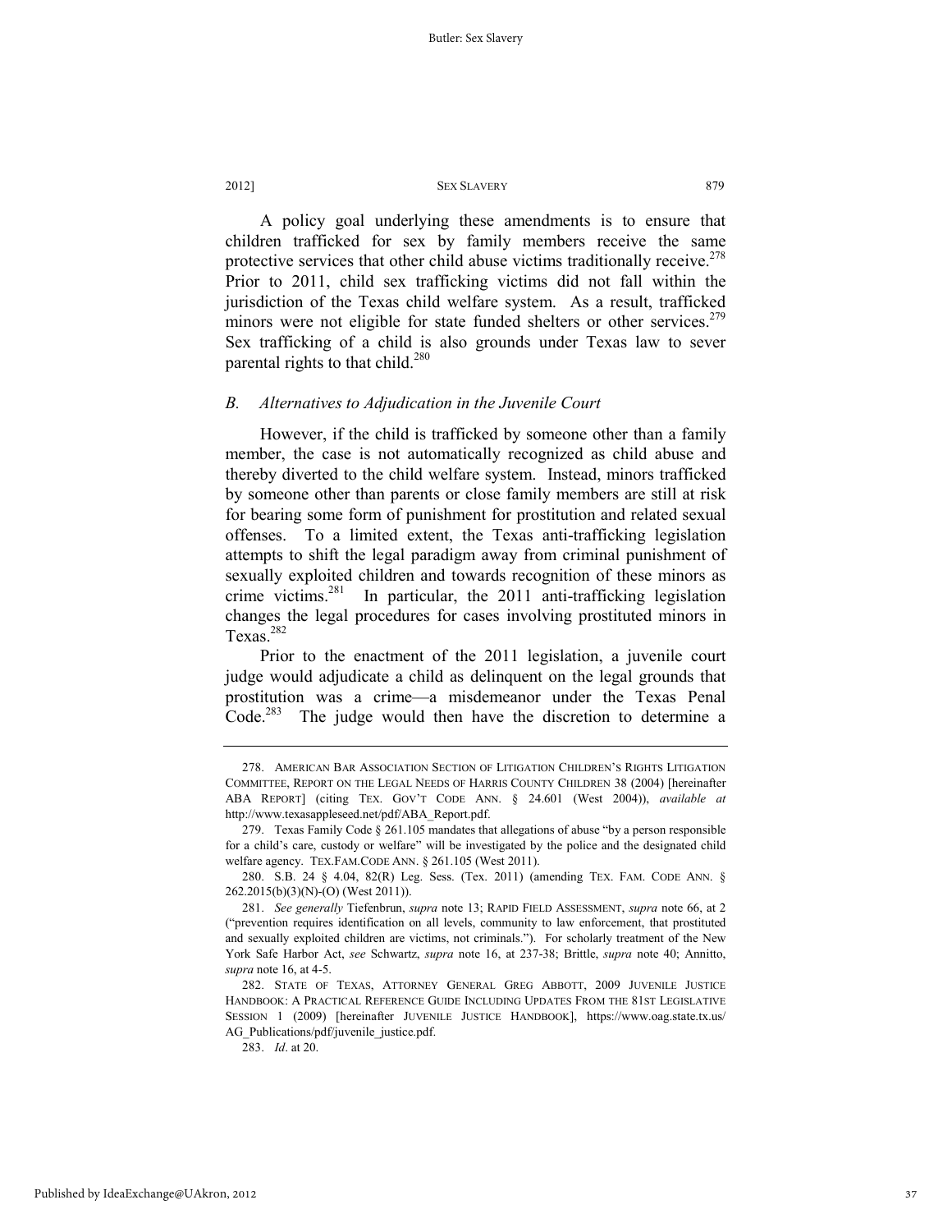A policy goal underlying these amendments is to ensure that children trafficked for sex by family members receive the same protective services that other child abuse victims traditionally receive.[278] Prior to 2011, child sex trafficking victims did not fall within the jurisdiction of the Texas child welfare system. As a result, trafficked minors were not eligible for state funded shelters or other services.[279] Sex trafficking of a child is also grounds under Texas law to sever parental rights to that child.[280]

### B. *Alternatives to Adjudication in the Juvenile Court*

However, if the child is trafficked by someone other than a family member, the case is not automatically recognized as child abuse and thereby diverted to the child welfare system. Instead, minors trafficked by someone other than parents or close family members are still at risk for bearing some form of punishment for prostitution and related sexual offenses. To a limited extent, the Texas anti-trafficking legislation attempts to shift the legal paradigm away from criminal punishment of sexually exploited children and towards recognition of these minors as crime victims.[281] In particular, the 2011 anti-trafficking legislation changes the legal procedures for cases involving prostituted minors in Texas.[282]

Prior to the enactment of the 2011 legislation, a juvenile court judge would adjudicate a child as delinquent on the legal grounds that prostitution was a crime—a misdemeanor under the Texas Penal Code.[283] The judge would then have the discretion to determine a

---

278. AMERICAN BAR ASSOCIATION SECTION OF LITIGATION CHILDREN'S RIGHTS LITIGATION COMMITTEE, REPORT ON THE LEGAL NEEDS OF HARRIS COUNTY CHILDREN 38 (2004) [hereinafter ABA REPORT] (citing TEX. GOV'T CODE ANN. § 24.601 (West 2004)), *available at* http://www.texasappleseed.net/pdf/ABA_Report.pdf.

279. Texas Family Code § 261.105 mandates that allegations of abuse "by a person responsible for a child's care, custody or welfare" will be investigated by the police and the designated child welfare agency. TEX.FAM.CODE ANN. § 261.105 (West 2011).

280. S.B. 24 § 4.04, 82(R) Leg. Sess. (Tex. 2011) (amending TEX. FAM. CODE ANN. § 262.2015(b)(3)(N)-(O) (West 2011)).

281. *See generally* Tiefenbrun, *supra* note 13; RAPID FIELD ASSESSMENT, *supra* note 66, at 2 ("prevention requires identification on all levels, community to law enforcement, that prostituted and sexually exploited children are victims, not criminals."). For scholarly treatment of the New York Safe Harbor Act, *see* Schwartz, *supra* note 16, at 237-38; Brittle, *supra* note 40; Annitto, *supra* note 16, at 4-5.

282. STATE OF TEXAS, ATTORNEY GENERAL GREG ABBOTT, 2009 JUVENILE JUSTICE HANDBOOK: A PRACTICAL REFERENCE GUIDE INCLUDING UPDATES FROM THE 81ST LEGISLATIVE SESSION 1 (2009) [hereinafter JUVENILE JUSTICE HANDBOOK], https://www.oag.state.tx.us/AG_Publications/pdf/juvenile_justice.pdf.

283. *Id*. at 20.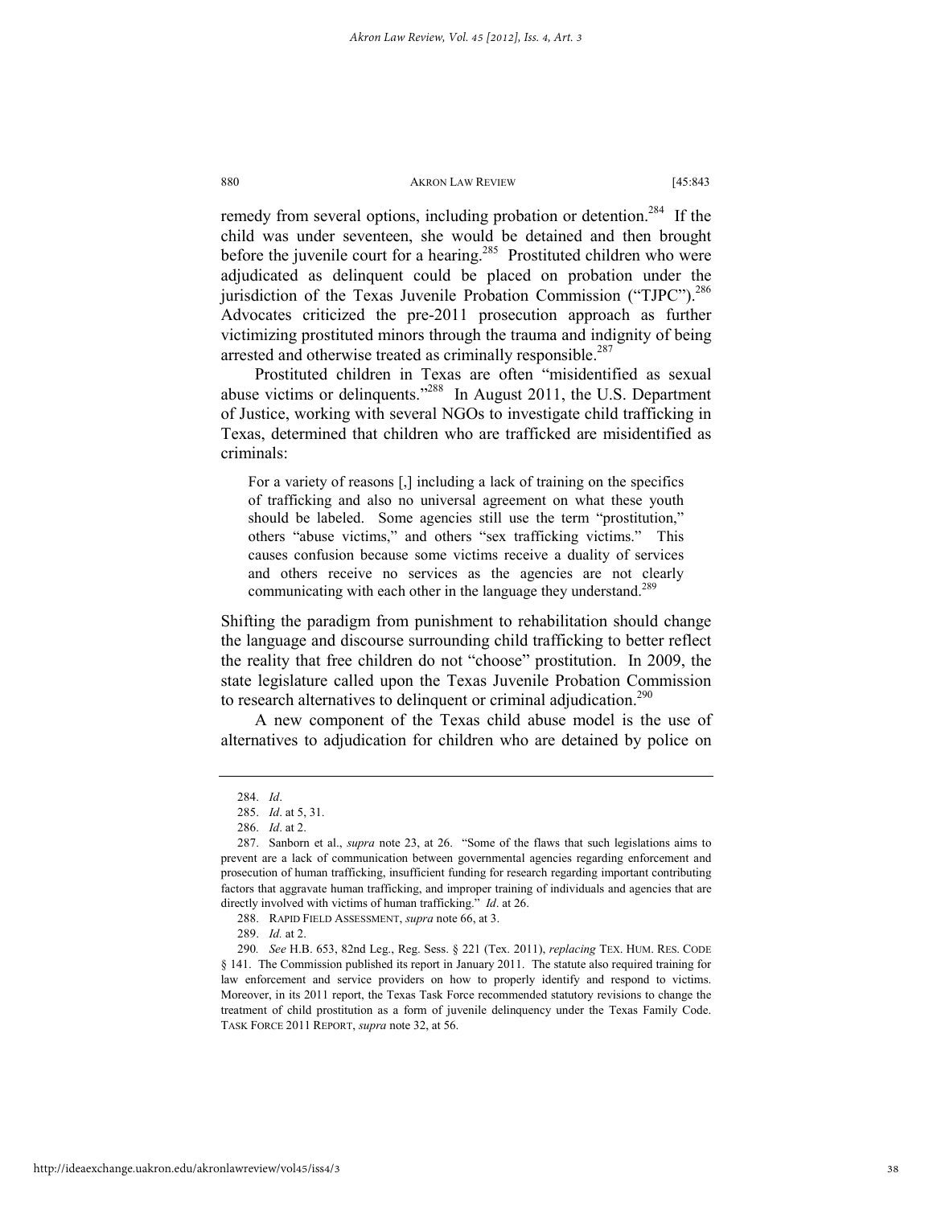remedy from several options, including probation or detention.[284] If the child was under seventeen, she would be detained and then brought before the juvenile court for a hearing.[285] Prostituted children who were adjudicated as delinquent could be placed on probation under the jurisdiction of the Texas Juvenile Probation Commission ("TJPC").[286] Advocates criticized the pre-2011 prosecution approach as further victimizing prostituted minors through the trauma and indignity of being arrested and otherwise treated as criminally responsible.[287]

Prostituted children in Texas are often "misidentified as sexual abuse victims or delinquents."[288] In August 2011, the U.S. Department of Justice, working with several NGOs to investigate child trafficking in Texas, determined that children who are trafficked are misidentified as criminals:

> For a variety of reasons [,] including a lack of training on the specifics of trafficking and also no universal agreement on what these youth should be labeled. Some agencies still use the term "prostitution," others "abuse victims," and others "sex trafficking victims." This causes confusion because some victims receive a duality of services and others receive no services as the agencies are not clearly communicating with each other in the language they understand.[289]

Shifting the paradigm from punishment to rehabilitation should change the language and discourse surrounding child trafficking to better reflect the reality that free children do not "choose" prostitution. In 2009, the state legislature called upon the Texas Juvenile Probation Commission to research alternatives to delinquent or criminal adjudication.[290]

A new component of the Texas child abuse model is the use of alternatives to adjudication for children who are detained by police on

---

284. *Id*.

285. *Id*. at 5, 31.

286. *Id*. at 2.

287. Sanborn et al., *supra* note 23, at 26. "Some of the flaws that such legislations aims to prevent are a lack of communication between governmental agencies regarding enforcement and prosecution of human trafficking, insufficient funding for research regarding important contributing factors that aggravate human trafficking, and improper training of individuals and agencies that are directly involved with victims of human trafficking." *Id*. at 26.

288. RAPID FIELD ASSESSMENT, *supra* note 66, at 3.

289. *Id.* at 2.

290. *See* H.B. 653, 82nd Leg., Reg. Sess. § 221 (Tex. 2011), *replacing* TEX. HUM. RES. CODE § 141. The Commission published its report in January 2011. The statute also required training for law enforcement and service providers on how to properly identify and respond to victims. Moreover, in its 2011 report, the Texas Task Force recommended statutory revisions to change the treatment of child prostitution as a form of juvenile delinquency under the Texas Family Code. TASK FORCE 2011 REPORT, *supra* note 32, at 56.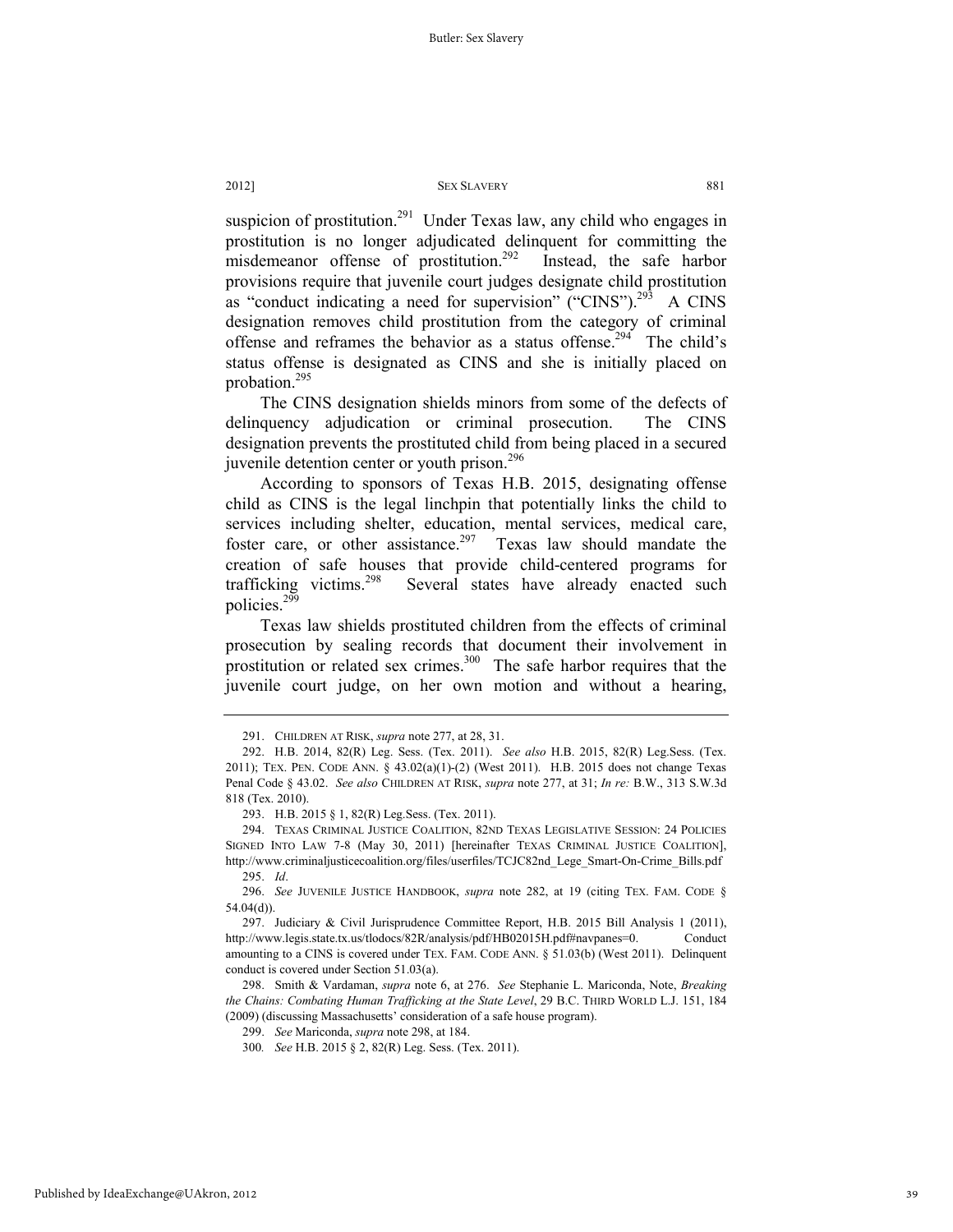suspicion of prostitution.[291] Under Texas law, any child who engages in prostitution is no longer adjudicated delinquent for committing the misdemeanor offense of prostitution.[292] Instead, the safe harbor provisions require that juvenile court judges designate child prostitution as "conduct indicating a need for supervision" ("CINS").[293] A CINS designation removes child prostitution from the category of criminal offense and reframes the behavior as a status offense.[294] The child's status offense is designated as CINS and she is initially placed on probation.[295]

The CINS designation shields minors from some of the defects of delinquency adjudication or criminal prosecution. The CINS designation prevents the prostituted child from being placed in a secured juvenile detention center or youth prison.[296]

According to sponsors of Texas H.B. 2015, designating offense child as CINS is the legal linchpin that potentially links the child to services including shelter, education, mental services, medical care, foster care, or other assistance.[297] Texas law should mandate the creation of safe houses that provide child-centered programs for trafficking victims.[298] Several states have already enacted such policies.[299]

Texas law shields prostituted children from the effects of criminal prosecution by sealing records that document their involvement in prostitution or related sex crimes.[300] The safe harbor requires that the juvenile court judge, on her own motion and without a hearing,

---

291. CHILDREN AT RISK, *supra* note 277, at 28, 31.

292. H.B. 2014, 82(R) Leg. Sess. (Tex. 2011). *See also* H.B. 2015, 82(R) Leg.Sess. (Tex. 2011); TEX. PEN. CODE ANN. § 43.02(a)(1)-(2) (West 2011). H.B. 2015 does not change Texas Penal Code § 43.02. *See also* CHILDREN AT RISK, *supra* note 277, at 31; *In re:* B.W., 313 S.W.3d 818 (Tex. 2010).

293. H.B. 2015 § 1, 82(R) Leg.Sess. (Tex. 2011).

294. TEXAS CRIMINAL JUSTICE COALITION, 82ND TEXAS LEGISLATIVE SESSION: 24 POLICIES SIGNED INTO LAW 7-8 (May 30, 2011) [hereinafter TEXAS CRIMINAL JUSTICE COALITION], http://www.criminaljusticecoalition.org/files/userfiles/TCJC82nd_Lege_Smart-On-Crime_Bills.pdf

295. *Id*.

296. *See* JUVENILE JUSTICE HANDBOOK, *supra* note 282, at 19 (citing TEX. FAM. CODE § 54.04(d)).

297. Judiciary & Civil Jurisprudence Committee Report, H.B. 2015 Bill Analysis 1 (2011), http://www.legis.state.tx.us/tlodocs/82R/analysis/pdf/HB02015H.pdf#navpanes=0. Conduct amounting to a CINS is covered under TEX. FAM. CODE ANN. § 51.03(b) (West 2011). Delinquent conduct is covered under Section 51.03(a).

298. Smith & Vardaman, *supra* note 6, at 276. *See* Stephanie L. Mariconda, Note, *Breaking the Chains: Combating Human Trafficking at the State Level*, 29 B.C. THIRD WORLD L.J. 151, 184 (2009) (discussing Massachusetts' consideration of a safe house program).

299. *See* Mariconda, *supra* note 298, at 184.

300. *See* H.B. 2015 § 2, 82(R) Leg. Sess. (Tex. 2011).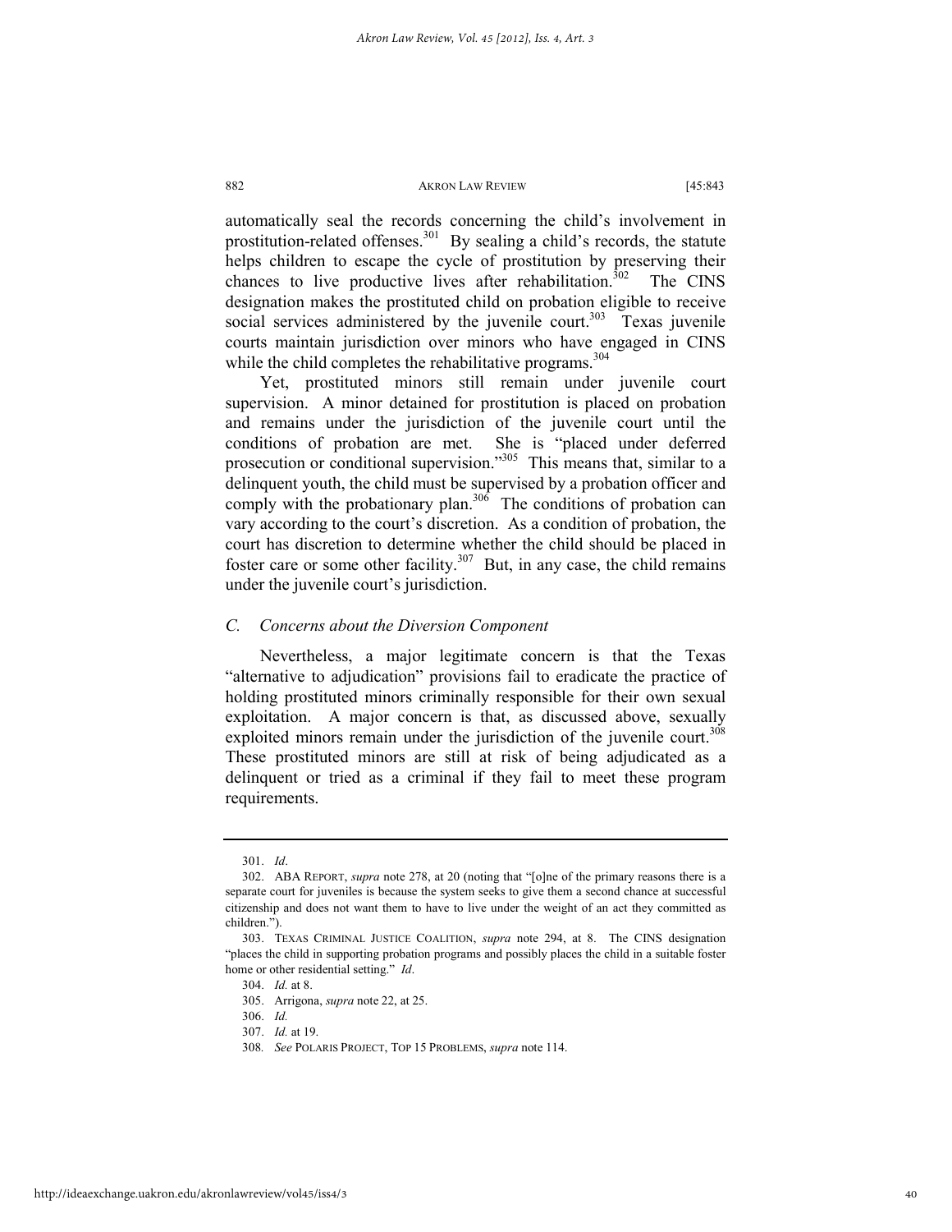automatically seal the records concerning the child's involvement in prostitution-related offenses.[301] By sealing a child's records, the statute helps children to escape the cycle of prostitution by preserving their chances to live productive lives after rehabilitation.[302] The CINS designation makes the prostituted child on probation eligible to receive social services administered by the juvenile court.[303] Texas juvenile courts maintain jurisdiction over minors who have engaged in CINS while the child completes the rehabilitative programs.[304]

Yet, prostituted minors still remain under juvenile court supervision. A minor detained for prostitution is placed on probation and remains under the jurisdiction of the juvenile court until the conditions of probation are met. She is "placed under deferred prosecution or conditional supervision."[305] This means that, similar to a delinquent youth, the child must be supervised by a probation officer and comply with the probationary plan.[306] The conditions of probation can vary according to the court's discretion. As a condition of probation, the court has discretion to determine whether the child should be placed in foster care or some other facility.[307] But, in any case, the child remains under the juvenile court's jurisdiction.

### *C. Concerns about the Diversion Component*

Nevertheless, a major legitimate concern is that the Texas "alternative to adjudication" provisions fail to eradicate the practice of holding prostituted minors criminally responsible for their own sexual exploitation. A major concern is that, as discussed above, sexually exploited minors remain under the jurisdiction of the juvenile court.[308] These prostituted minors are still at risk of being adjudicated as a delinquent or tried as a criminal if they fail to meet these program requirements.

---

301. *Id*.

302. ABA REPORT, *supra* note 278, at 20 (noting that "[o]ne of the primary reasons there is a separate court for juveniles is because the system seeks to give them a second chance at successful citizenship and does not want them to have to live under the weight of an act they committed as children.").

303. TEXAS CRIMINAL JUSTICE COALITION, *supra* note 294, at 8. The CINS designation "places the child in supporting probation programs and possibly places the child in a suitable foster home or other residential setting." *Id*.

304. *Id.* at 8.

305. Arrigona, *supra* note 22, at 25.

306. *Id.*

307. *Id.* at 19.

308. *See* POLARIS PROJECT, TOP 15 PROBLEMS, *supra* note 114.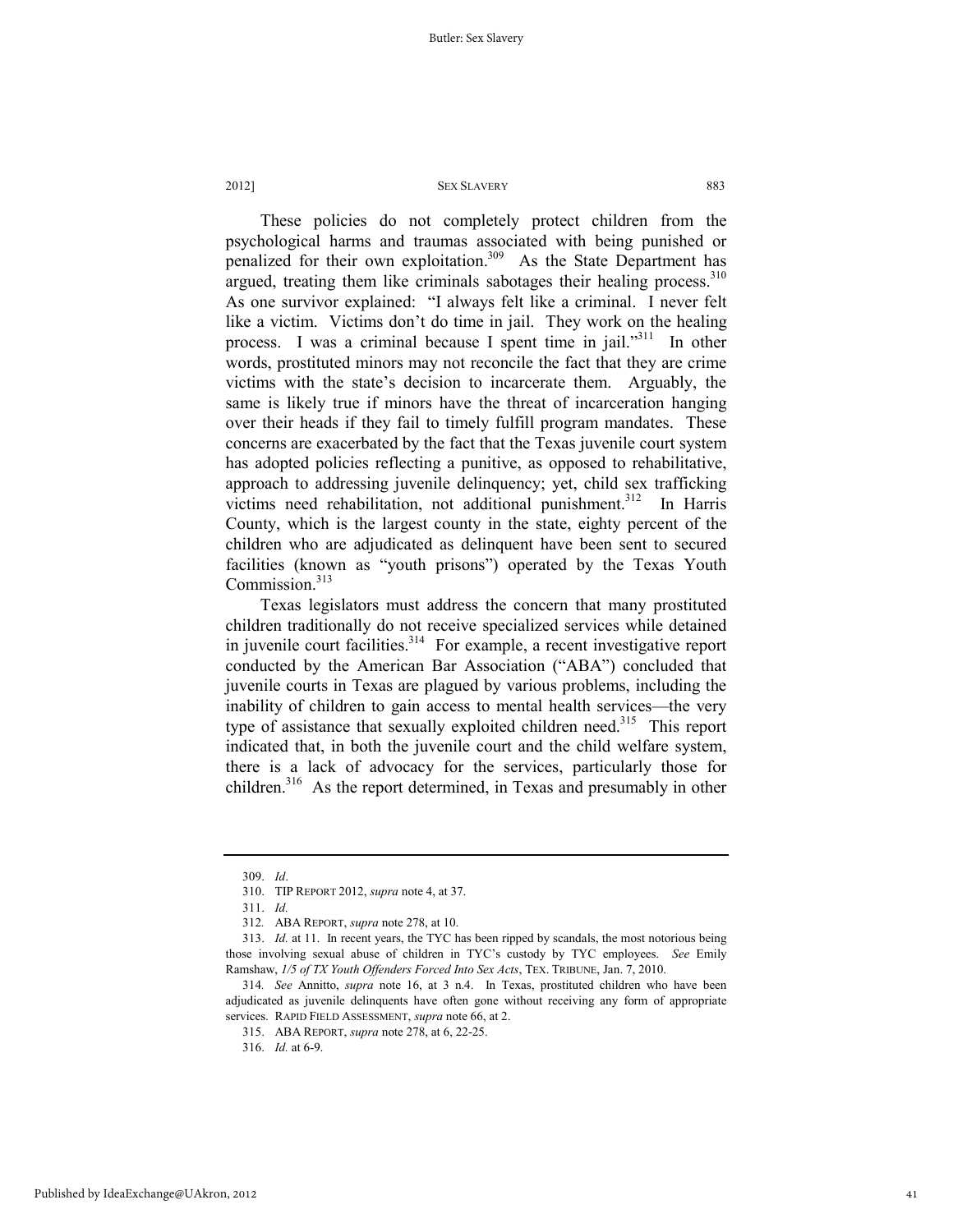These policies do not completely protect children from the psychological harms and traumas associated with being punished or penalized for their own exploitation.[309] As the State Department has argued, treating them like criminals sabotages their healing process.[310] As one survivor explained: "I always felt like a criminal. I never felt like a victim. Victims don't do time in jail. They work on the healing process. I was a criminal because I spent time in jail."[311] In other words, prostituted minors may not reconcile the fact that they are crime victims with the state's decision to incarcerate them. Arguably, the same is likely true if minors have the threat of incarceration hanging over their heads if they fail to timely fulfill program mandates. These concerns are exacerbated by the fact that the Texas juvenile court system has adopted policies reflecting a punitive, as opposed to rehabilitative, approach to addressing juvenile delinquency; yet, child sex trafficking victims need rehabilitation, not additional punishment.[312] In Harris County, which is the largest county in the state, eighty percent of the children who are adjudicated as delinquent have been sent to secured facilities (known as "youth prisons") operated by the Texas Youth Commission.[313]

Texas legislators must address the concern that many prostituted children traditionally do not receive specialized services while detained in juvenile court facilities.[314] For example, a recent investigative report conducted by the American Bar Association ("ABA") concluded that juvenile courts in Texas are plagued by various problems, including the inability of children to gain access to mental health services—the very type of assistance that sexually exploited children need.[315] This report indicated that, in both the juvenile court and the child welfare system, there is a lack of advocacy for the services, particularly those for children.[316] As the report determined, in Texas and presumably in other

---

309. *Id*.

310. TIP REPORT 2012, *supra* note 4, at 37.

311. *Id.*

312. ABA REPORT, *supra* note 278, at 10.

313. *Id.* at 11. In recent years, the TYC has been ripped by scandals, the most notorious being those involving sexual abuse of children in TYC's custody by TYC employees. *See* Emily Ramshaw, *1/5 of TX Youth Offenders Forced Into Sex Acts*, TEX. TRIBUNE, Jan. 7, 2010.

314. *See* Annitto, *supra* note 16, at 3 n.4. In Texas, prostituted children who have been adjudicated as juvenile delinquents have often gone without receiving any form of appropriate services. RAPID FIELD ASSESSMENT, *supra* note 66, at 2.

315. ABA REPORT, *supra* note 278, at 6, 22-25.

316. *Id.* at 6-9.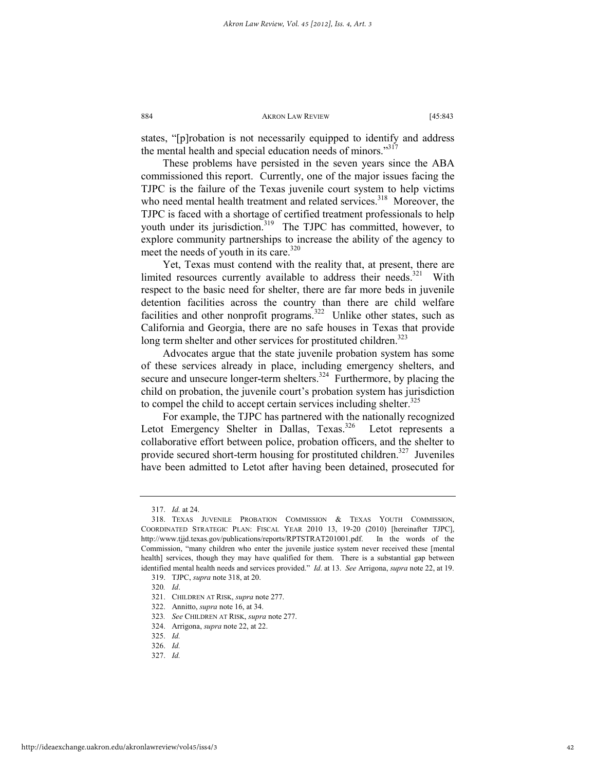states, "[p]robation is not necessarily equipped to identify and address the mental health and special education needs of minors."[317]

These problems have persisted in the seven years since the ABA commissioned this report. Currently, one of the major issues facing the TJPC is the failure of the Texas juvenile court system to help victims who need mental health treatment and related services.[318] Moreover, the TJPC is faced with a shortage of certified treatment professionals to help youth under its jurisdiction.[319] The TJPC has committed, however, to explore community partnerships to increase the ability of the agency to meet the needs of youth in its care.[320]

Yet, Texas must contend with the reality that, at present, there are limited resources currently available to address their needs.[321] With respect to the basic need for shelter, there are far more beds in juvenile detention facilities across the country than there are child welfare facilities and other nonprofit programs.[322] Unlike other states, such as California and Georgia, there are no safe houses in Texas that provide long term shelter and other services for prostituted children.[323]

Advocates argue that the state juvenile probation system has some of these services already in place, including emergency shelters, and secure and unsecure longer-term shelters.[324] Furthermore, by placing the child on probation, the juvenile court's probation system has jurisdiction to compel the child to accept certain services including shelter.[325]

For example, the TJPC has partnered with the nationally recognized Letot Emergency Shelter in Dallas, Texas.[326] Letot represents a collaborative effort between police, probation officers, and the shelter to provide secured short-term housing for prostituted children.[327] Juveniles have been admitted to Letot after having been detained, prosecuted for

---

317. *Id.* at 24.

318. TEXAS JUVENILE PROBATION COMMISSION & TEXAS YOUTH COMMISSION, COORDINATED STRATEGIC PLAN: FISCAL YEAR 2010 13, 19-20 (2010) [hereinafter TJPC], http://www.tjjd.texas.gov/publications/reports/RPTSTRAT201001.pdf. In the words of the Commission, "many children who enter the juvenile justice system never received these [mental health] services, though they may have qualified for them. There is a substantial gap between identified mental health needs and services provided." *Id*. at 13. *See* Arrigona, *supra* note 22, at 19.

319. TJPC, *supra* note 318, at 20.

320. *Id*.

321. CHILDREN AT RISK, *supra* note 277.

322. Annitto, *supra* note 16, at 34.

323. *See* CHILDREN AT RISK, *supra* note 277.

324. Arrigona, *supra* note 22, at 22.

325. *Id.*

326. *Id.*

327. *Id.*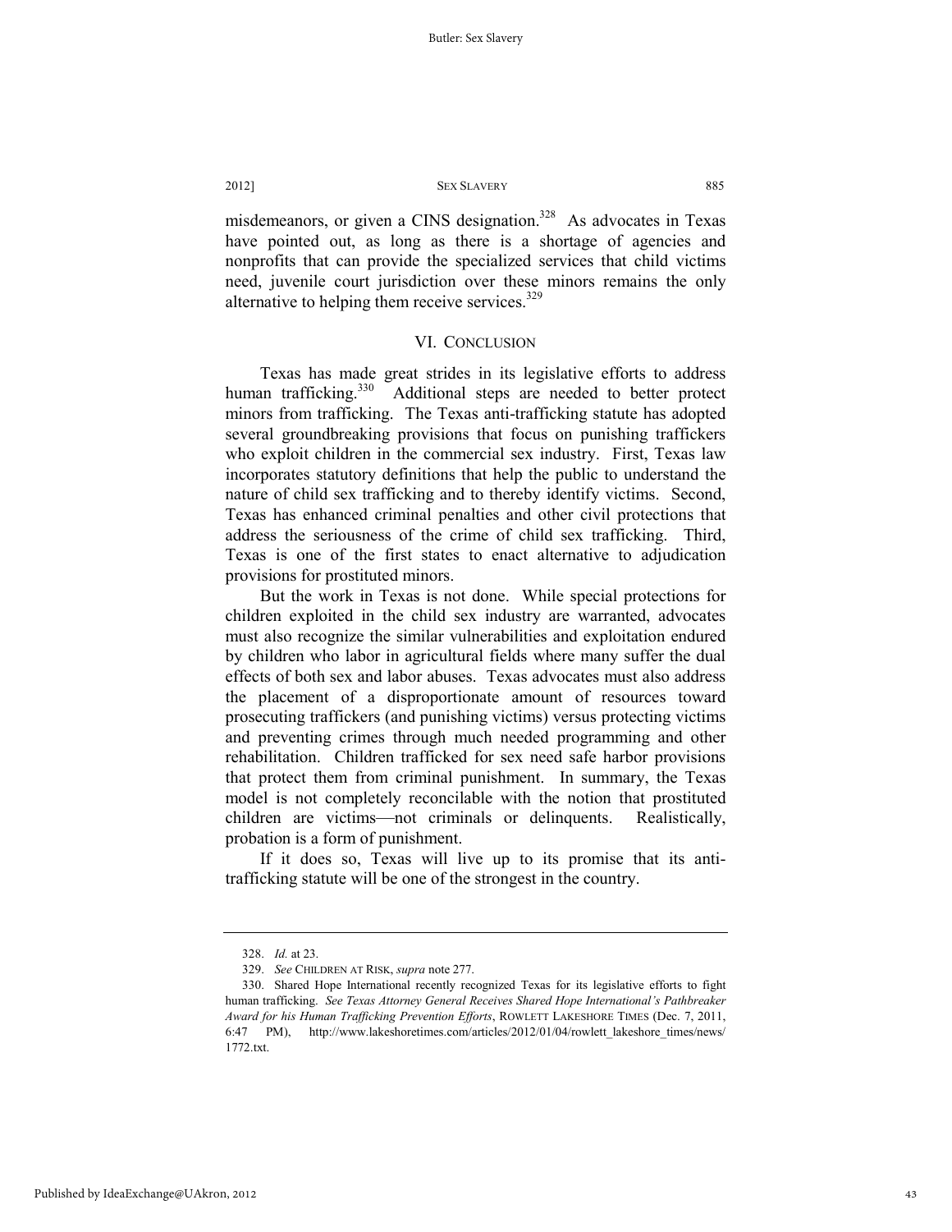misdemeanors, or given a CINS designation.[328] As advocates in Texas have pointed out, as long as there is a shortage of agencies and nonprofits that can provide the specialized services that child victims need, juvenile court jurisdiction over these minors remains the only alternative to helping them receive services.[329]

## VI. CONCLUSION

Texas has made great strides in its legislative efforts to address human trafficking.[330] Additional steps are needed to better protect minors from trafficking. The Texas anti-trafficking statute has adopted several groundbreaking provisions that focus on punishing traffickers who exploit children in the commercial sex industry. First, Texas law incorporates statutory definitions that help the public to understand the nature of child sex trafficking and to thereby identify victims. Second, Texas has enhanced criminal penalties and other civil protections that address the seriousness of the crime of child sex trafficking. Third, Texas is one of the first states to enact alternative to adjudication provisions for prostituted minors.

But the work in Texas is not done. While special protections for children exploited in the child sex industry are warranted, advocates must also recognize the similar vulnerabilities and exploitation endured by children who labor in agricultural fields where many suffer the dual effects of both sex and labor abuses. Texas advocates must also address the placement of a disproportionate amount of resources toward prosecuting traffickers (and punishing victims) versus protecting victims and preventing crimes through much needed programming and other rehabilitation. Children trafficked for sex need safe harbor provisions that protect them from criminal punishment. In summary, the Texas model is not completely reconcilable with the notion that prostituted children are victims—not criminals or delinquents. Realistically, probation is a form of punishment.

If it does so, Texas will live up to its promise that its anti-trafficking statute will be one of the strongest in the country.

---

328. *Id.* at 23.

329. *See* CHILDREN AT RISK, *supra* note 277.

330. Shared Hope International recently recognized Texas for its legislative efforts to fight human trafficking. *See Texas Attorney General Receives Shared Hope International's Pathbreaker Award for his Human Trafficking Prevention Efforts*, ROWLETT LAKESHORE TIMES (Dec. 7, 2011, 6:47 PM), http://www.lakeshoretimes.com/articles/2012/01/04/rowlett_lakeshore_times/news/1772.txt.